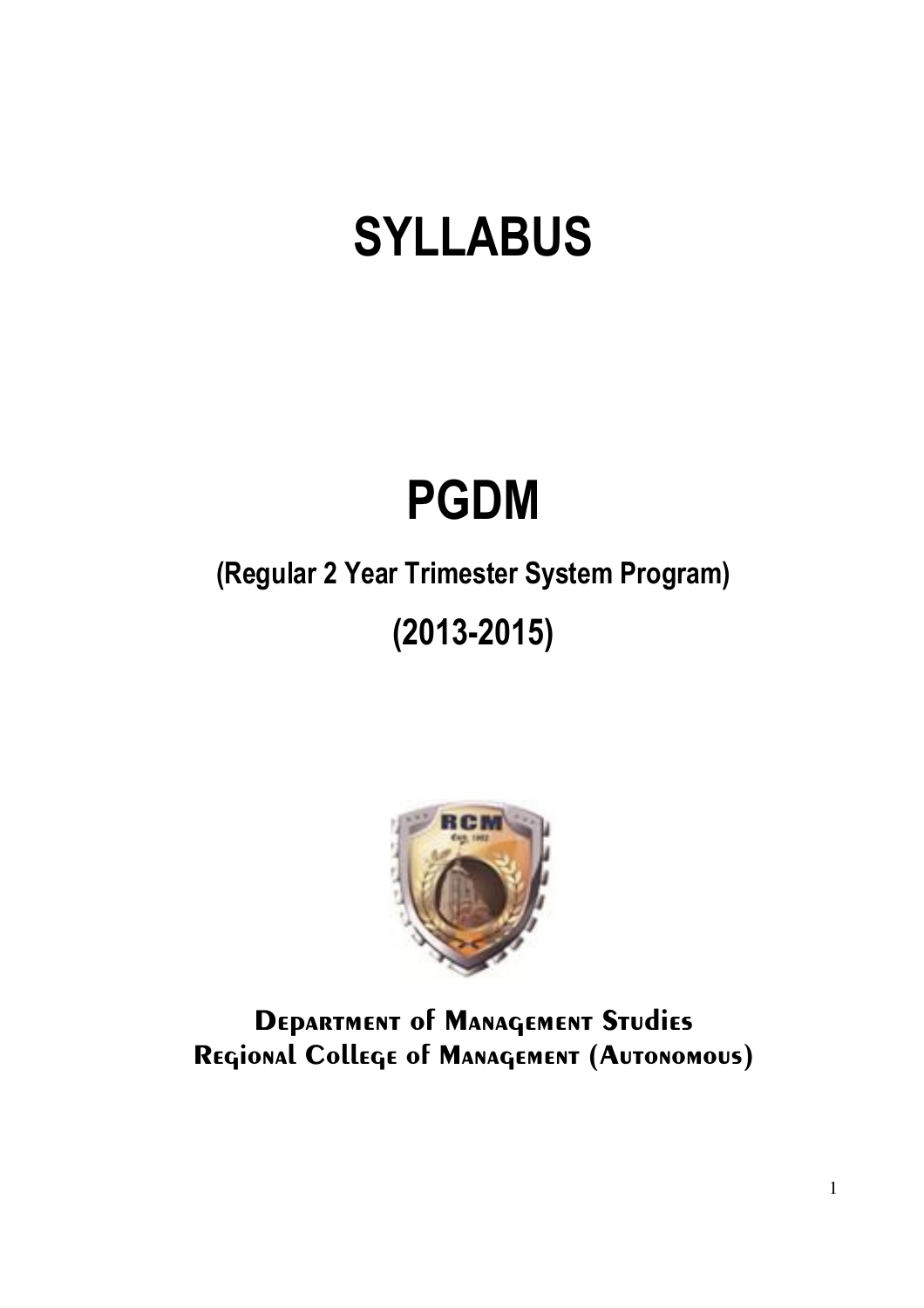# SYLLABUS

# PGDM

## (Regular 2 Year Trimester System Program)

## (2013-2015)

**Department of Management Studies**
**Regional College of Management (Autonomous)**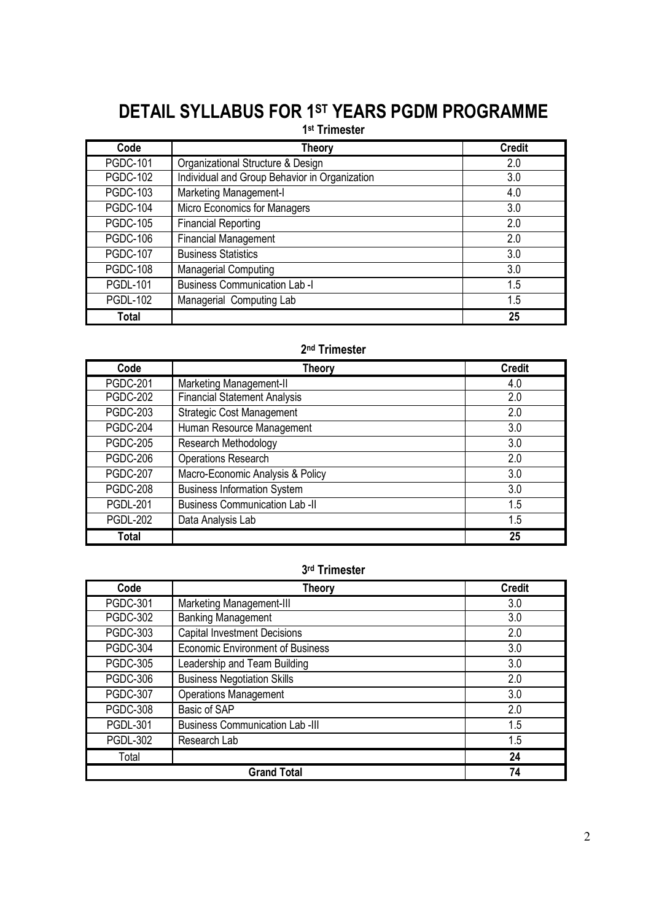# DETAIL SYLLABUS FOR 1ST YEARS PGDM PROGRAMME

### 1st Trimester

| Code | Theory | Credit |
|---|---|---|
| PGDC-101 | Organizational Structure & Design | 2.0 |
| PGDC-102 | Individual and Group Behavior in Organization | 3.0 |
| PGDC-103 | Marketing Management-I | 4.0 |
| PGDC-104 | Micro Economics for Managers | 3.0 |
| PGDC-105 | Financial Reporting | 2.0 |
| PGDC-106 | Financial Management | 2.0 |
| PGDC-107 | Business Statistics | 3.0 |
| PGDC-108 | Managerial Computing | 3.0 |
| PGDL-101 | Business Communication Lab -I | 1.5 |
| PGDL-102 | Managerial Computing Lab | 1.5 |
| **Total** | | **25** |

### 2nd Trimester

| Code | Theory | Credit |
|---|---|---|
| PGDC-201 | Marketing Management-II | 4.0 |
| PGDC-202 | Financial Statement Analysis | 2.0 |
| PGDC-203 | Strategic Cost Management | 2.0 |
| PGDC-204 | Human Resource Management | 3.0 |
| PGDC-205 | Research Methodology | 3.0 |
| PGDC-206 | Operations Research | 2.0 |
| PGDC-207 | Macro-Economic Analysis & Policy | 3.0 |
| PGDC-208 | Business Information System | 3.0 |
| PGDL-201 | Business Communication Lab -II | 1.5 |
| PGDL-202 | Data Analysis Lab | 1.5 |
| **Total** | | **25** |

### 3rd Trimester

| Code | Theory | Credit |
|---|---|---|
| PGDC-301 | Marketing Management-III | 3.0 |
| PGDC-302 | Banking Management | 3.0 |
| PGDC-303 | Capital Investment Decisions | 2.0 |
| PGDC-304 | Economic Environment of Business | 3.0 |
| PGDC-305 | Leadership and Team Building | 3.0 |
| PGDC-306 | Business Negotiation Skills | 2.0 |
| PGDC-307 | Operations Management | 3.0 |
| PGDC-308 | Basic of SAP | 2.0 |
| PGDL-301 | Business Communication Lab -III | 1.5 |
| PGDL-302 | Research Lab | 1.5 |
| Total | | **24** |
| **Grand Total** | | **74** |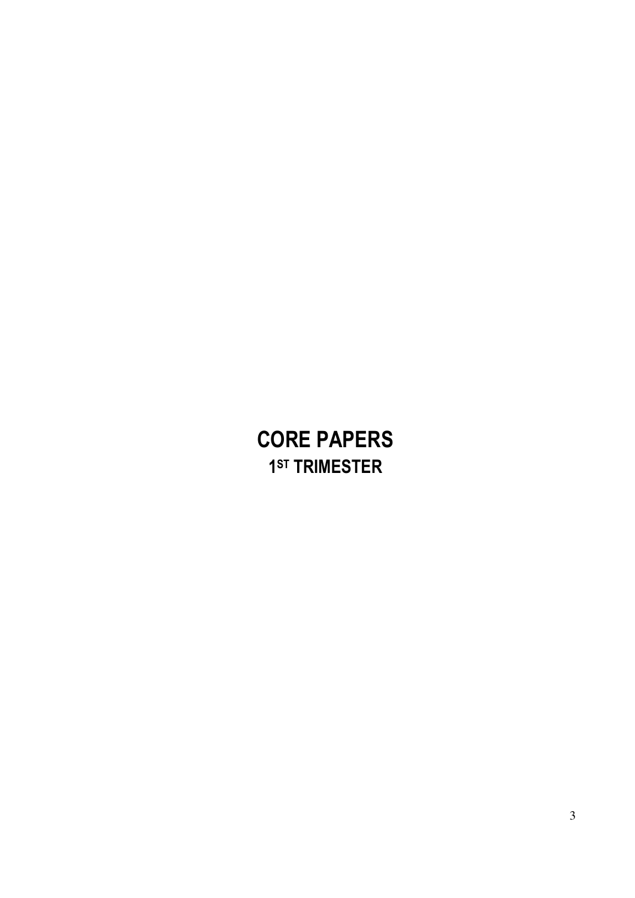# CORE PAPERS

## 1ST TRIMESTER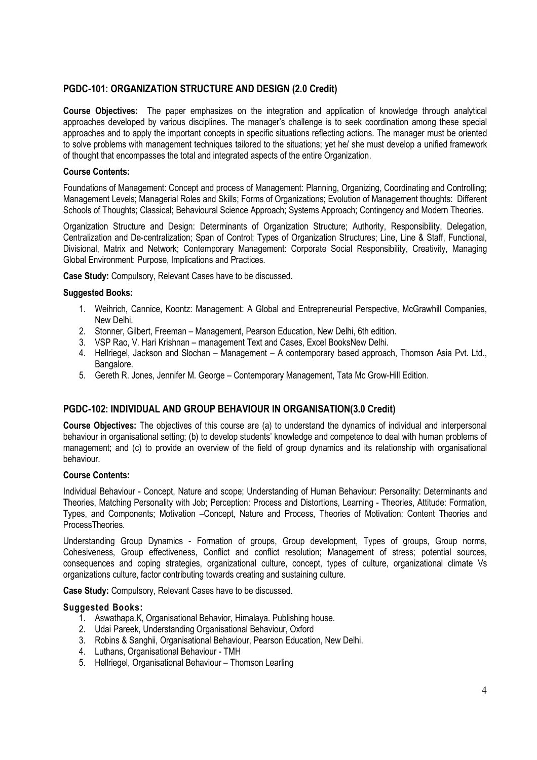## PGDC-101: ORGANIZATION STRUCTURE AND DESIGN (2.0 Credit)

**Course Objectives:** The paper emphasizes on the integration and application of knowledge through analytical approaches developed by various disciplines. The manager's challenge is to seek coordination among these special approaches and to apply the important concepts in specific situations reflecting actions. The manager must be oriented to solve problems with management techniques tailored to the situations; yet he/ she must develop a unified framework of thought that encompasses the total and integrated aspects of the entire Organization.

**Course Contents:**

Foundations of Management: Concept and process of Management: Planning, Organizing, Coordinating and Controlling; Management Levels; Managerial Roles and Skills; Forms of Organizations; Evolution of Management thoughts: Different Schools of Thoughts; Classical; Behavioural Science Approach; Systems Approach; Contingency and Modern Theories.

Organization Structure and Design: Determinants of Organization Structure; Authority, Responsibility, Delegation, Centralization and De-centralization; Span of Control; Types of Organization Structures; Line, Line & Staff, Functional, Divisional, Matrix and Network; Contemporary Management: Corporate Social Responsibility, Creativity, Managing Global Environment: Purpose, Implications and Practices.

**Case Study:** Compulsory, Relevant Cases have to be discussed.

**Suggested Books:**

1. Weihrich, Cannice, Koontz: Management: A Global and Entrepreneurial Perspective, McGrawhill Companies, New Delhi.
2. Stonner, Gilbert, Freeman – Management, Pearson Education, New Delhi, 6th edition.
3. VSP Rao, V. Hari Krishnan – management Text and Cases, Excel BooksNew Delhi.
4. Hellriegel, Jackson and Slochan – Management – A contemporary based approach, Thomson Asia Pvt. Ltd., Bangalore.
5. Gereth R. Jones, Jennifer M. George – Contemporary Management, Tata Mc Grow-Hill Edition.

## PGDC-102: INDIVIDUAL AND GROUP BEHAVIOUR IN ORGANISATION(3.0 Credit)

**Course Objectives:** The objectives of this course are (a) to understand the dynamics of individual and interpersonal behaviour in organisational setting; (b) to develop students' knowledge and competence to deal with human problems of management; and (c) to provide an overview of the field of group dynamics and its relationship with organisational behaviour.

**Course Contents:**

Individual Behaviour - Concept, Nature and scope; Understanding of Human Behaviour: Personality: Determinants and Theories, Matching Personality with Job; Perception: Process and Distortions, Learning - Theories, Attitude: Formation, Types, and Components; Motivation –Concept, Nature and Process, Theories of Motivation: Content Theories and ProcessTheories.

Understanding Group Dynamics - Formation of groups, Group development, Types of groups, Group norms, Cohesiveness, Group effectiveness, Conflict and conflict resolution; Management of stress; potential sources, consequences and coping strategies, organizational culture, concept, types of culture, organizational climate Vs organizations culture, factor contributing towards creating and sustaining culture.

**Case Study:** Compulsory, Relevant Cases have to be discussed.

**Suggested Books:**

1. Aswathapa.K, Organisational Behavior, Himalaya. Publishing house.
2. Udai Pareek, Understanding Organisational Behaviour, Oxford
3. Robins & Sanghii, Organisational Behaviour, Pearson Education, New Delhi.
4. Luthans, Organisational Behaviour - TMH
5. Hellriegel, Organisational Behaviour – Thomson Learling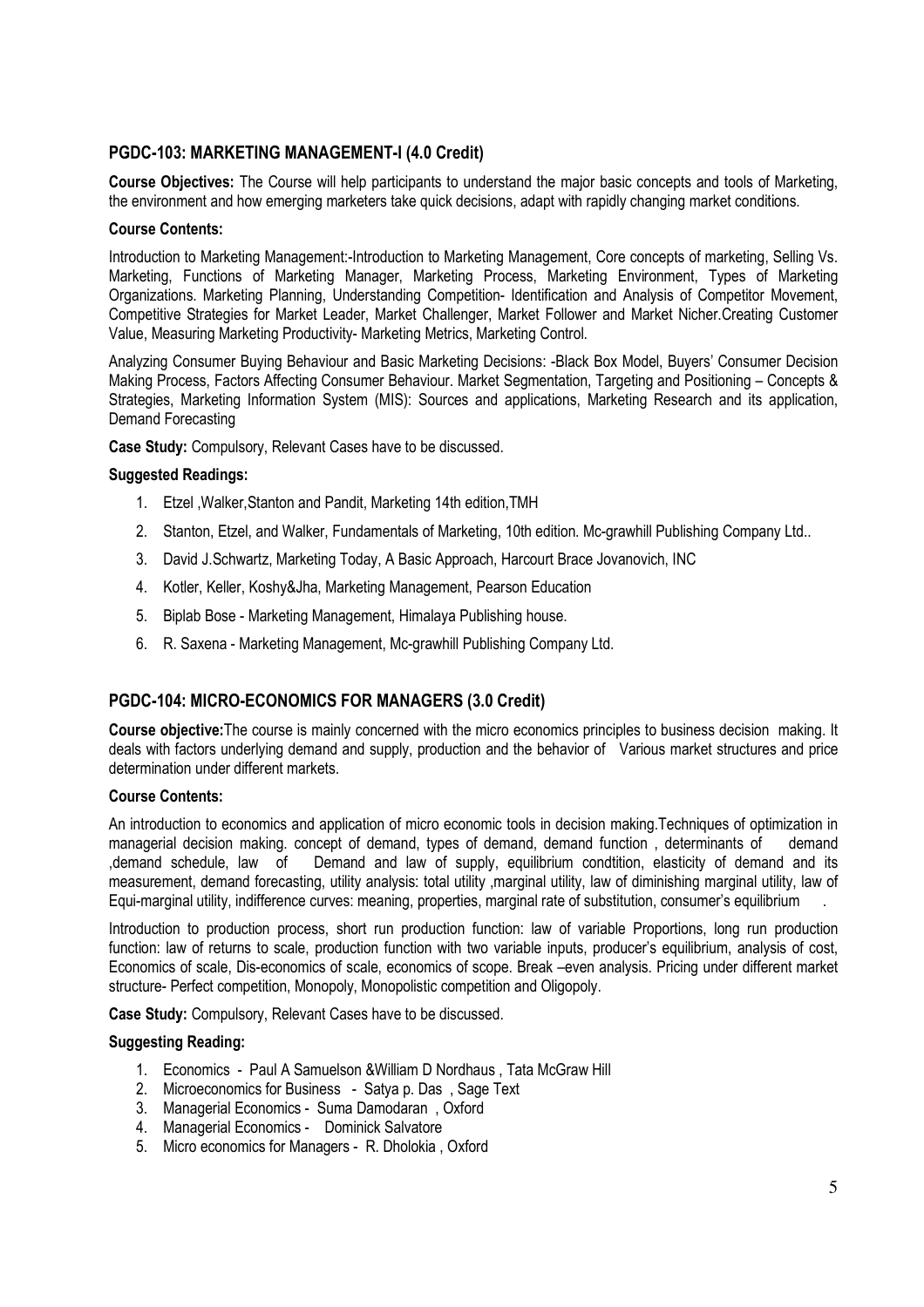## PGDC-103: MARKETING MANAGEMENT-I (4.0 Credit)

**Course Objectives:** The Course will help participants to understand the major basic concepts and tools of Marketing, the environment and how emerging marketers take quick decisions, adapt with rapidly changing market conditions.

**Course Contents:**

Introduction to Marketing Management:-Introduction to Marketing Management, Core concepts of marketing, Selling Vs. Marketing, Functions of Marketing Manager, Marketing Process, Marketing Environment, Types of Marketing Organizations. Marketing Planning, Understanding Competition- Identification and Analysis of Competitor Movement, Competitive Strategies for Market Leader, Market Challenger, Market Follower and Market Nicher.Creating Customer Value, Measuring Marketing Productivity- Marketing Metrics, Marketing Control.

Analyzing Consumer Buying Behaviour and Basic Marketing Decisions: -Black Box Model, Buyers' Consumer Decision Making Process, Factors Affecting Consumer Behaviour. Market Segmentation, Targeting and Positioning – Concepts & Strategies, Marketing Information System (MIS): Sources and applications, Marketing Research and its application, Demand Forecasting

**Case Study:** Compulsory, Relevant Cases have to be discussed.

**Suggested Readings:**

1. Etzel ,Walker,Stanton and Pandit, Marketing 14th edition,TMH
2. Stanton, Etzel, and Walker, Fundamentals of Marketing, 10th edition. Mc-grawhill Publishing Company Ltd..
3. David J.Schwartz, Marketing Today, A Basic Approach, Harcourt Brace Jovanovich, INC
4. Kotler, Keller, Koshy&Jha, Marketing Management, Pearson Education
5. Biplab Bose - Marketing Management, Himalaya Publishing house.
6. R. Saxena - Marketing Management, Mc-grawhill Publishing Company Ltd.

## PGDC-104: MICRO-ECONOMICS FOR MANAGERS (3.0 Credit)

**Course objective:**The course is mainly concerned with the micro economics principles to business decision making. It deals with factors underlying demand and supply, production and the behavior of Various market structures and price determination under different markets.

**Course Contents:**

An introduction to economics and application of micro economic tools in decision making.Techniques of optimization in managerial decision making. concept of demand, types of demand, demand function , determinants of demand ,demand schedule, law of Demand and law of supply, equilibrium condtition, elasticity of demand and its measurement, demand forecasting, utility analysis: total utility ,marginal utility, law of diminishing marginal utility, law of Equi-marginal utility, indifference curves: meaning, properties, marginal rate of substitution, consumer's equilibrium .

Introduction to production process, short run production function: law of variable Proportions, long run production function: law of returns to scale, production function with two variable inputs, producer's equilibrium, analysis of cost, Economics of scale, Dis-economics of scale, economics of scope. Break –even analysis. Pricing under different market structure- Perfect competition, Monopoly, Monopolistic competition and Oligopoly.

**Case Study:** Compulsory, Relevant Cases have to be discussed.

**Suggesting Reading:**

1. Economics - Paul A Samuelson &William D Nordhaus , Tata McGraw Hill
2. Microeconomics for Business - Satya p. Das , Sage Text
3. Managerial Economics - Suma Damodaran , Oxford
4. Managerial Economics - Dominick Salvatore
5. Micro economics for Managers - R. Dholokia , Oxford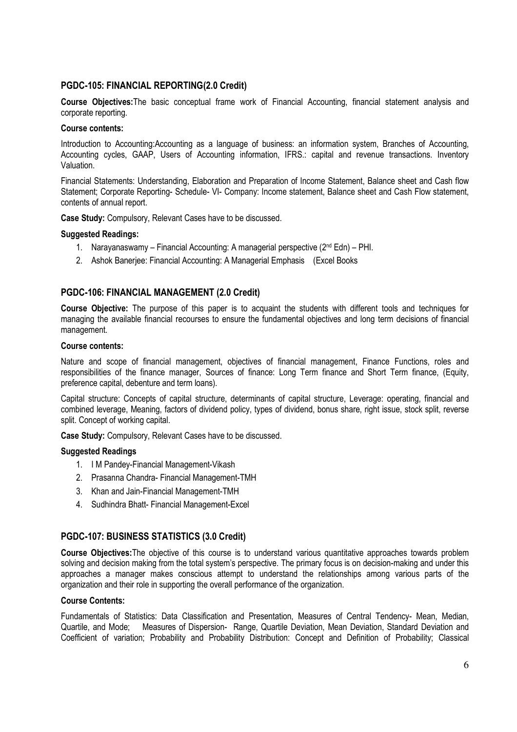## PGDC-105: FINANCIAL REPORTING(2.0 Credit)

**Course Objectives:**The basic conceptual frame work of Financial Accounting, financial statement analysis and corporate reporting.

**Course contents:**

Introduction to Accounting:Accounting as a language of business: an information system, Branches of Accounting, Accounting cycles, GAAP, Users of Accounting information, IFRS.: capital and revenue transactions. Inventory Valuation.

Financial Statements: Understanding, Elaboration and Preparation of Income Statement, Balance sheet and Cash flow Statement; Corporate Reporting- Schedule- VI- Company: Income statement, Balance sheet and Cash Flow statement, contents of annual report.

**Case Study:** Compulsory, Relevant Cases have to be discussed.

**Suggested Readings:**

1. Narayanaswamy – Financial Accounting: A managerial perspective (2nd Edn) – PHI.
2. Ashok Banerjee: Financial Accounting: A Managerial Emphasis (Excel Books

## PGDC-106: FINANCIAL MANAGEMENT (2.0 Credit)

**Course Objective:** The purpose of this paper is to acquaint the students with different tools and techniques for managing the available financial recourses to ensure the fundamental objectives and long term decisions of financial management.

**Course contents:**

Nature and scope of financial management, objectives of financial management, Finance Functions, roles and responsibilities of the finance manager, Sources of finance: Long Term finance and Short Term finance, (Equity, preference capital, debenture and term loans).

Capital structure: Concepts of capital structure, determinants of capital structure, Leverage: operating, financial and combined leverage, Meaning, factors of dividend policy, types of dividend, bonus share, right issue, stock split, reverse split. Concept of working capital.

**Case Study:** Compulsory, Relevant Cases have to be discussed.

**Suggested Readings**

1. I M Pandey-Financial Management-Vikash
2. Prasanna Chandra- Financial Management-TMH
3. Khan and Jain-Financial Management-TMH
4. Sudhindra Bhatt- Financial Management-Excel

## PGDC-107: BUSINESS STATISTICS (3.0 Credit)

**Course Objectives:**The objective of this course is to understand various quantitative approaches towards problem solving and decision making from the total system's perspective. The primary focus is on decision-making and under this approaches a manager makes conscious attempt to understand the relationships among various parts of the organization and their role in supporting the overall performance of the organization.

**Course Contents:**

Fundamentals of Statistics: Data Classification and Presentation, Measures of Central Tendency- Mean, Median, Quartile, and Mode; Measures of Dispersion- Range, Quartile Deviation, Mean Deviation, Standard Deviation and Coefficient of variation; Probability and Probability Distribution: Concept and Definition of Probability; Classical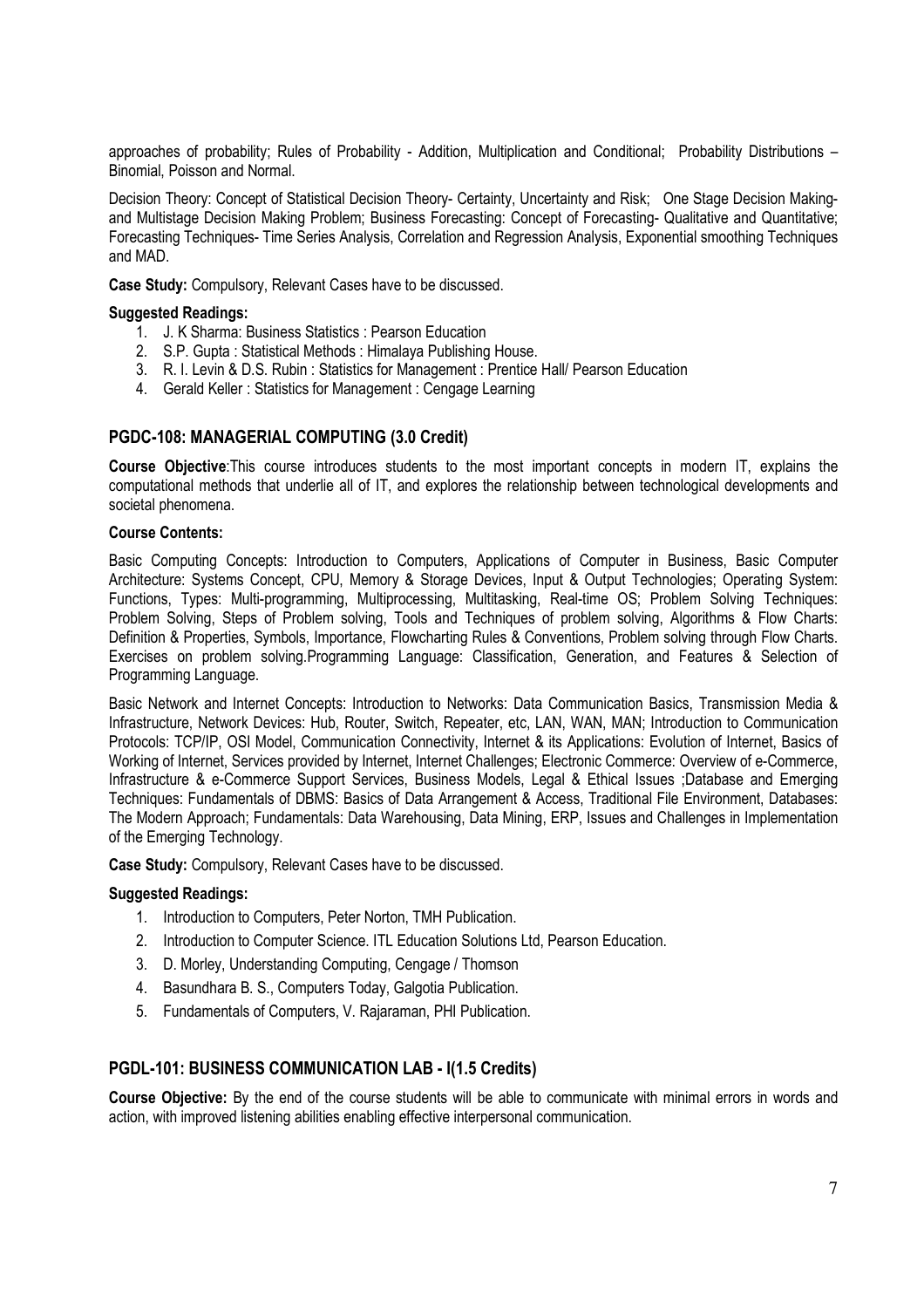approaches of probability; Rules of Probability - Addition, Multiplication and Conditional; Probability Distributions – Binomial, Poisson and Normal.

Decision Theory: Concept of Statistical Decision Theory- Certainty, Uncertainty and Risk; One Stage Decision Making- and Multistage Decision Making Problem; Business Forecasting: Concept of Forecasting- Qualitative and Quantitative; Forecasting Techniques- Time Series Analysis, Correlation and Regression Analysis, Exponential smoothing Techniques and MAD.

**Case Study:** Compulsory, Relevant Cases have to be discussed.

**Suggested Readings:**

1. J. K Sharma: Business Statistics : Pearson Education
2. S.P. Gupta : Statistical Methods : Himalaya Publishing House.
3. R. I. Levin & D.S. Rubin : Statistics for Management : Prentice Hall/ Pearson Education
4. Gerald Keller : Statistics for Management : Cengage Learning

## PGDC-108: MANAGERIAL COMPUTING (3.0 Credit)

**Course Objective**:This course introduces students to the most important concepts in modern IT, explains the computational methods that underlie all of IT, and explores the relationship between technological developments and societal phenomena.

**Course Contents:**

Basic Computing Concepts: Introduction to Computers, Applications of Computer in Business, Basic Computer Architecture: Systems Concept, CPU, Memory & Storage Devices, Input & Output Technologies; Operating System: Functions, Types: Multi-programming, Multiprocessing, Multitasking, Real-time OS; Problem Solving Techniques: Problem Solving, Steps of Problem solving, Tools and Techniques of problem solving, Algorithms & Flow Charts: Definition & Properties, Symbols, Importance, Flowcharting Rules & Conventions, Problem solving through Flow Charts. Exercises on problem solving.Programming Language: Classification, Generation, and Features & Selection of Programming Language.

Basic Network and Internet Concepts: Introduction to Networks: Data Communication Basics, Transmission Media & Infrastructure, Network Devices: Hub, Router, Switch, Repeater, etc, LAN, WAN, MAN; Introduction to Communication Protocols: TCP/IP, OSI Model, Communication Connectivity, Internet & its Applications: Evolution of Internet, Basics of Working of Internet, Services provided by Internet, Internet Challenges; Electronic Commerce: Overview of e-Commerce, Infrastructure & e-Commerce Support Services, Business Models, Legal & Ethical Issues ;Database and Emerging Techniques: Fundamentals of DBMS: Basics of Data Arrangement & Access, Traditional File Environment, Databases: The Modern Approach; Fundamentals: Data Warehousing, Data Mining, ERP, Issues and Challenges in Implementation of the Emerging Technology.

**Case Study:** Compulsory, Relevant Cases have to be discussed.

**Suggested Readings:**

1. Introduction to Computers, Peter Norton, TMH Publication.
2. Introduction to Computer Science. ITL Education Solutions Ltd, Pearson Education.
3. D. Morley, Understanding Computing, Cengage / Thomson
4. Basundhara B. S., Computers Today, Galgotia Publication.
5. Fundamentals of Computers, V. Rajaraman, PHI Publication.

## PGDL-101: BUSINESS COMMUNICATION LAB - I(1.5 Credits)

**Course Objective:** By the end of the course students will be able to communicate with minimal errors in words and action, with improved listening abilities enabling effective interpersonal communication.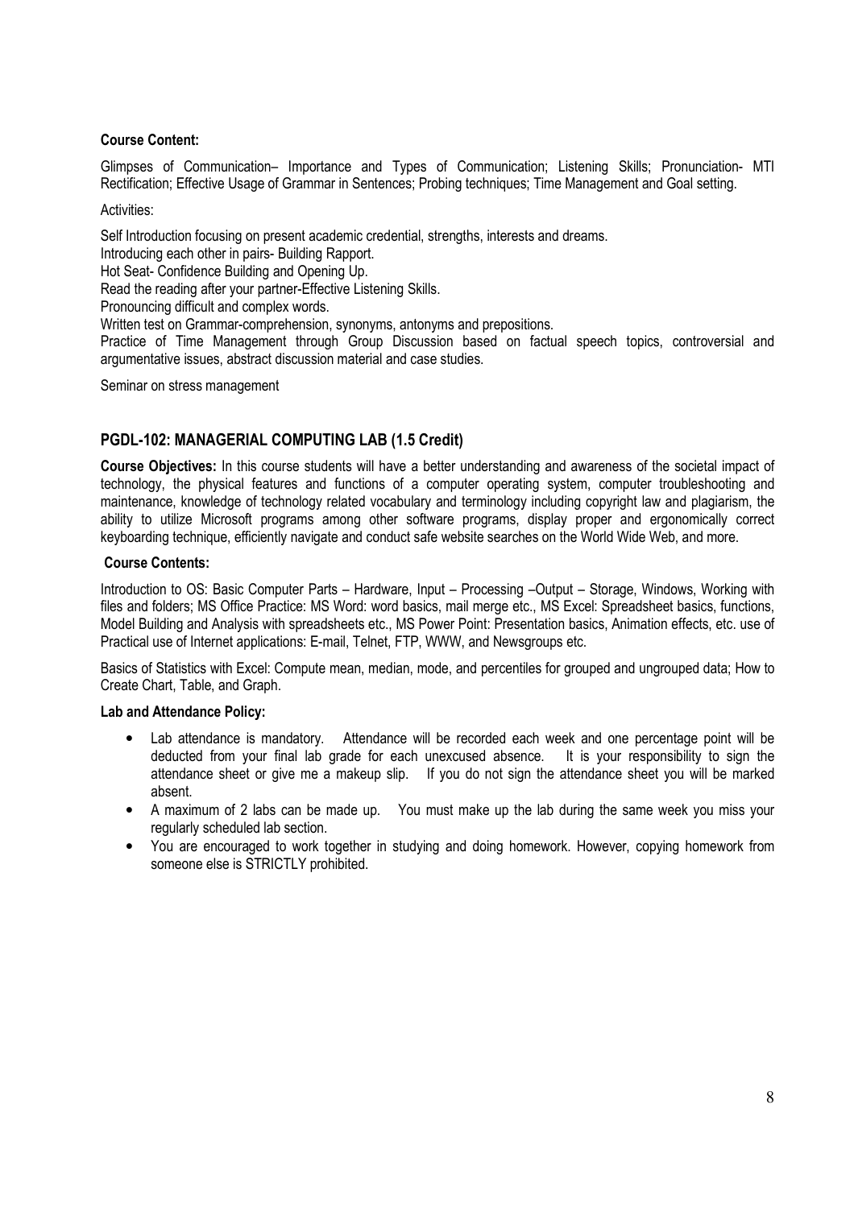**Course Content:**

Glimpses of Communication– Importance and Types of Communication; Listening Skills; Pronunciation- MTI Rectification; Effective Usage of Grammar in Sentences; Probing techniques; Time Management and Goal setting.

Activities:

Self Introduction focusing on present academic credential, strengths, interests and dreams.

Introducing each other in pairs- Building Rapport.

Hot Seat- Confidence Building and Opening Up.

Read the reading after your partner-Effective Listening Skills.

Pronouncing difficult and complex words.

Written test on Grammar-comprehension, synonyms, antonyms and prepositions.

Practice of Time Management through Group Discussion based on factual speech topics, controversial and argumentative issues, abstract discussion material and case studies.

Seminar on stress management

## PGDL-102: MANAGERIAL COMPUTING LAB (1.5 Credit)

**Course Objectives:** In this course students will have a better understanding and awareness of the societal impact of technology, the physical features and functions of a computer operating system, computer troubleshooting and maintenance, knowledge of technology related vocabulary and terminology including copyright law and plagiarism, the ability to utilize Microsoft programs among other software programs, display proper and ergonomically correct keyboarding technique, efficiently navigate and conduct safe website searches on the World Wide Web, and more.

**Course Contents:**

Introduction to OS: Basic Computer Parts – Hardware, Input – Processing –Output – Storage, Windows, Working with files and folders; MS Office Practice: MS Word: word basics, mail merge etc., MS Excel: Spreadsheet basics, functions, Model Building and Analysis with spreadsheets etc., MS Power Point: Presentation basics, Animation effects, etc. use of Practical use of Internet applications: E-mail, Telnet, FTP, WWW, and Newsgroups etc.

Basics of Statistics with Excel: Compute mean, median, mode, and percentiles for grouped and ungrouped data; How to Create Chart, Table, and Graph.

**Lab and Attendance Policy:**

- Lab attendance is mandatory. Attendance will be recorded each week and one percentage point will be deducted from your final lab grade for each unexcused absence. It is your responsibility to sign the attendance sheet or give me a makeup slip. If you do not sign the attendance sheet you will be marked absent.
- A maximum of 2 labs can be made up. You must make up the lab during the same week you miss your regularly scheduled lab section.
- You are encouraged to work together in studying and doing homework. However, copying homework from someone else is STRICTLY prohibited.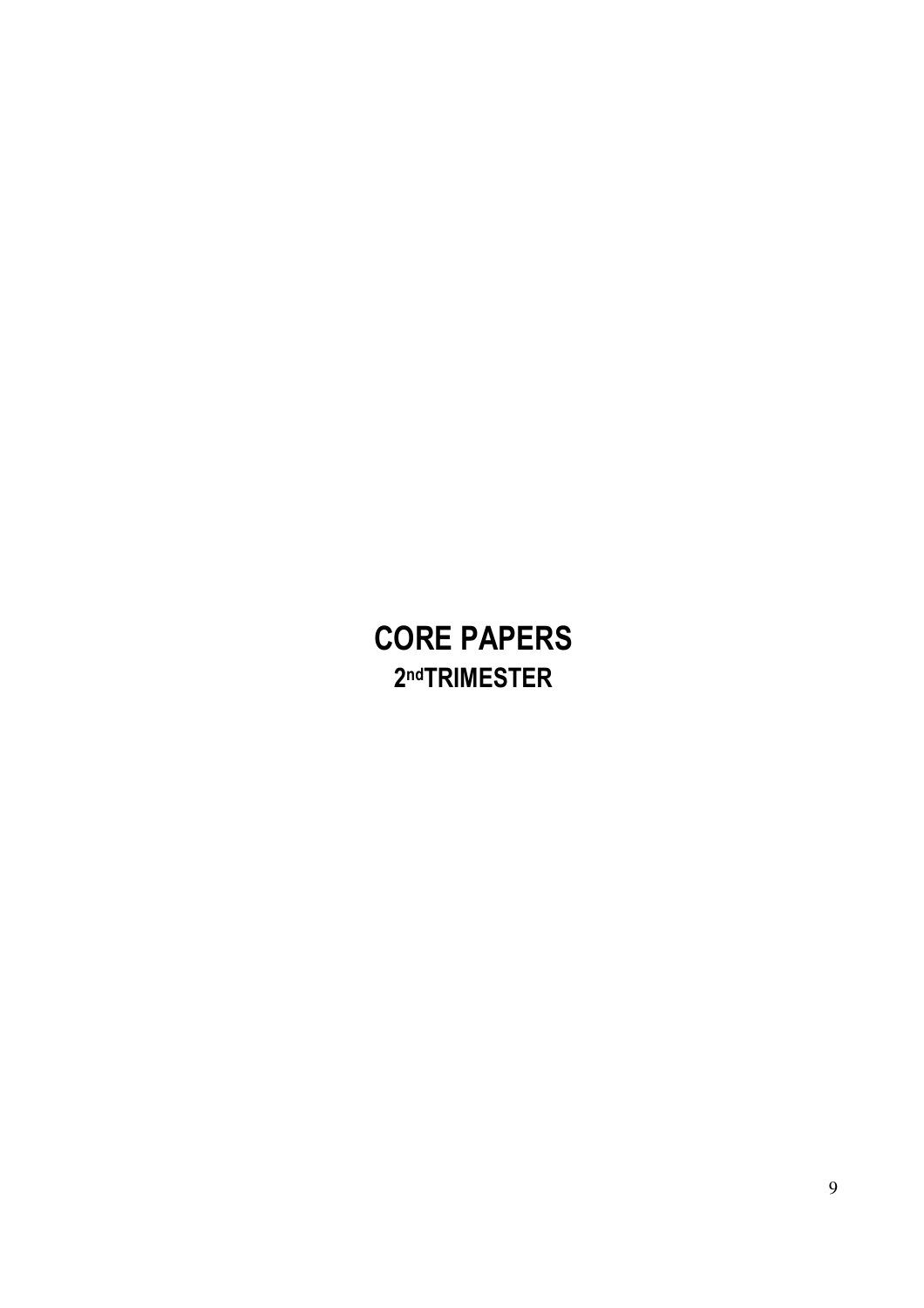# CORE PAPERS

## 2nd TRIMESTER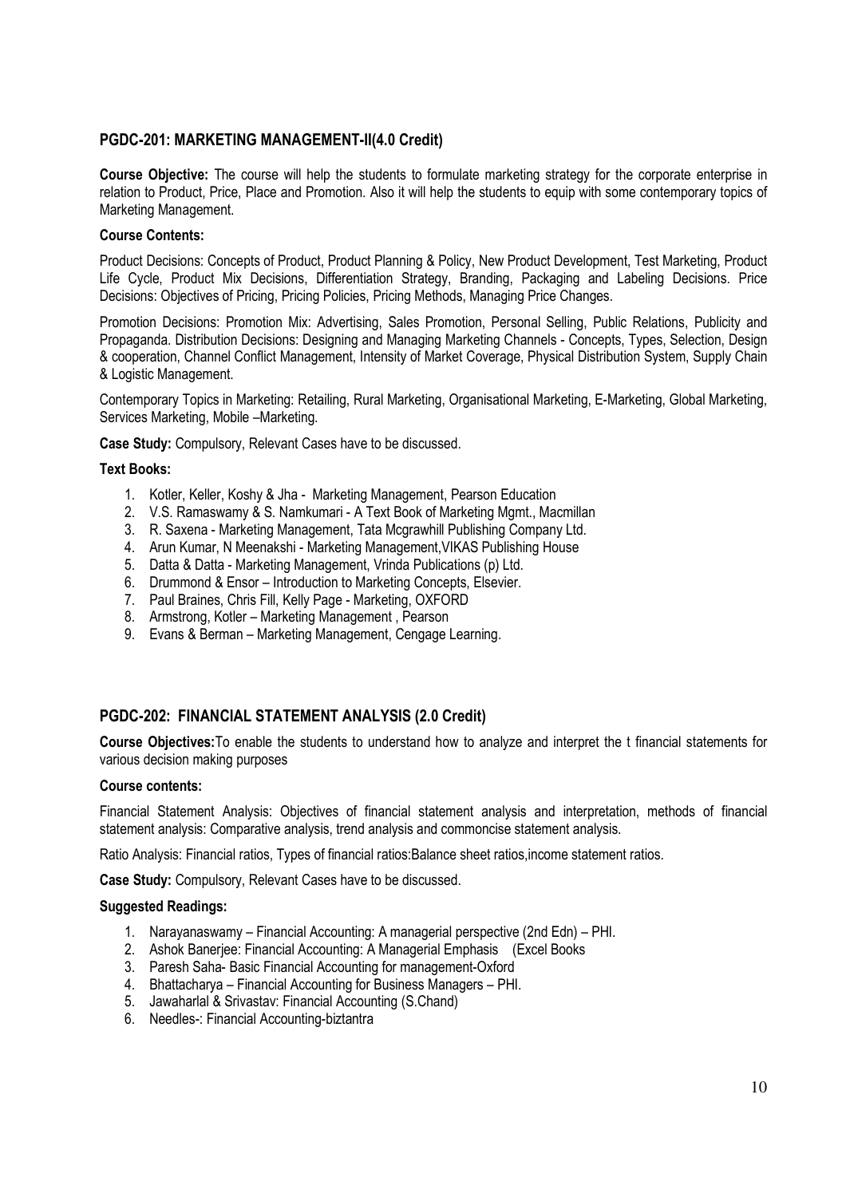## PGDC-201: MARKETING MANAGEMENT-II(4.0 Credit)

**Course Objective:** The course will help the students to formulate marketing strategy for the corporate enterprise in relation to Product, Price, Place and Promotion. Also it will help the students to equip with some contemporary topics of Marketing Management.

**Course Contents:**

Product Decisions: Concepts of Product, Product Planning & Policy, New Product Development, Test Marketing, Product Life Cycle, Product Mix Decisions, Differentiation Strategy, Branding, Packaging and Labeling Decisions. Price Decisions: Objectives of Pricing, Pricing Policies, Pricing Methods, Managing Price Changes.

Promotion Decisions: Promotion Mix: Advertising, Sales Promotion, Personal Selling, Public Relations, Publicity and Propaganda. Distribution Decisions: Designing and Managing Marketing Channels - Concepts, Types, Selection, Design & cooperation, Channel Conflict Management, Intensity of Market Coverage, Physical Distribution System, Supply Chain & Logistic Management.

Contemporary Topics in Marketing: Retailing, Rural Marketing, Organisational Marketing, E-Marketing, Global Marketing, Services Marketing, Mobile –Marketing.

**Case Study:** Compulsory, Relevant Cases have to be discussed.

**Text Books:**

1. Kotler, Keller, Koshy & Jha - Marketing Management, Pearson Education
2. V.S. Ramaswamy & S. Namkumari - A Text Book of Marketing Mgmt., Macmillan
3. R. Saxena - Marketing Management, Tata Mcgrawhill Publishing Company Ltd.
4. Arun Kumar, N Meenakshi - Marketing Management,VIKAS Publishing House
5. Datta & Datta - Marketing Management, Vrinda Publications (p) Ltd.
6. Drummond & Ensor – Introduction to Marketing Concepts, Elsevier.
7. Paul Braines, Chris Fill, Kelly Page - Marketing, OXFORD
8. Armstrong, Kotler – Marketing Management , Pearson
9. Evans & Berman – Marketing Management, Cengage Learning.

## PGDC-202: FINANCIAL STATEMENT ANALYSIS (2.0 Credit)

**Course Objectives:**To enable the students to understand how to analyze and interpret the t financial statements for various decision making purposes

**Course contents:**

Financial Statement Analysis: Objectives of financial statement analysis and interpretation, methods of financial statement analysis: Comparative analysis, trend analysis and commoncise statement analysis.

Ratio Analysis: Financial ratios, Types of financial ratios:Balance sheet ratios,income statement ratios.

**Case Study:** Compulsory, Relevant Cases have to be discussed.

**Suggested Readings:**

1. Narayanaswamy – Financial Accounting: A managerial perspective (2nd Edn) – PHI.
2. Ashok Banerjee: Financial Accounting: A Managerial Emphasis (Excel Books
3. Paresh Saha- Basic Financial Accounting for management-Oxford
4. Bhattacharya – Financial Accounting for Business Managers – PHI.
5. Jawaharlal & Srivastav: Financial Accounting (S.Chand)
6. Needles-: Financial Accounting-biztantra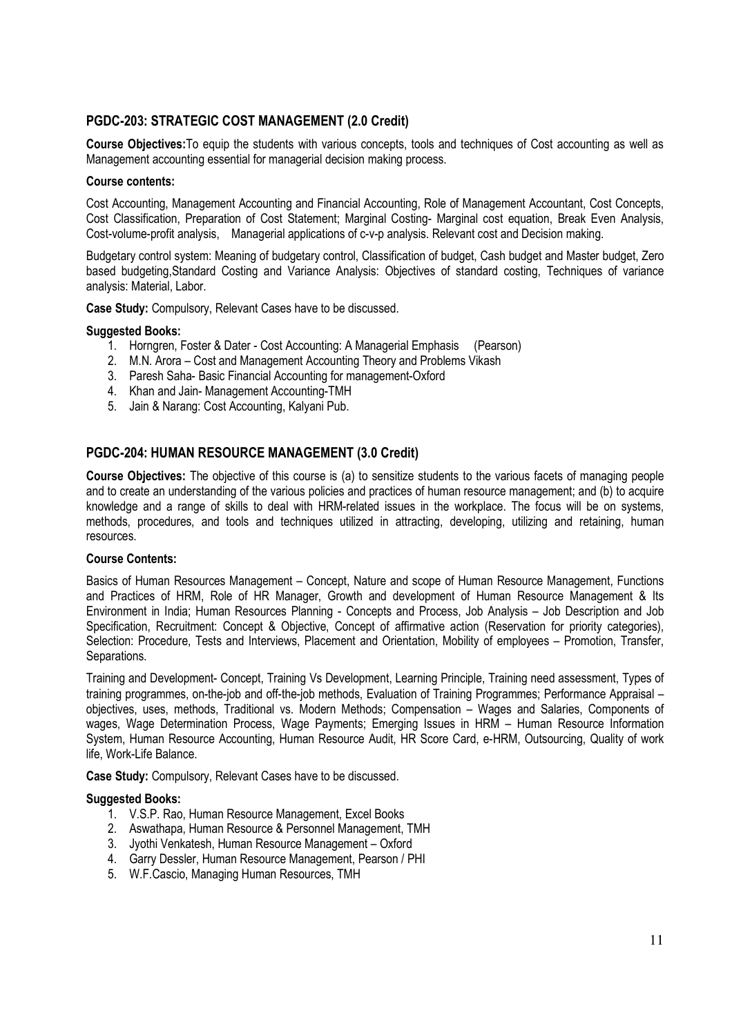## PGDC-203: STRATEGIC COST MANAGEMENT (2.0 Credit)

**Course Objectives:** To equip the students with various concepts, tools and techniques of Cost accounting as well as Management accounting essential for managerial decision making process.

**Course contents:**

Cost Accounting, Management Accounting and Financial Accounting, Role of Management Accountant, Cost Concepts, Cost Classification, Preparation of Cost Statement; Marginal Costing- Marginal cost equation, Break Even Analysis, Cost-volume-profit analysis, Managerial applications of c-v-p analysis. Relevant cost and Decision making.

Budgetary control system: Meaning of budgetary control, Classification of budget, Cash budget and Master budget, Zero based budgeting,Standard Costing and Variance Analysis: Objectives of standard costing, Techniques of variance analysis: Material, Labor.

**Case Study:** Compulsory, Relevant Cases have to be discussed.

**Suggested Books:**

1. Horngren, Foster & Dater - Cost Accounting: A Managerial Emphasis (Pearson)
2. M.N. Arora – Cost and Management Accounting Theory and Problems Vikash
3. Paresh Saha- Basic Financial Accounting for management-Oxford
4. Khan and Jain- Management Accounting-TMH
5. Jain & Narang: Cost Accounting, Kalyani Pub.

## PGDC-204: HUMAN RESOURCE MANAGEMENT (3.0 Credit)

**Course Objectives:** The objective of this course is (a) to sensitize students to the various facets of managing people and to create an understanding of the various policies and practices of human resource management; and (b) to acquire knowledge and a range of skills to deal with HRM-related issues in the workplace. The focus will be on systems, methods, procedures, and tools and techniques utilized in attracting, developing, utilizing and retaining, human resources.

**Course Contents:**

Basics of Human Resources Management – Concept, Nature and scope of Human Resource Management, Functions and Practices of HRM, Role of HR Manager, Growth and development of Human Resource Management & Its Environment in India; Human Resources Planning - Concepts and Process, Job Analysis – Job Description and Job Specification, Recruitment: Concept & Objective, Concept of affirmative action (Reservation for priority categories), Selection: Procedure, Tests and Interviews, Placement and Orientation, Mobility of employees – Promotion, Transfer, Separations.

Training and Development- Concept, Training Vs Development, Learning Principle, Training need assessment, Types of training programmes, on-the-job and off-the-job methods, Evaluation of Training Programmes; Performance Appraisal – objectives, uses, methods, Traditional vs. Modern Methods; Compensation – Wages and Salaries, Components of wages, Wage Determination Process, Wage Payments; Emerging Issues in HRM – Human Resource Information System, Human Resource Accounting, Human Resource Audit, HR Score Card, e-HRM, Outsourcing, Quality of work life, Work-Life Balance.

**Case Study:** Compulsory, Relevant Cases have to be discussed.

**Suggested Books:**

1. V.S.P. Rao, Human Resource Management, Excel Books
2. Aswathapa, Human Resource & Personnel Management, TMH
3. Jyothi Venkatesh, Human Resource Management – Oxford
4. Garry Dessler, Human Resource Management, Pearson / PHI
5. W.F.Cascio, Managing Human Resources, TMH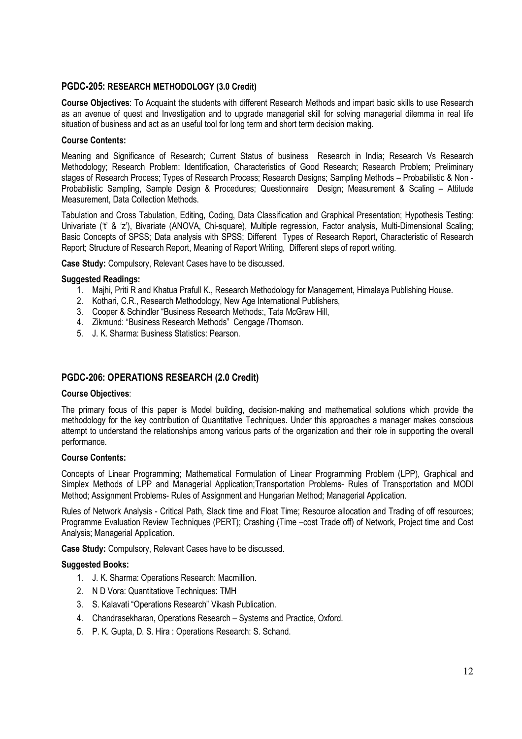### PGDC-205: RESEARCH METHODOLOGY (3.0 Credit)

**Course Objectives**: To Acquaint the students with different Research Methods and impart basic skills to use Research as an avenue of quest and Investigation and to upgrade managerial skill for solving managerial dilemma in real life situation of business and act as an useful tool for long term and short term decision making.

**Course Contents:**

Meaning and Significance of Research; Current Status of business Research in India; Research Vs Research Methodology; Research Problem: Identification, Characteristics of Good Research; Research Problem; Preliminary stages of Research Process; Types of Research Process; Research Designs; Sampling Methods – Probabilistic & Non - Probabilistic Sampling, Sample Design & Procedures; Questionnaire Design; Measurement & Scaling – Attitude Measurement, Data Collection Methods.

Tabulation and Cross Tabulation, Editing, Coding, Data Classification and Graphical Presentation; Hypothesis Testing: Univariate ('t' & 'z'), Bivariate (ANOVA, Chi-square), Multiple regression, Factor analysis, Multi-Dimensional Scaling; Basic Concepts of SPSS; Data analysis with SPSS; Different Types of Research Report, Characteristic of Research Report; Structure of Research Report, Meaning of Report Writing, Different steps of report writing.

**Case Study:** Compulsory, Relevant Cases have to be discussed.

**Suggested Readings:**

1. Majhi, Priti R and Khatua Prafull K., Research Methodology for Management, Himalaya Publishing House.
2. Kothari, C.R., Research Methodology, New Age International Publishers,
3. Cooper & Schindler "Business Research Methods:, Tata McGraw Hill,
4. Zikmund: "Business Research Methods" Cengage /Thomson.
5. J. K. Sharma: Business Statistics: Pearson.

### PGDC-206: OPERATIONS RESEARCH (2.0 Credit)

**Course Objectives**:

The primary focus of this paper is Model building, decision-making and mathematical solutions which provide the methodology for the key contribution of Quantitative Techniques. Under this approaches a manager makes conscious attempt to understand the relationships among various parts of the organization and their role in supporting the overall performance.

**Course Contents:**

Concepts of Linear Programming; Mathematical Formulation of Linear Programming Problem (LPP), Graphical and Simplex Methods of LPP and Managerial Application;Transportation Problems- Rules of Transportation and MODI Method; Assignment Problems- Rules of Assignment and Hungarian Method; Managerial Application.

Rules of Network Analysis - Critical Path, Slack time and Float Time; Resource allocation and Trading of off resources; Programme Evaluation Review Techniques (PERT); Crashing (Time –cost Trade off) of Network, Project time and Cost Analysis; Managerial Application.

**Case Study:** Compulsory, Relevant Cases have to be discussed.

**Suggested Books:**

1. J. K. Sharma: Operations Research: Macmillion.
2. N D Vora: Quantitatiove Techniques: TMH
3. S. Kalavati "Operations Research" Vikash Publication.
4. Chandrasekharan, Operations Research – Systems and Practice, Oxford.
5. P. K. Gupta, D. S. Hira : Operations Research: S. Schand.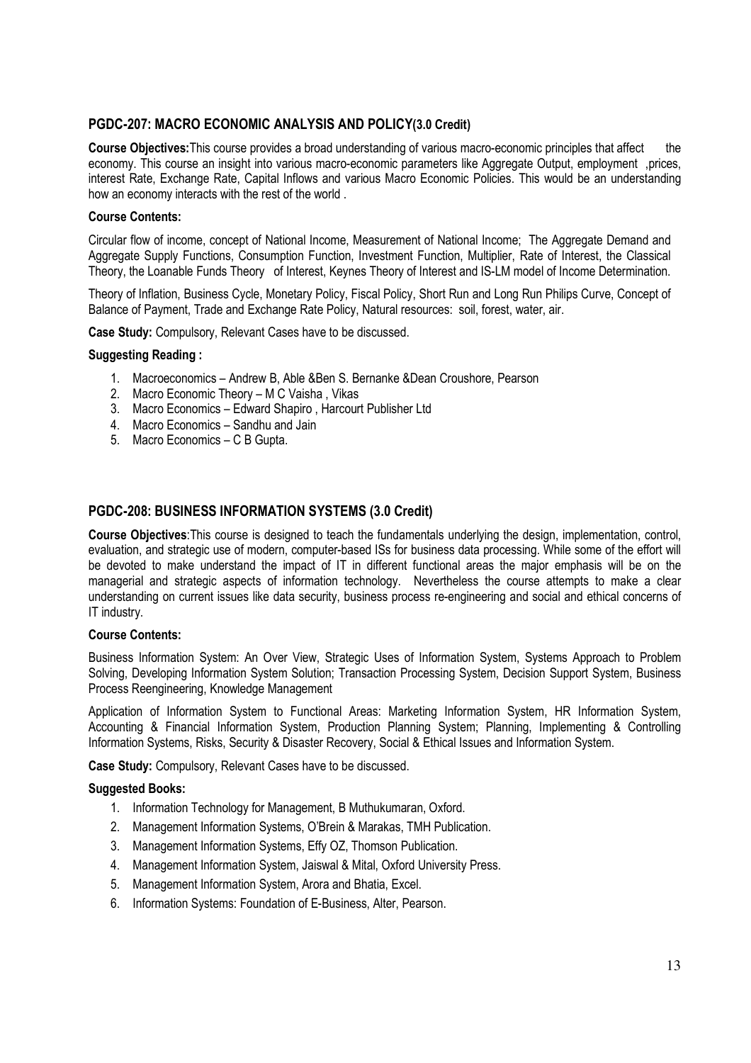## PGDC-207: MACRO ECONOMIC ANALYSIS AND POLICY(3.0 Credit)

**Course Objectives:**This course provides a broad understanding of various macro-economic principles that affect the economy. This course an insight into various macro-economic parameters like Aggregate Output, employment ,prices, interest Rate, Exchange Rate, Capital Inflows and various Macro Economic Policies. This would be an understanding how an economy interacts with the rest of the world .

**Course Contents:**

Circular flow of income, concept of National Income, Measurement of National Income; The Aggregate Demand and Aggregate Supply Functions, Consumption Function, Investment Function, Multiplier, Rate of Interest, the Classical Theory, the Loanable Funds Theory of Interest, Keynes Theory of Interest and IS-LM model of Income Determination.

Theory of Inflation, Business Cycle, Monetary Policy, Fiscal Policy, Short Run and Long Run Philips Curve, Concept of Balance of Payment, Trade and Exchange Rate Policy, Natural resources: soil, forest, water, air.

**Case Study:** Compulsory, Relevant Cases have to be discussed.

**Suggesting Reading :**

1. Macroeconomics – Andrew B, Able &Ben S. Bernanke &Dean Croushore, Pearson
2. Macro Economic Theory – M C Vaisha , Vikas
3. Macro Economics – Edward Shapiro , Harcourt Publisher Ltd
4. Macro Economics – Sandhu and Jain
5. Macro Economics – C B Gupta.

## PGDC-208: BUSINESS INFORMATION SYSTEMS (3.0 Credit)

**Course Objectives**:This course is designed to teach the fundamentals underlying the design, implementation, control, evaluation, and strategic use of modern, computer-based ISs for business data processing. While some of the effort will be devoted to make understand the impact of IT in different functional areas the major emphasis will be on the managerial and strategic aspects of information technology. Nevertheless the course attempts to make a clear understanding on current issues like data security, business process re-engineering and social and ethical concerns of IT industry.

**Course Contents:**

Business Information System: An Over View, Strategic Uses of Information System, Systems Approach to Problem Solving, Developing Information System Solution; Transaction Processing System, Decision Support System, Business Process Reengineering, Knowledge Management

Application of Information System to Functional Areas: Marketing Information System, HR Information System, Accounting & Financial Information System, Production Planning System; Planning, Implementing & Controlling Information Systems, Risks, Security & Disaster Recovery, Social & Ethical Issues and Information System.

**Case Study:** Compulsory, Relevant Cases have to be discussed.

**Suggested Books:**

1. Information Technology for Management, B Muthukumaran, Oxford.
2. Management Information Systems, O'Brein & Marakas, TMH Publication.
3. Management Information Systems, Effy OZ, Thomson Publication.
4. Management Information System, Jaiswal & Mital, Oxford University Press.
5. Management Information System, Arora and Bhatia, Excel.
6. Information Systems: Foundation of E-Business, Alter, Pearson.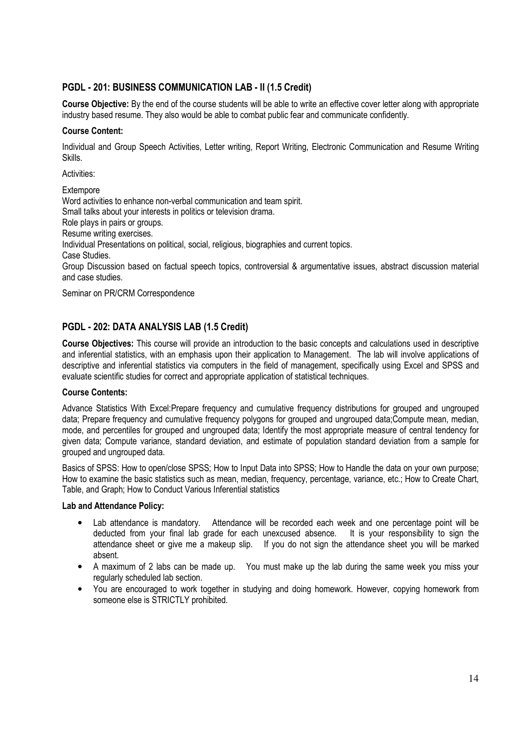## PGDL - 201: BUSINESS COMMUNICATION LAB - II (1.5 Credit)

**Course Objective:** By the end of the course students will be able to write an effective cover letter along with appropriate industry based resume. They also would be able to combat public fear and communicate confidently.

**Course Content:**

Individual and Group Speech Activities, Letter writing, Report Writing, Electronic Communication and Resume Writing Skills.

Activities:

Extempore
Word activities to enhance non-verbal communication and team spirit.
Small talks about your interests in politics or television drama.
Role plays in pairs or groups.
Resume writing exercises.
Individual Presentations on political, social, religious, biographies and current topics.
Case Studies.
Group Discussion based on factual speech topics, controversial & argumentative issues, abstract discussion material and case studies.

Seminar on PR/CRM Correspondence

## PGDL - 202: DATA ANALYSIS LAB (1.5 Credit)

**Course Objectives:** This course will provide an introduction to the basic concepts and calculations used in descriptive and inferential statistics, with an emphasis upon their application to Management. The lab will involve applications of descriptive and inferential statistics via computers in the field of management, specifically using Excel and SPSS and evaluate scientific studies for correct and appropriate application of statistical techniques.

**Course Contents:**

Advance Statistics With Excel:Prepare frequency and cumulative frequency distributions for grouped and ungrouped data; Prepare frequency and cumulative frequency polygons for grouped and ungrouped data;Compute mean, median, mode, and percentiles for grouped and ungrouped data; Identify the most appropriate measure of central tendency for given data; Compute variance, standard deviation, and estimate of population standard deviation from a sample for grouped and ungrouped data.

Basics of SPSS: How to open/close SPSS; How to Input Data into SPSS; How to Handle the data on your own purpose; How to examine the basic statistics such as mean, median, frequency, percentage, variance, etc.; How to Create Chart, Table, and Graph; How to Conduct Various Inferential statistics

**Lab and Attendance Policy:**

- Lab attendance is mandatory. Attendance will be recorded each week and one percentage point will be deducted from your final lab grade for each unexcused absence. It is your responsibility to sign the attendance sheet or give me a makeup slip. If you do not sign the attendance sheet you will be marked absent.
- A maximum of 2 labs can be made up. You must make up the lab during the same week you miss your regularly scheduled lab section.
- You are encouraged to work together in studying and doing homework. However, copying homework from someone else is STRICTLY prohibited.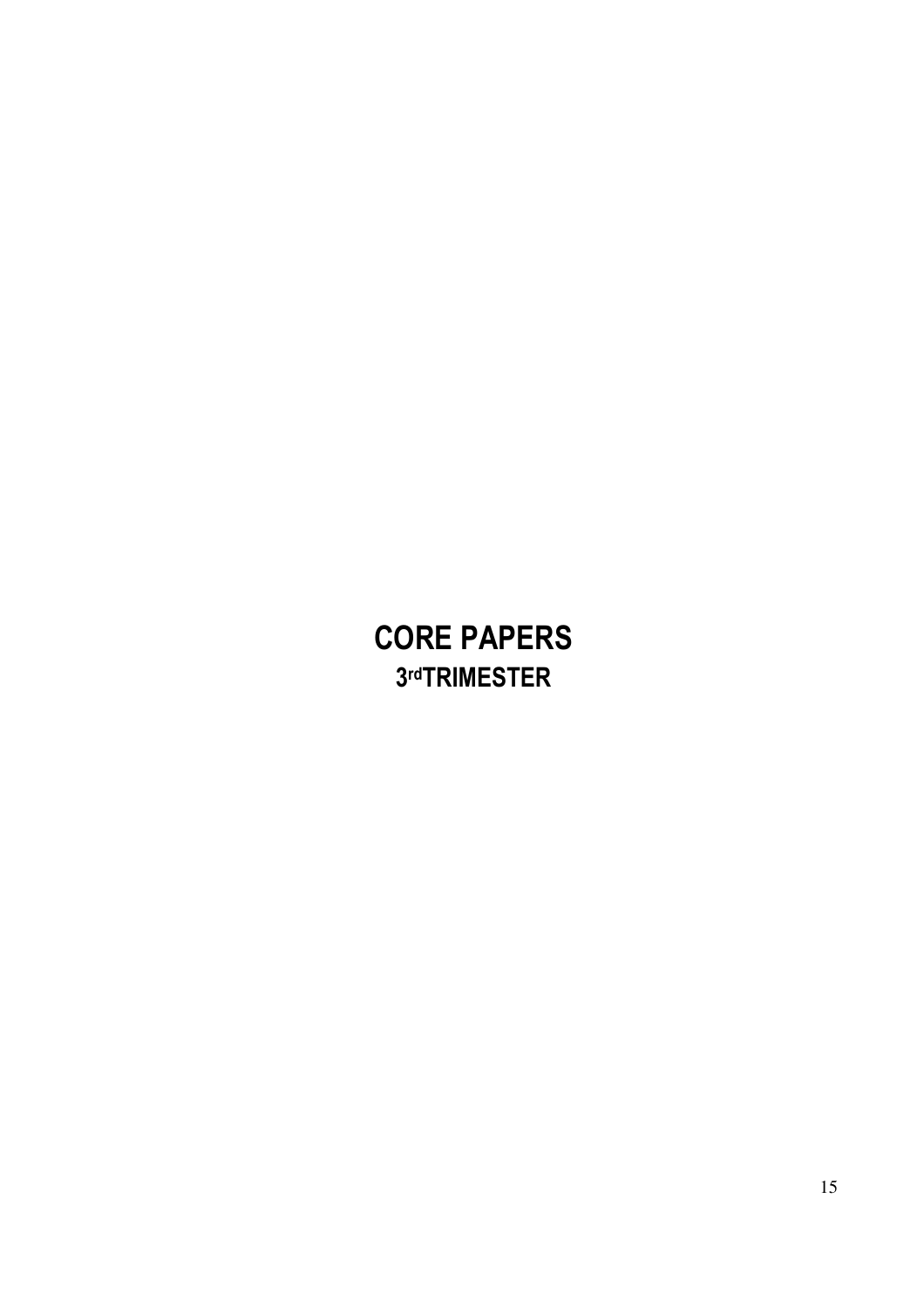# CORE PAPERS

## 3rd TRIMESTER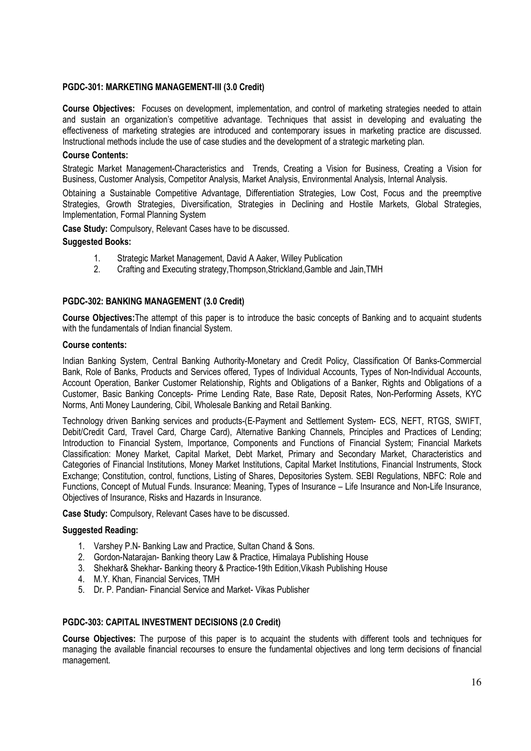**PGDC-301: MARKETING MANAGEMENT-III (3.0 Credit)**

**Course Objectives:** Focuses on development, implementation, and control of marketing strategies needed to attain and sustain an organization's competitive advantage. Techniques that assist in developing and evaluating the effectiveness of marketing strategies are introduced and contemporary issues in marketing practice are discussed. Instructional methods include the use of case studies and the development of a strategic marketing plan.

**Course Contents:**

Strategic Market Management-Characteristics and Trends, Creating a Vision for Business, Creating a Vision for Business, Customer Analysis, Competitor Analysis, Market Analysis, Environmental Analysis, Internal Analysis.

Obtaining a Sustainable Competitive Advantage, Differentiation Strategies, Low Cost, Focus and the preemptive Strategies, Growth Strategies, Diversification, Strategies in Declining and Hostile Markets, Global Strategies, Implementation, Formal Planning System

**Case Study:** Compulsory, Relevant Cases have to be discussed.

**Suggested Books:**

1. Strategic Market Management, David A Aaker, Willey Publication
2. Crafting and Executing strategy,Thompson,Strickland,Gamble and Jain,TMH

**PGDC-302: BANKING MANAGEMENT (3.0 Credit)**

**Course Objectives:**The attempt of this paper is to introduce the basic concepts of Banking and to acquaint students with the fundamentals of Indian financial System.

**Course contents:**

Indian Banking System, Central Banking Authority-Monetary and Credit Policy, Classification Of Banks-Commercial Bank, Role of Banks, Products and Services offered, Types of Individual Accounts, Types of Non-Individual Accounts, Account Operation, Banker Customer Relationship, Rights and Obligations of a Banker, Rights and Obligations of a Customer, Basic Banking Concepts- Prime Lending Rate, Base Rate, Deposit Rates, Non-Performing Assets, KYC Norms, Anti Money Laundering, Cibil, Wholesale Banking and Retail Banking.

Technology driven Banking services and products-(E-Payment and Settlement System- ECS, NEFT, RTGS, SWIFT, Debit/Credit Card, Travel Card, Charge Card), Alternative Banking Channels, Principles and Practices of Lending; Introduction to Financial System, Importance, Components and Functions of Financial System; Financial Markets Classification: Money Market, Capital Market, Debt Market, Primary and Secondary Market, Characteristics and Categories of Financial Institutions, Money Market Institutions, Capital Market Institutions, Financial Instruments, Stock Exchange; Constitution, control, functions, Listing of Shares, Depositories System. SEBI Regulations, NBFC: Role and Functions, Concept of Mutual Funds. Insurance: Meaning, Types of Insurance – Life Insurance and Non-Life Insurance, Objectives of Insurance, Risks and Hazards in Insurance.

**Case Study:** Compulsory, Relevant Cases have to be discussed.

**Suggested Reading:**

1. Varshey P.N- Banking Law and Practice, Sultan Chand & Sons.
2. Gordon-Natarajan- Banking theory Law & Practice, Himalaya Publishing House
3. Shekhar& Shekhar- Banking theory & Practice-19th Edition,Vikash Publishing House
4. M.Y. Khan, Financial Services, TMH
5. Dr. P. Pandian- Financial Service and Market- Vikas Publisher

**PGDC-303: CAPITAL INVESTMENT DECISIONS (2.0 Credit)**

**Course Objectives:** The purpose of this paper is to acquaint the students with different tools and techniques for managing the available financial recourses to ensure the fundamental objectives and long term decisions of financial management.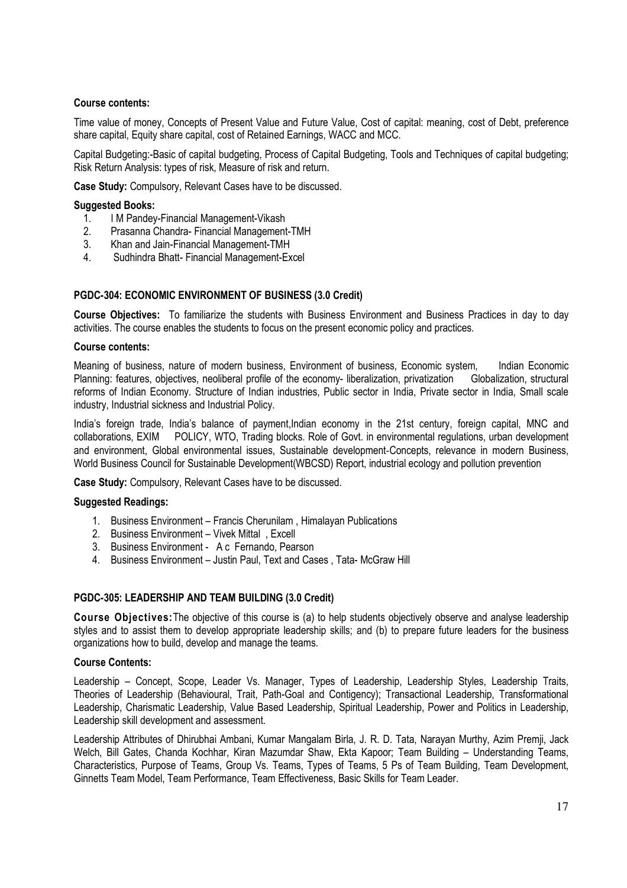**Course contents:**

Time value of money, Concepts of Present Value and Future Value, Cost of capital: meaning, cost of Debt, preference share capital, Equity share capital, cost of Retained Earnings, WACC and MCC.

Capital Budgeting:-Basic of capital budgeting, Process of Capital Budgeting, Tools and Techniques of capital budgeting; Risk Return Analysis: types of risk, Measure of risk and return.

**Case Study:** Compulsory, Relevant Cases have to be discussed.

**Suggested Books:**

1. I M Pandey-Financial Management-Vikash
2. Prasanna Chandra- Financial Management-TMH
3. Khan and Jain-Financial Management-TMH
4. Sudhindra Bhatt- Financial Management-Excel

### PGDC-304: ECONOMIC ENVIRONMENT OF BUSINESS (3.0 Credit)

**Course Objectives:** To familiarize the students with Business Environment and Business Practices in day to day activities. The course enables the students to focus on the present economic policy and practices.

**Course contents:**

Meaning of business, nature of modern business, Environment of business, Economic system, Indian Economic Planning: features, objectives, neoliberal profile of the economy- liberalization, privatization Globalization, structural reforms of Indian Economy. Structure of Indian industries, Public sector in India, Private sector in India, Small scale industry, Industrial sickness and Industrial Policy.

India's foreign trade, India's balance of payment,Indian economy in the 21st century, foreign capital, MNC and collaborations, EXIM POLICY, WTO, Trading blocks. Role of Govt. in environmental regulations, urban development and environment, Global environmental issues, Sustainable development-Concepts, relevance in modern Business, World Business Council for Sustainable Development(WBCSD) Report, industrial ecology and pollution prevention

**Case Study:** Compulsory, Relevant Cases have to be discussed.

**Suggested Readings:**

1. Business Environment – Francis Cherunilam , Himalayan Publications
2. Business Environment – Vivek Mittal , Excell
3. Business Environment - A c Fernando, Pearson
4. Business Environment – Justin Paul, Text and Cases , Tata- McGraw Hill

### PGDC-305: LEADERSHIP AND TEAM BUILDING (3.0 Credit)

**Course Objectives:** The objective of this course is (a) to help students objectively observe and analyse leadership styles and to assist them to develop appropriate leadership skills; and (b) to prepare future leaders for the business organizations how to build, develop and manage the teams.

**Course Contents:**

Leadership – Concept, Scope, Leader Vs. Manager, Types of Leadership, Leadership Styles, Leadership Traits, Theories of Leadership (Behavioural, Trait, Path-Goal and Contigency); Transactional Leadership, Transformational Leadership, Charismatic Leadership, Value Based Leadership, Spiritual Leadership, Power and Politics in Leadership, Leadership skill development and assessment.

Leadership Attributes of Dhirubhai Ambani, Kumar Mangalam Birla, J. R. D. Tata, Narayan Murthy, Azim Premji, Jack Welch, Bill Gates, Chanda Kochhar, Kiran Mazumdar Shaw, Ekta Kapoor; Team Building – Understanding Teams, Characteristics, Purpose of Teams, Group Vs. Teams, Types of Teams, 5 Ps of Team Building, Team Development, Ginnetts Team Model, Team Performance, Team Effectiveness, Basic Skills for Team Leader.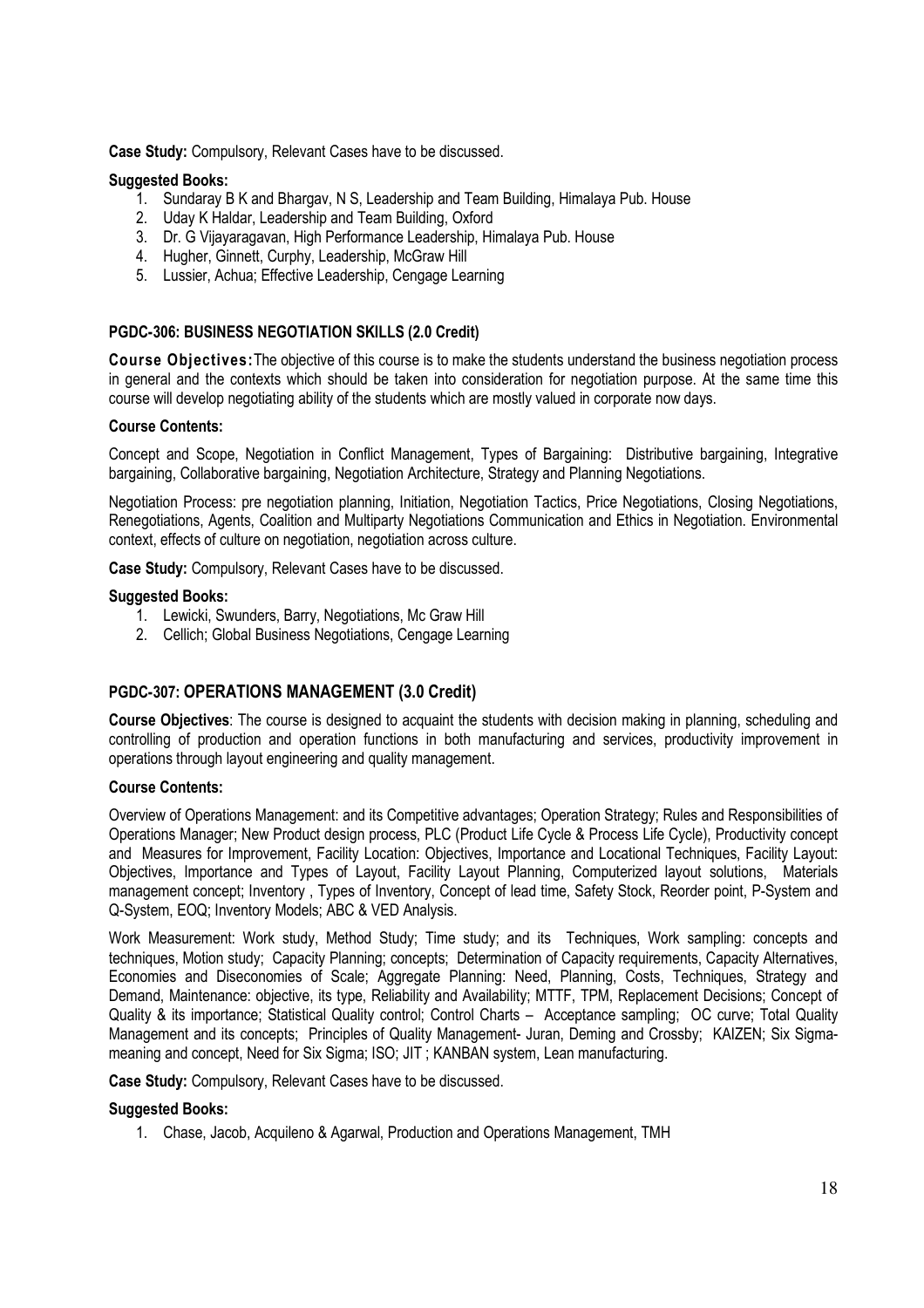**Case Study:** Compulsory, Relevant Cases have to be discussed.

**Suggested Books:**

1. Sundaray B K and Bhargav, N S, Leadership and Team Building, Himalaya Pub. House
2. Uday K Haldar, Leadership and Team Building, Oxford
3. Dr. G Vijayaragavan, High Performance Leadership, Himalaya Pub. House
4. Hugher, Ginnett, Curphy, Leadership, McGraw Hill
5. Lussier, Achua; Effective Leadership, Cengage Learning

### PGDC-306: BUSINESS NEGOTIATION SKILLS (2.0 Credit)

**Course Objectives:** The objective of this course is to make the students understand the business negotiation process in general and the contexts which should be taken into consideration for negotiation purpose. At the same time this course will develop negotiating ability of the students which are mostly valued in corporate now days.

**Course Contents:**

Concept and Scope, Negotiation in Conflict Management, Types of Bargaining: Distributive bargaining, Integrative bargaining, Collaborative bargaining, Negotiation Architecture, Strategy and Planning Negotiations.

Negotiation Process: pre negotiation planning, Initiation, Negotiation Tactics, Price Negotiations, Closing Negotiations, Renegotiations, Agents, Coalition and Multiparty Negotiations Communication and Ethics in Negotiation. Environmental context, effects of culture on negotiation, negotiation across culture.

**Case Study:** Compulsory, Relevant Cases have to be discussed.

**Suggested Books:**

1. Lewicki, Swunders, Barry, Negotiations, Mc Graw Hill
2. Cellich; Global Business Negotiations, Cengage Learning

### PGDC-307: OPERATIONS MANAGEMENT (3.0 Credit)

**Course Objectives**: The course is designed to acquaint the students with decision making in planning, scheduling and controlling of production and operation functions in both manufacturing and services, productivity improvement in operations through layout engineering and quality management.

**Course Contents:**

Overview of Operations Management: and its Competitive advantages; Operation Strategy; Rules and Responsibilities of Operations Manager; New Product design process, PLC (Product Life Cycle & Process Life Cycle), Productivity concept and Measures for Improvement, Facility Location: Objectives, Importance and Locational Techniques, Facility Layout: Objectives, Importance and Types of Layout, Facility Layout Planning, Computerized layout solutions, Materials management concept; Inventory , Types of Inventory, Concept of lead time, Safety Stock, Reorder point, P-System and Q-System, EOQ; Inventory Models; ABC & VED Analysis.

Work Measurement: Work study, Method Study; Time study; and its Techniques, Work sampling: concepts and techniques, Motion study; Capacity Planning; concepts; Determination of Capacity requirements, Capacity Alternatives, Economies and Diseconomies of Scale; Aggregate Planning: Need, Planning, Costs, Techniques, Strategy and Demand, Maintenance: objective, its type, Reliability and Availability; MTTF, TPM, Replacement Decisions; Concept of Quality & its importance; Statistical Quality control; Control Charts – Acceptance sampling; OC curve; Total Quality Management and its concepts; Principles of Quality Management- Juran, Deming and Crossby; KAIZEN; Six Sigma-meaning and concept, Need for Six Sigma; ISO; JIT ; KANBAN system, Lean manufacturing.

**Case Study:** Compulsory, Relevant Cases have to be discussed.

**Suggested Books:**

1. Chase, Jacob, Acquileno & Agarwal, Production and Operations Management, TMH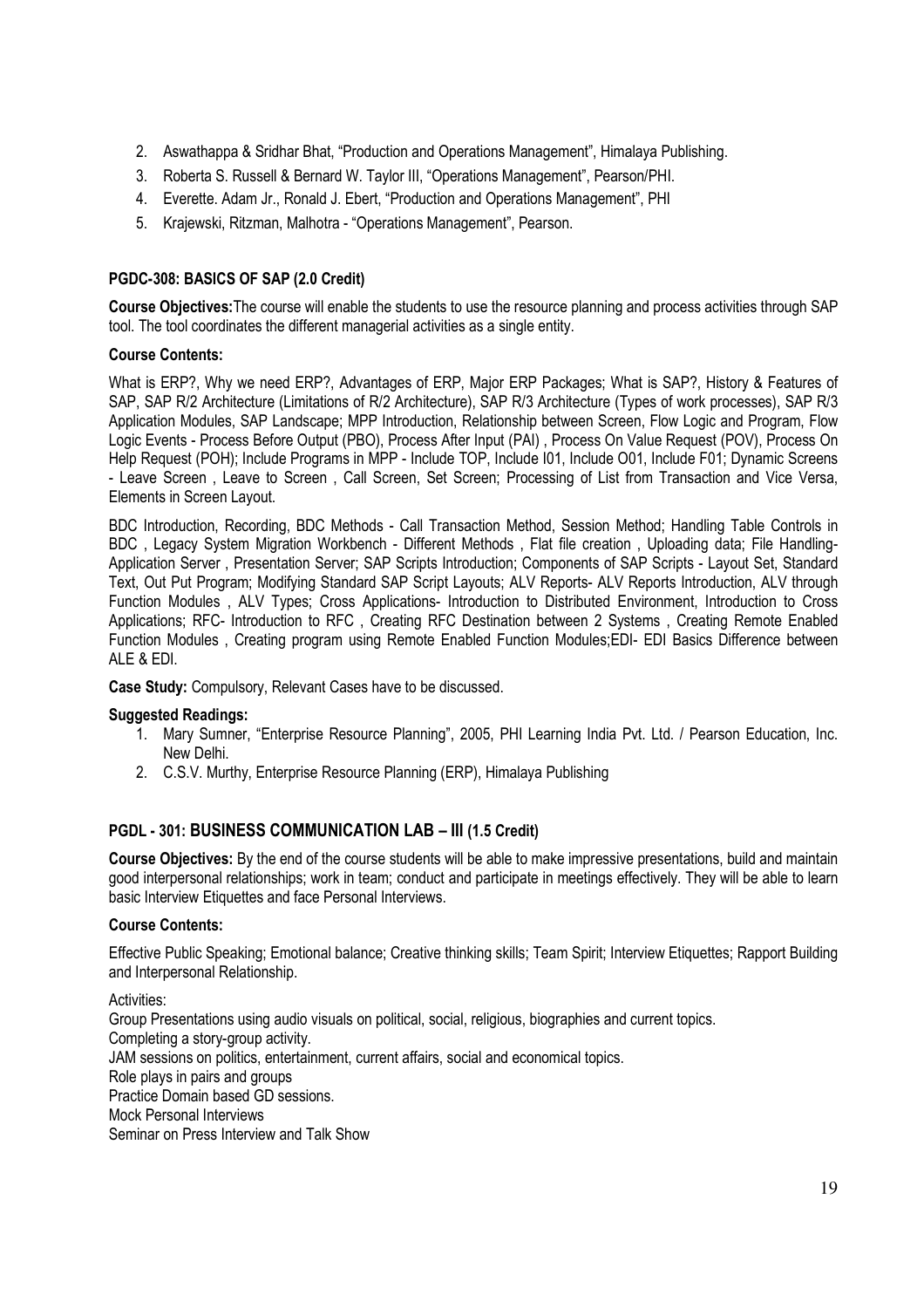2. Aswathappa & Sridhar Bhat, "Production and Operations Management", Himalaya Publishing.
3. Roberta S. Russell & Bernard W. Taylor III, "Operations Management", Pearson/PHI.
4. Everette. Adam Jr., Ronald J. Ebert, "Production and Operations Management", PHI
5. Krajewski, Ritzman, Malhotra - "Operations Management", Pearson.

### PGDC-308: BASICS OF SAP (2.0 Credit)

**Course Objectives:**The course will enable the students to use the resource planning and process activities through SAP tool. The tool coordinates the different managerial activities as a single entity.

**Course Contents:**

What is ERP?, Why we need ERP?, Advantages of ERP, Major ERP Packages; What is SAP?, History & Features of SAP, SAP R/2 Architecture (Limitations of R/2 Architecture), SAP R/3 Architecture (Types of work processes), SAP R/3 Application Modules, SAP Landscape; MPP Introduction, Relationship between Screen, Flow Logic and Program, Flow Logic Events - Process Before Output (PBO), Process After Input (PAI) , Process On Value Request (POV), Process On Help Request (POH); Include Programs in MPP - Include TOP, Include I01, Include O01, Include F01; Dynamic Screens - Leave Screen , Leave to Screen , Call Screen, Set Screen; Processing of List from Transaction and Vice Versa, Elements in Screen Layout.

BDC Introduction, Recording, BDC Methods - Call Transaction Method, Session Method; Handling Table Controls in BDC , Legacy System Migration Workbench - Different Methods , Flat file creation , Uploading data; File Handling- Application Server , Presentation Server; SAP Scripts Introduction; Components of SAP Scripts - Layout Set, Standard Text, Out Put Program; Modifying Standard SAP Script Layouts; ALV Reports- ALV Reports Introduction, ALV through Function Modules , ALV Types; Cross Applications- Introduction to Distributed Environment, Introduction to Cross Applications; RFC- Introduction to RFC , Creating RFC Destination between 2 Systems , Creating Remote Enabled Function Modules , Creating program using Remote Enabled Function Modules;EDI- EDI Basics Difference between ALE & EDI.

**Case Study:** Compulsory, Relevant Cases have to be discussed.

**Suggested Readings:**

1. Mary Sumner, "Enterprise Resource Planning", 2005, PHI Learning India Pvt. Ltd. / Pearson Education, Inc. New Delhi.
2. C.S.V. Murthy, Enterprise Resource Planning (ERP), Himalaya Publishing

### PGDL - 301: BUSINESS COMMUNICATION LAB – III (1.5 Credit)

**Course Objectives:** By the end of the course students will be able to make impressive presentations, build and maintain good interpersonal relationships; work in team; conduct and participate in meetings effectively. They will be able to learn basic Interview Etiquettes and face Personal Interviews.

**Course Contents:**

Effective Public Speaking; Emotional balance; Creative thinking skills; Team Spirit; Interview Etiquettes; Rapport Building and Interpersonal Relationship.

Activities:
Group Presentations using audio visuals on political, social, religious, biographies and current topics.
Completing a story-group activity.
JAM sessions on politics, entertainment, current affairs, social and economical topics.
Role plays in pairs and groups
Practice Domain based GD sessions.
Mock Personal Interviews
Seminar on Press Interview and Talk Show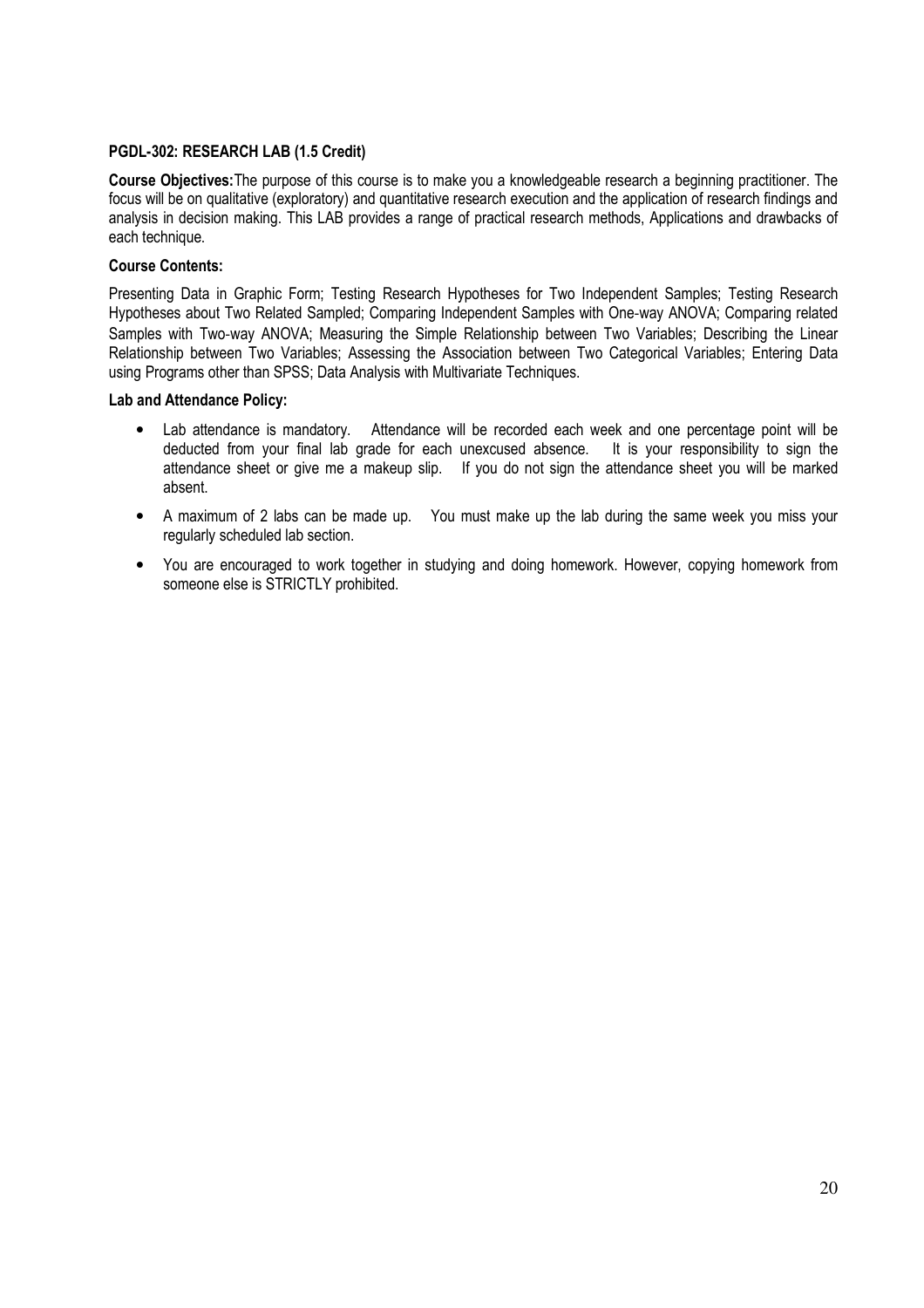**PGDL-302: RESEARCH LAB (1.5 Credit)**

**Course Objectives:**The purpose of this course is to make you a knowledgeable research a beginning practitioner. The focus will be on qualitative (exploratory) and quantitative research execution and the application of research findings and analysis in decision making. This LAB provides a range of practical research methods, Applications and drawbacks of each technique.

**Course Contents:**

Presenting Data in Graphic Form; Testing Research Hypotheses for Two Independent Samples; Testing Research Hypotheses about Two Related Sampled; Comparing Independent Samples with One-way ANOVA; Comparing related Samples with Two-way ANOVA; Measuring the Simple Relationship between Two Variables; Describing the Linear Relationship between Two Variables; Assessing the Association between Two Categorical Variables; Entering Data using Programs other than SPSS; Data Analysis with Multivariate Techniques.

**Lab and Attendance Policy:**

- Lab attendance is mandatory. Attendance will be recorded each week and one percentage point will be deducted from your final lab grade for each unexcused absence. It is your responsibility to sign the attendance sheet or give me a makeup slip. If you do not sign the attendance sheet you will be marked absent.
- A maximum of 2 labs can be made up. You must make up the lab during the same week you miss your regularly scheduled lab section.
- You are encouraged to work together in studying and doing homework. However, copying homework from someone else is STRICTLY prohibited.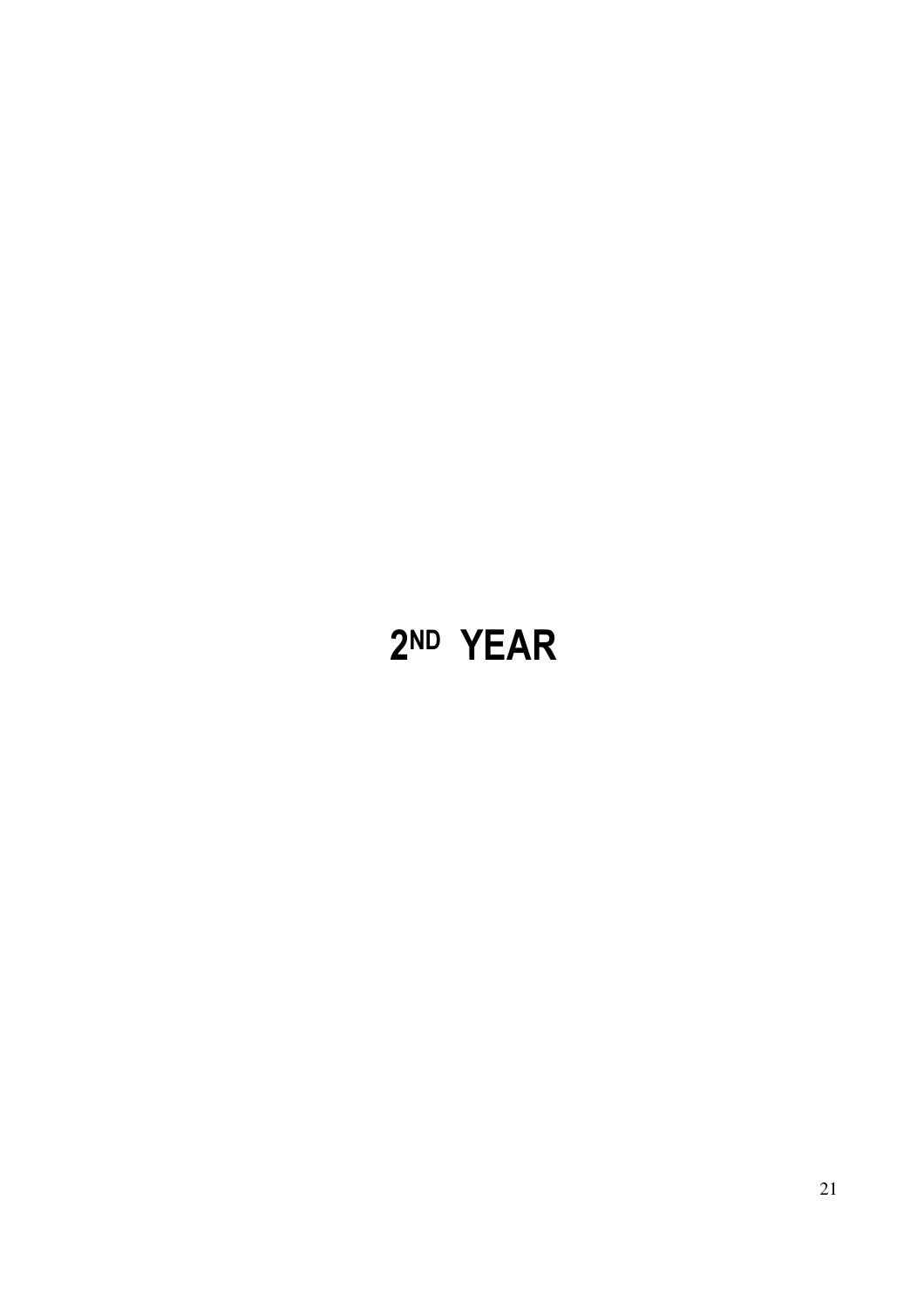# 2ND YEAR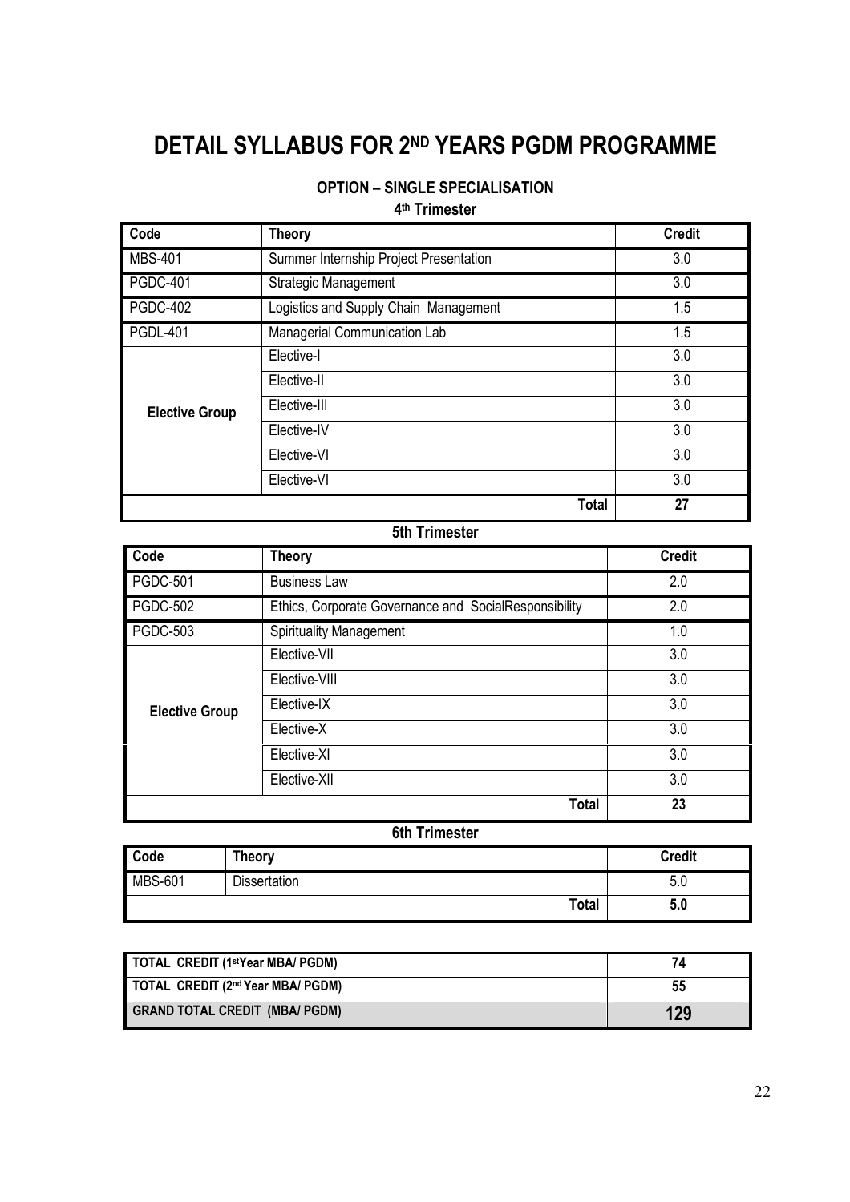# DETAIL SYLLABUS FOR 2ND YEARS PGDM PROGRAMME

### OPTION – SINGLE SPECIALISATION

**4th Trimester**

| Code | Theory | Credit |
|---|---|---|
| MBS-401 | Summer Internship Project Presentation | 3.0 |
| PGDC-401 | Strategic Management | 3.0 |
| PGDC-402 | Logistics and Supply Chain Management | 1.5 |
| PGDL-401 | Managerial Communication Lab | 1.5 |
| **Elective Group** | Elective-I | 3.0 |
| | Elective-II | 3.0 |
| | Elective-III | 3.0 |
| | Elective-IV | 3.0 |
| | Elective-VI | 3.0 |
| | Elective-VI | 3.0 |
| | **Total** | **27** |

**5th Trimester**

| Code | Theory | Credit |
|---|---|---|
| PGDC-501 | Business Law | 2.0 |
| PGDC-502 | Ethics, Corporate Governance and SocialResponsibility | 2.0 |
| PGDC-503 | Spirituality Management | 1.0 |
| **Elective Group** | Elective-VII | 3.0 |
| | Elective-VIII | 3.0 |
| | Elective-IX | 3.0 |
| | Elective-X | 3.0 |
| | Elective-XI | 3.0 |
| | Elective-XII | 3.0 |
| | **Total** | **23** |

**6th Trimester**

| Code | Theory | Credit |
|---|---|---|
| MBS-601 | Dissertation | 5.0 |
| | **Total** | **5.0** |

| | |
|---|---|
| **TOTAL CREDIT (1stYear MBA/ PGDM)** | **74** |
| **TOTAL CREDIT (2nd Year MBA/ PGDM)** | **55** |
| **GRAND TOTAL CREDIT (MBA/ PGDM)** | **129** |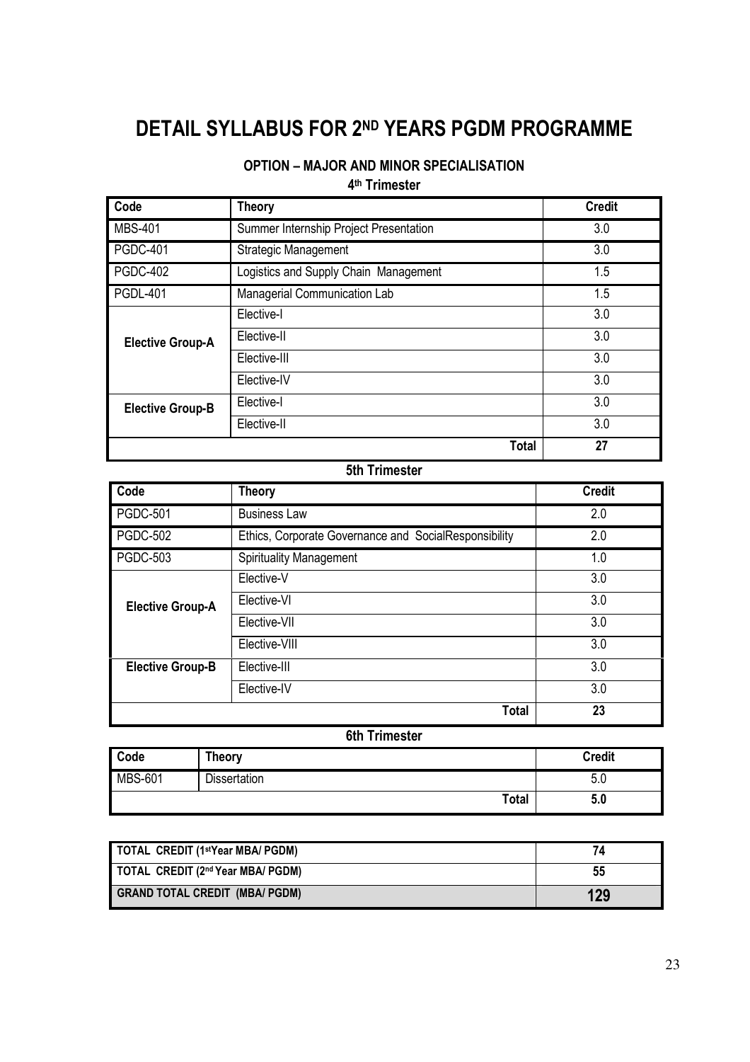# DETAIL SYLLABUS FOR 2ND YEARS PGDM PROGRAMME

### OPTION – MAJOR AND MINOR SPECIALISATION

#### 4th Trimester

| Code | Theory | Credit |
|---|---|---|
| MBS-401 | Summer Internship Project Presentation | 3.0 |
| PGDC-401 | Strategic Management | 3.0 |
| PGDC-402 | Logistics and Supply Chain Management | 1.5 |
| PGDL-401 | Managerial Communication Lab | 1.5 |
| **Elective Group-A** | Elective-I | 3.0 |
| | Elective-II | 3.0 |
| | Elective-III | 3.0 |
| | Elective-IV | 3.0 |
| **Elective Group-B** | Elective-I | 3.0 |
| | Elective-II | 3.0 |
| | **Total** | **27** |

#### 5th Trimester

| Code | Theory | Credit |
|---|---|---|
| PGDC-501 | Business Law | 2.0 |
| PGDC-502 | Ethics, Corporate Governance and SocialResponsibility | 2.0 |
| PGDC-503 | Spirituality Management | 1.0 |
| **Elective Group-A** | Elective-V | 3.0 |
| | Elective-VI | 3.0 |
| | Elective-VII | 3.0 |
| | Elective-VIII | 3.0 |
| **Elective Group-B** | Elective-III | 3.0 |
| | Elective-IV | 3.0 |
| | **Total** | **23** |

#### 6th Trimester

| Code | Theory | Credit |
|---|---|---|
| MBS-601 | Dissertation | 5.0 |
| | **Total** | **5.0** |

| | |
|---|---|
| **TOTAL CREDIT (1stYear MBA/ PGDM)** | **74** |
| **TOTAL CREDIT (2nd Year MBA/ PGDM)** | **55** |
| **GRAND TOTAL CREDIT (MBA/ PGDM)** | **129** |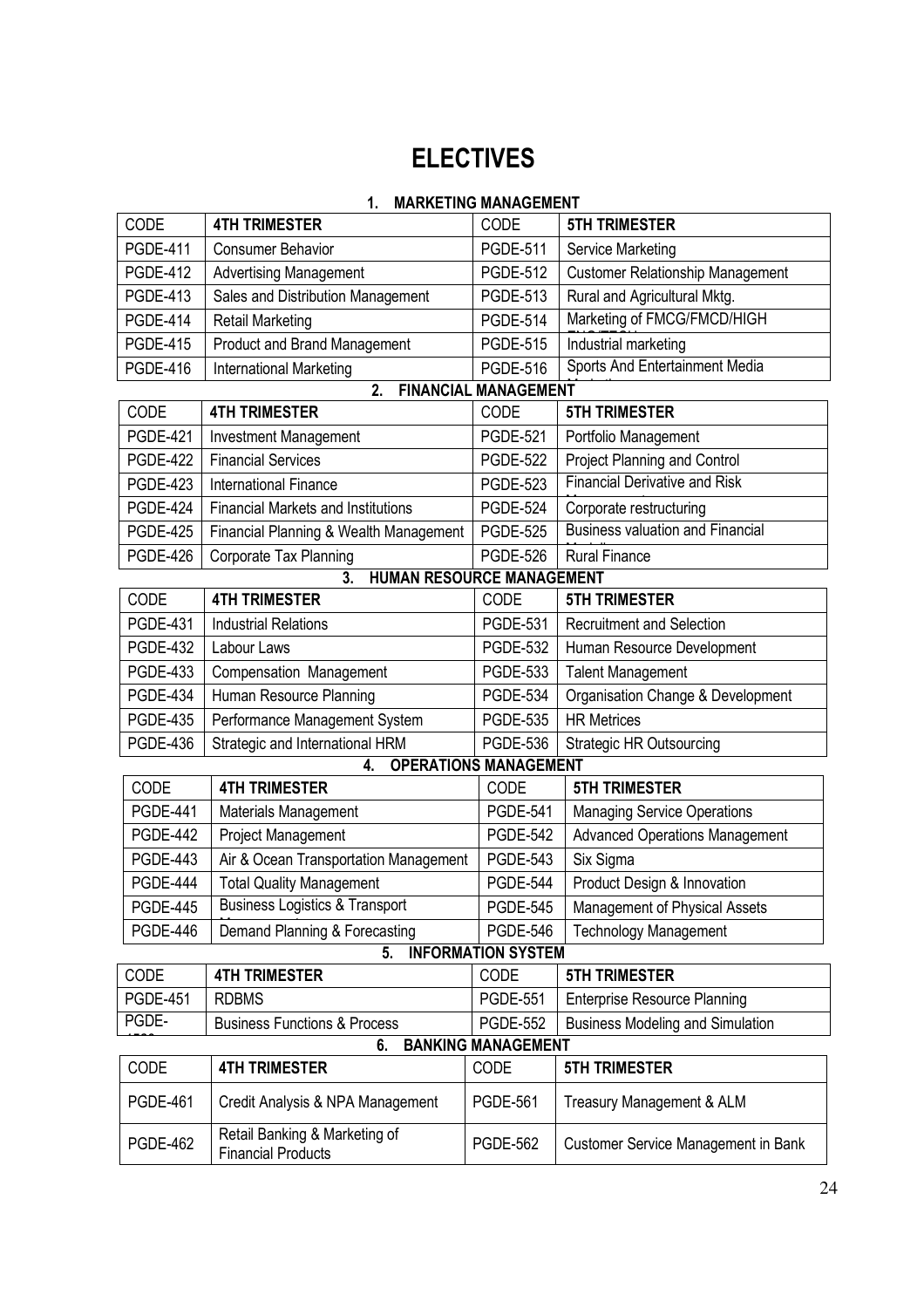# ELECTIVES

## 1. MARKETING MANAGEMENT

| CODE | 4TH TRIMESTER | CODE | 5TH TRIMESTER |
|---|---|---|---|
| PGDE-411 | Consumer Behavior | PGDE-511 | Service Marketing |
| PGDE-412 | Advertising Management | PGDE-512 | Customer Relationship Management |
| PGDE-413 | Sales and Distribution Management | PGDE-513 | Rural and Agricultural Mktg. |
| PGDE-414 | Retail Marketing | PGDE-514 | Marketing of FMCG/FMCD/HIGH |
| PGDE-415 | Product and Brand Management | PGDE-515 | Industrial marketing |
| PGDE-416 | International Marketing | PGDE-516 | Sports And Entertainment Media |

## 2. FINANCIAL MANAGEMENT

| CODE | 4TH TRIMESTER | CODE | 5TH TRIMESTER |
|---|---|---|---|
| PGDE-421 | Investment Management | PGDE-521 | Portfolio Management |
| PGDE-422 | Financial Services | PGDE-522 | Project Planning and Control |
| PGDE-423 | International Finance | PGDE-523 | Financial Derivative and Risk |
| PGDE-424 | Financial Markets and Institutions | PGDE-524 | Corporate restructuring |
| PGDE-425 | Financial Planning & Wealth Management | PGDE-525 | Business valuation and Financial |
| PGDE-426 | Corporate Tax Planning | PGDE-526 | Rural Finance |

## 3. HUMAN RESOURCE MANAGEMENT

| CODE | 4TH TRIMESTER | CODE | 5TH TRIMESTER |
|---|---|---|---|
| PGDE-431 | Industrial Relations | PGDE-531 | Recruitment and Selection |
| PGDE-432 | Labour Laws | PGDE-532 | Human Resource Development |
| PGDE-433 | Compensation Management | PGDE-533 | Talent Management |
| PGDE-434 | Human Resource Planning | PGDE-534 | Organisation Change & Development |
| PGDE-435 | Performance Management System | PGDE-535 | HR Metrices |
| PGDE-436 | Strategic and International HRM | PGDE-536 | Strategic HR Outsourcing |

## 4. OPERATIONS MANAGEMENT

| CODE | 4TH TRIMESTER | CODE | 5TH TRIMESTER |
|---|---|---|---|
| PGDE-441 | Materials Management | PGDE-541 | Managing Service Operations |
| PGDE-442 | Project Management | PGDE-542 | Advanced Operations Management |
| PGDE-443 | Air & Ocean Transportation Management | PGDE-543 | Six Sigma |
| PGDE-444 | Total Quality Management | PGDE-544 | Product Design & Innovation |
| PGDE-445 | Business Logistics & Transport | PGDE-545 | Management of Physical Assets |
| PGDE-446 | Demand Planning & Forecasting | PGDE-546 | Technology Management |

## 5. INFORMATION SYSTEM

| CODE | 4TH TRIMESTER | CODE | 5TH TRIMESTER |
|---|---|---|---|
| PGDE-451 | RDBMS | PGDE-551 | Enterprise Resource Planning |
| PGDE- | Business Functions & Process | PGDE-552 | Business Modeling and Simulation |

## 6. BANKING MANAGEMENT

| CODE | 4TH TRIMESTER | CODE | 5TH TRIMESTER |
|---|---|---|---|
| PGDE-461 | Credit Analysis & NPA Management | PGDE-561 | Treasury Management & ALM |
| PGDE-462 | Retail Banking & Marketing of Financial Products | PGDE-562 | Customer Service Management in Bank |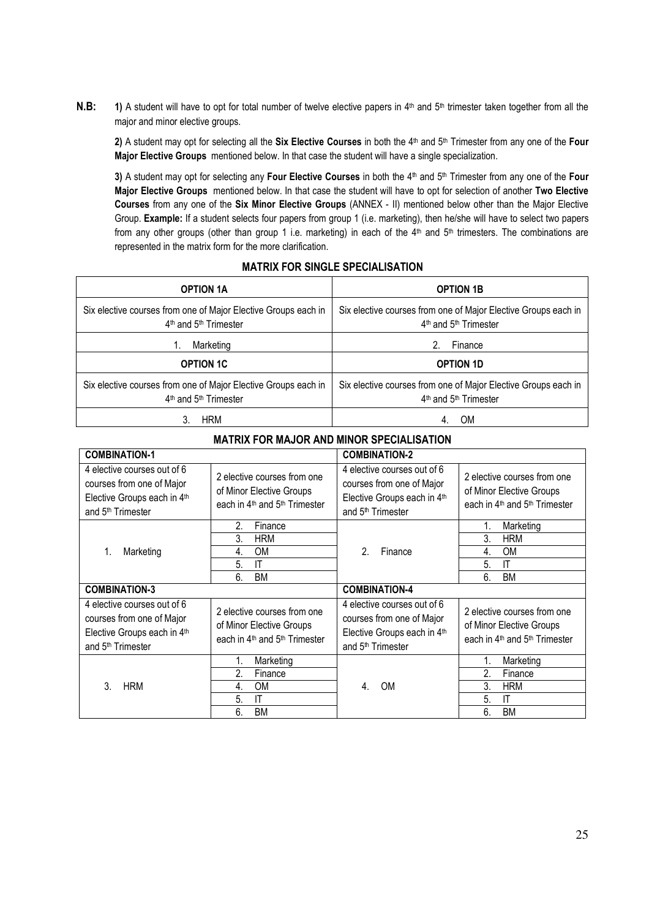**N.B:** **1)** A student will have to opt for total number of twelve elective papers in 4th and 5th trimester taken together from all the major and minor elective groups.

**2)** A student may opt for selecting all the **Six Elective Courses** in both the 4th and 5th Trimester from any one of the **Four Major Elective Groups** mentioned below. In that case the student will have a single specialization.

**3)** A student may opt for selecting any **Four Elective Courses** in both the 4th and 5th Trimester from any one of the **Four Major Elective Groups** mentioned below. In that case the student will have to opt for selection of another **Two Elective Courses** from any one of the **Six Minor Elective Groups** (ANNEX - II) mentioned below other than the Major Elective Group. **Example:** If a student selects four papers from group 1 (i.e. marketing), then he/she will have to select two papers from any other groups (other than group 1 i.e. marketing) in each of the 4th and 5th trimesters. The combinations are represented in the matrix form for the more clarification.

## MATRIX FOR SINGLE SPECIALISATION

| **OPTION 1A** | **OPTION 1B** |
|---|---|
| Six elective courses from one of Major Elective Groups each in 4th and 5th Trimester | Six elective courses from one of Major Elective Groups each in 4th and 5th Trimester |
| 1. Marketing | 2. Finance |
| **OPTION 1C** | **OPTION 1D** |
| Six elective courses from one of Major Elective Groups each in 4th and 5th Trimester | Six elective courses from one of Major Elective Groups each in 4th and 5th Trimester |
| 3. HRM | 4. OM |

## MATRIX FOR MAJOR AND MINOR SPECIALISATION

| **COMBINATION-1** | | **COMBINATION-2** | |
|---|---|---|---|
| 4 elective courses out of 6 courses from one of Major Elective Groups each in 4th and 5th Trimester | 2 elective courses from one of Minor Elective Groups each in 4th and 5th Trimester | 4 elective courses out of 6 courses from one of Major Elective Groups each in 4th and 5th Trimester | 2 elective courses from one of Minor Elective Groups each in 4th and 5th Trimester |
| 1. Marketing | 2. Finance | 2. Finance | 1. Marketing |
| | 3. HRM | | 3. HRM |
| | 4. OM | | 4. OM |
| | 5. IT | | 5. IT |
| | 6. BM | | 6. BM |
| **COMBINATION-3** | | **COMBINATION-4** | |
| 4 elective courses out of 6 courses from one of Major Elective Groups each in 4th and 5th Trimester | 2 elective courses from one of Minor Elective Groups each in 4th and 5th Trimester | 4 elective courses out of 6 courses from one of Major Elective Groups each in 4th and 5th Trimester | 2 elective courses from one of Minor Elective Groups each in 4th and 5th Trimester |
| 3. HRM | 1. Marketing | 4. OM | 1. Marketing |
| | 2. Finance | | 2. Finance |
| | 4. OM | | 3. HRM |
| | 5. IT | | 5. IT |
| | 6. BM | | 6. BM |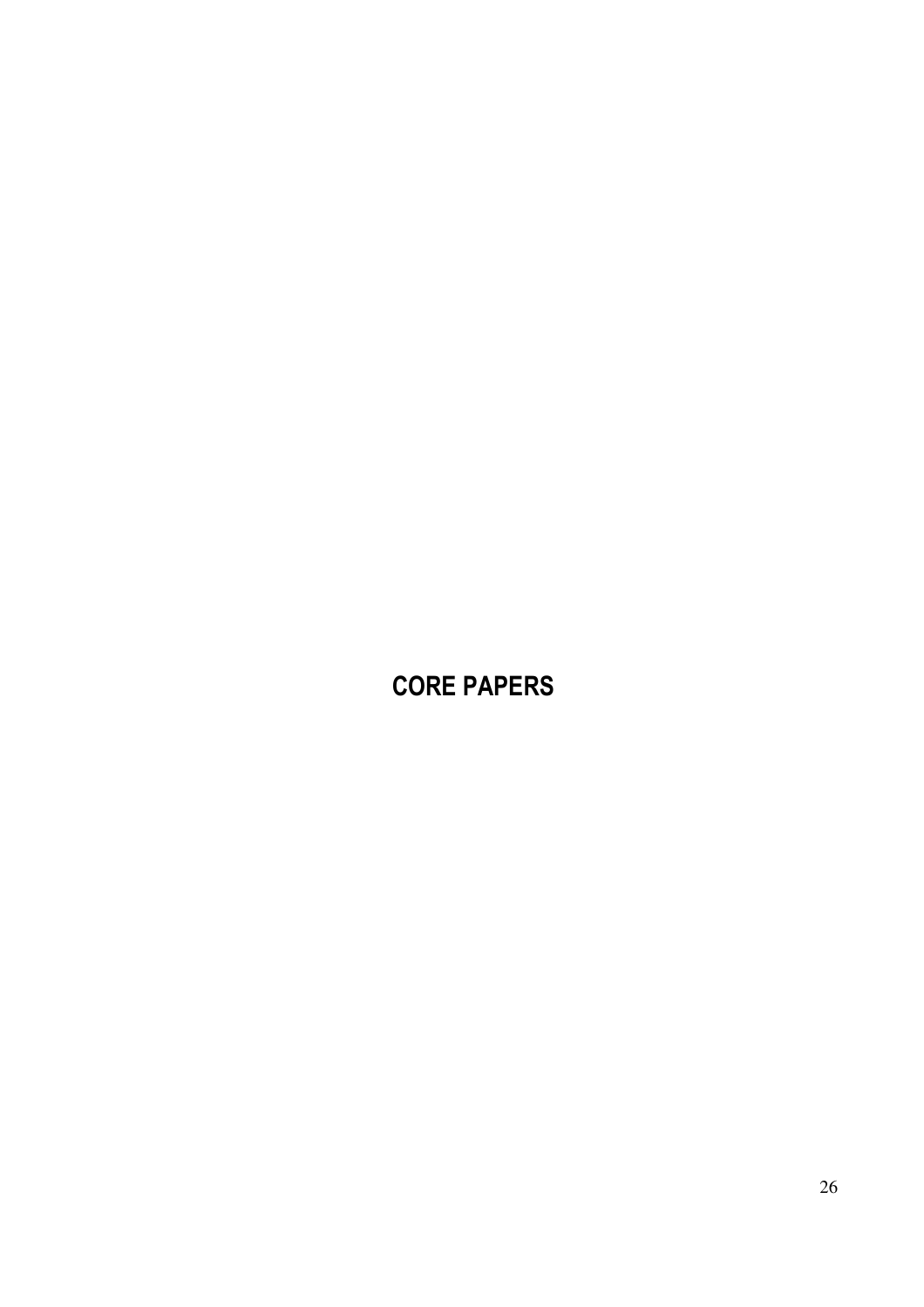# CORE PAPERS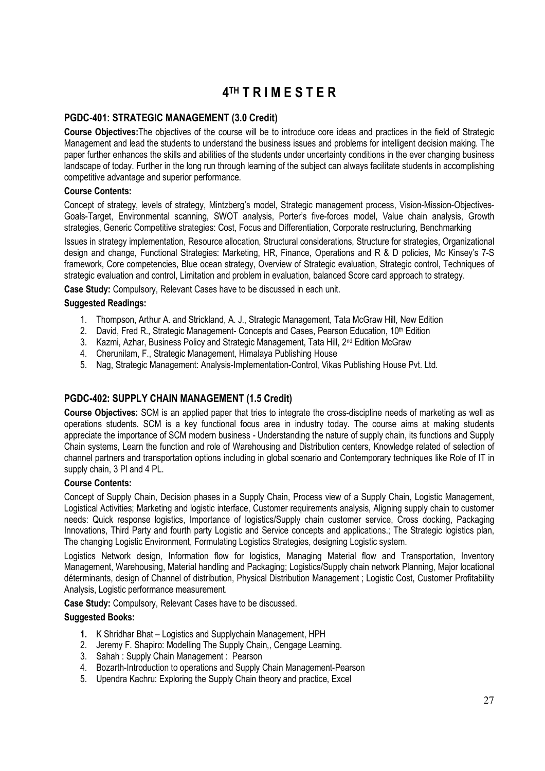# 4TH T R I M E S T E R

## PGDC-401: STRATEGIC MANAGEMENT (3.0 Credit)

**Course Objectives:**The objectives of the course will be to introduce core ideas and practices in the field of Strategic Management and lead the students to understand the business issues and problems for intelligent decision making. The paper further enhances the skills and abilities of the students under uncertainty conditions in the ever changing business landscape of today. Further in the long run through learning of the subject can always facilitate students in accomplishing competitive advantage and superior performance.

**Course Contents:**

Concept of strategy, levels of strategy, Mintzberg's model, Strategic management process, Vision-Mission-Objectives-Goals-Target, Environmental scanning, SWOT analysis, Porter's five-forces model, Value chain analysis, Growth strategies, Generic Competitive strategies: Cost, Focus and Differentiation, Corporate restructuring, Benchmarking

Issues in strategy implementation, Resource allocation, Structural considerations, Structure for strategies, Organizational design and change, Functional Strategies: Marketing, HR, Finance, Operations and R & D policies, Mc Kinsey's 7-S framework, Core competencies, Blue ocean strategy, Overview of Strategic evaluation, Strategic control, Techniques of strategic evaluation and control, Limitation and problem in evaluation, balanced Score card approach to strategy.

**Case Study:** Compulsory, Relevant Cases have to be discussed in each unit.

**Suggested Readings:**

1. Thompson, Arthur A. and Strickland, A. J., Strategic Management, Tata McGraw Hill, New Edition
2. David, Fred R., Strategic Management- Concepts and Cases, Pearson Education, 10th Edition
3. Kazmi, Azhar, Business Policy and Strategic Management, Tata Hill, 2nd Edition McGraw
4. Cherunilam, F., Strategic Management, Himalaya Publishing House
5. Nag, Strategic Management: Analysis-Implementation-Control, Vikas Publishing House Pvt. Ltd.

## PGDC-402: SUPPLY CHAIN MANAGEMENT (1.5 Credit)

**Course Objectives:** SCM is an applied paper that tries to integrate the cross-discipline needs of marketing as well as operations students. SCM is a key functional focus area in industry today. The course aims at making students appreciate the importance of SCM modern business - Understanding the nature of supply chain, its functions and Supply Chain systems, Learn the function and role of Warehousing and Distribution centers, Knowledge related of selection of channel partners and transportation options including in global scenario and Contemporary techniques like Role of IT in supply chain, 3 Pl and 4 PL.

**Course Contents:**

Concept of Supply Chain, Decision phases in a Supply Chain, Process view of a Supply Chain, Logistic Management, Logistical Activities; Marketing and logistic interface, Customer requirements analysis, Aligning supply chain to customer needs: Quick response logistics, Importance of logistics/Supply chain customer service, Cross docking, Packaging Innovations, Third Party and fourth party Logistic and Service concepts and applications.; The Strategic logistics plan, The changing Logistic Environment, Formulating Logistics Strategies, designing Logistic system.

Logistics Network design, Information flow for logistics, Managing Material flow and Transportation, Inventory Management, Warehousing, Material handling and Packaging; Logistics/Supply chain network Planning, Major locational déterminants, design of Channel of distribution, Physical Distribution Management ; Logistic Cost, Customer Profitability Analysis, Logistic performance measurement.

**Case Study:** Compulsory, Relevant Cases have to be discussed.

**Suggested Books:**

1. K Shridhar Bhat – Logistics and Supplychain Management, HPH
2. Jeremy F. Shapiro: Modelling The Supply Chain,, Cengage Learning.
3. Sahah : Supply Chain Management : Pearson
4. Bozarth-Introduction to operations and Supply Chain Management-Pearson
5. Upendra Kachru: Exploring the Supply Chain theory and practice, Excel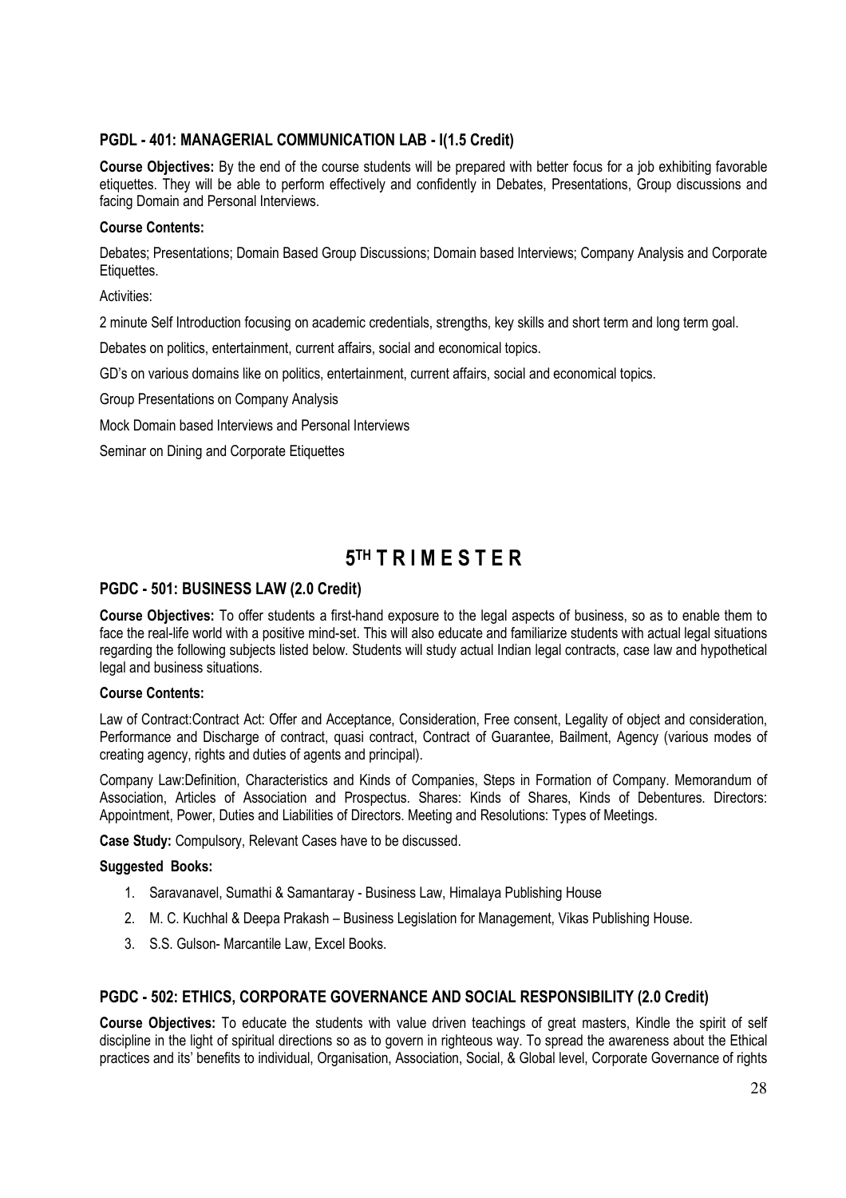### PGDL - 401: MANAGERIAL COMMUNICATION LAB - I(1.5 Credit)

**Course Objectives:** By the end of the course students will be prepared with better focus for a job exhibiting favorable etiquettes. They will be able to perform effectively and confidently in Debates, Presentations, Group discussions and facing Domain and Personal Interviews.

**Course Contents:**

Debates; Presentations; Domain Based Group Discussions; Domain based Interviews; Company Analysis and Corporate Etiquettes.

Activities:

2 minute Self Introduction focusing on academic credentials, strengths, key skills and short term and long term goal.

Debates on politics, entertainment, current affairs, social and economical topics.

GD's on various domains like on politics, entertainment, current affairs, social and economical topics.

Group Presentations on Company Analysis

Mock Domain based Interviews and Personal Interviews

Seminar on Dining and Corporate Etiquettes

## 5TH T R I M E S T E R

### PGDC - 501: BUSINESS LAW (2.0 Credit)

**Course Objectives:** To offer students a first-hand exposure to the legal aspects of business, so as to enable them to face the real-life world with a positive mind-set. This will also educate and familiarize students with actual legal situations regarding the following subjects listed below. Students will study actual Indian legal contracts, case law and hypothetical legal and business situations.

**Course Contents:**

Law of Contract:Contract Act: Offer and Acceptance, Consideration, Free consent, Legality of object and consideration, Performance and Discharge of contract, quasi contract, Contract of Guarantee, Bailment, Agency (various modes of creating agency, rights and duties of agents and principal).

Company Law:Definition, Characteristics and Kinds of Companies, Steps in Formation of Company. Memorandum of Association, Articles of Association and Prospectus. Shares: Kinds of Shares, Kinds of Debentures. Directors: Appointment, Power, Duties and Liabilities of Directors. Meeting and Resolutions: Types of Meetings.

**Case Study:** Compulsory, Relevant Cases have to be discussed.

**Suggested Books:**

1. Saravanavel, Sumathi & Samantaray - Business Law, Himalaya Publishing House
2. M. C. Kuchhal & Deepa Prakash – Business Legislation for Management, Vikas Publishing House.
3. S.S. Gulson- Marcantile Law, Excel Books.

### PGDC - 502: ETHICS, CORPORATE GOVERNANCE AND SOCIAL RESPONSIBILITY (2.0 Credit)

**Course Objectives:** To educate the students with value driven teachings of great masters, Kindle the spirit of self discipline in the light of spiritual directions so as to govern in righteous way. To spread the awareness about the Ethical practices and its' benefits to individual, Organisation, Association, Social, & Global level, Corporate Governance of rights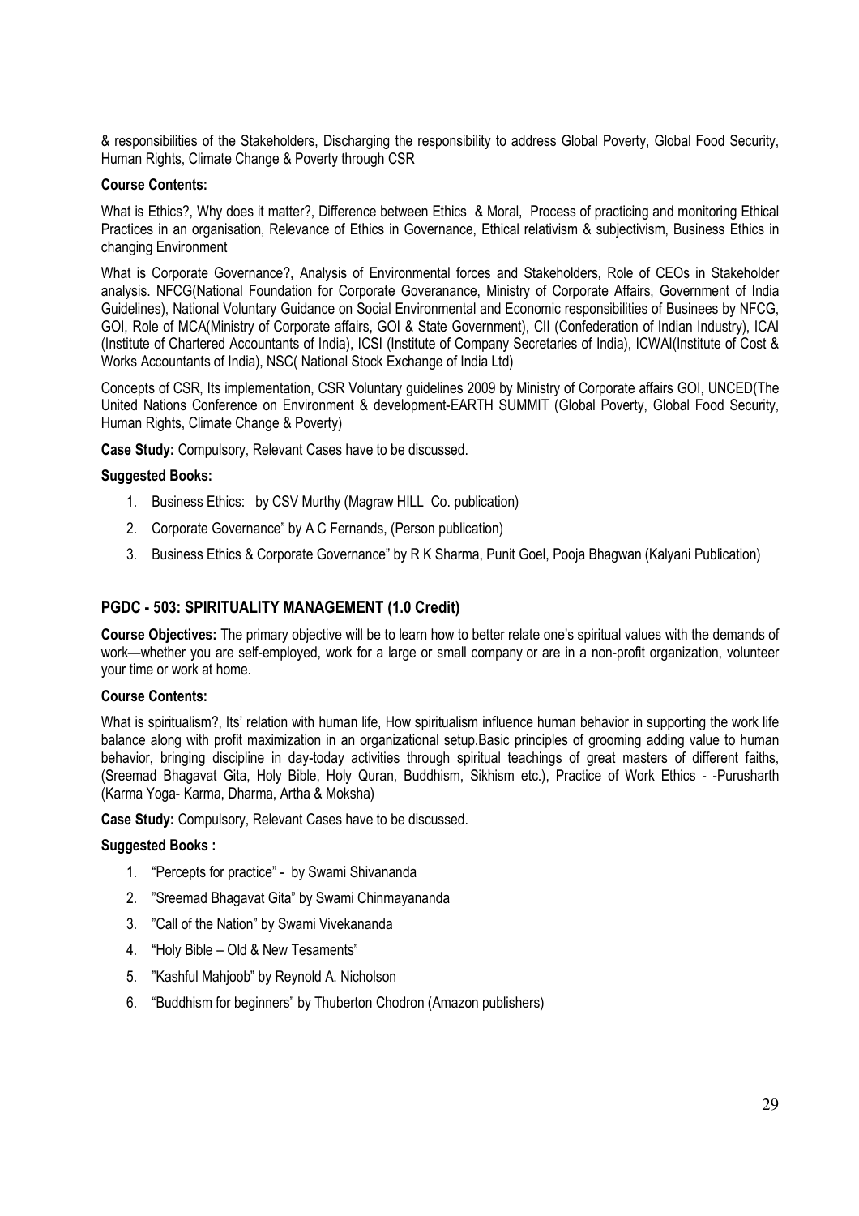& responsibilities of the Stakeholders, Discharging the responsibility to address Global Poverty, Global Food Security, Human Rights, Climate Change & Poverty through CSR

**Course Contents:**

What is Ethics?, Why does it matter?, Difference between Ethics & Moral, Process of practicing and monitoring Ethical Practices in an organisation, Relevance of Ethics in Governance, Ethical relativism & subjectivism, Business Ethics in changing Environment

What is Corporate Governance?, Analysis of Environmental forces and Stakeholders, Role of CEOs in Stakeholder analysis. NFCG(National Foundation for Corporate Goveranance, Ministry of Corporate Affairs, Government of India Guidelines), National Voluntary Guidance on Social Environmental and Economic responsibilities of Businees by NFCG, GOI, Role of MCA(Ministry of Corporate affairs, GOI & State Government), CII (Confederation of Indian Industry), ICAI (Institute of Chartered Accountants of India), ICSI (Institute of Company Secretaries of India), ICWAI(Institute of Cost & Works Accountants of India), NSC( National Stock Exchange of India Ltd)

Concepts of CSR, Its implementation, CSR Voluntary guidelines 2009 by Ministry of Corporate affairs GOI, UNCED(The United Nations Conference on Environment & development-EARTH SUMMIT (Global Poverty, Global Food Security, Human Rights, Climate Change & Poverty)

**Case Study:** Compulsory, Relevant Cases have to be discussed.

**Suggested Books:**

1. Business Ethics: by CSV Murthy (Magraw HILL Co. publication)
2. Corporate Governance" by A C Fernands, (Person publication)
3. Business Ethics & Corporate Governance" by R K Sharma, Punit Goel, Pooja Bhagwan (Kalyani Publication)

## PGDC - 503: SPIRITUALITY MANAGEMENT (1.0 Credit)

**Course Objectives:** The primary objective will be to learn how to better relate one's spiritual values with the demands of work—whether you are self-employed, work for a large or small company or are in a non-profit organization, volunteer your time or work at home.

**Course Contents:**

What is spiritualism?, Its' relation with human life, How spiritualism influence human behavior in supporting the work life balance along with profit maximization in an organizational setup.Basic principles of grooming adding value to human behavior, bringing discipline in day-today activities through spiritual teachings of great masters of different faiths, (Sreemad Bhagavat Gita, Holy Bible, Holy Quran, Buddhism, Sikhism etc.), Practice of Work Ethics - -Purusharth (Karma Yoga- Karma, Dharma, Artha & Moksha)

**Case Study:** Compulsory, Relevant Cases have to be discussed.

**Suggested Books :**

1. "Percepts for practice" - by Swami Shivananda
2. "Sreemad Bhagavat Gita" by Swami Chinmayananda
3. "Call of the Nation" by Swami Vivekananda
4. "Holy Bible – Old & New Tesaments"
5. "Kashful Mahjoob" by Reynold A. Nicholson
6. "Buddhism for beginners" by Thuberton Chodron (Amazon publishers)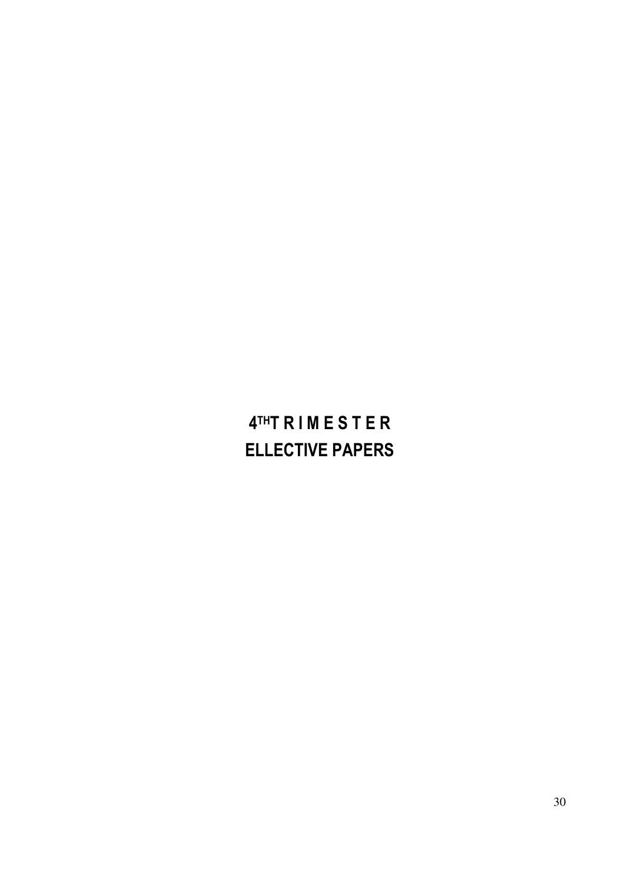# 4TH T R I M E S T E R

# ELLECTIVE PAPERS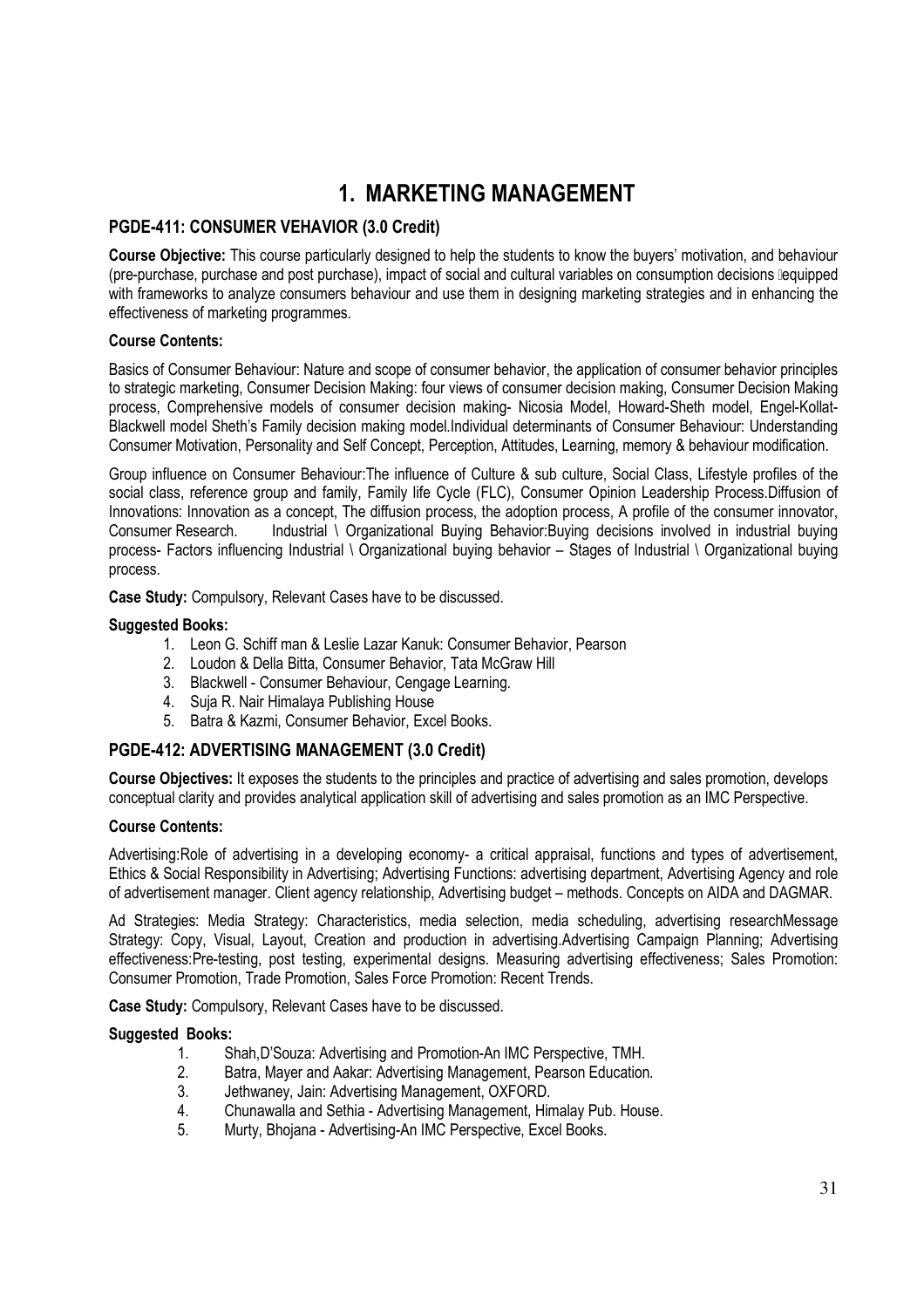# 1. MARKETING MANAGEMENT

## PGDE-411: CONSUMER VEHAVIOR (3.0 Credit)

**Course Objective:** This course particularly designed to help the students to know the buyers' motivation, and behaviour (pre-purchase, purchase and post purchase), impact of social and cultural variables on consumption decisions equipped with frameworks to analyze consumers behaviour and use them in designing marketing strategies and in enhancing the effectiveness of marketing programmes.

**Course Contents:**

Basics of Consumer Behaviour: Nature and scope of consumer behavior, the application of consumer behavior principles to strategic marketing, Consumer Decision Making: four views of consumer decision making, Consumer Decision Making process, Comprehensive models of consumer decision making- Nicosia Model, Howard-Sheth model, Engel-Kollat-Blackwell model Sheth's Family decision making model.Individual determinants of Consumer Behaviour: Understanding Consumer Motivation, Personality and Self Concept, Perception, Attitudes, Learning, memory & behaviour modification.

Group influence on Consumer Behaviour:The influence of Culture & sub culture, Social Class, Lifestyle profiles of the social class, reference group and family, Family life Cycle (FLC), Consumer Opinion Leadership Process.Diffusion of Innovations: Innovation as a concept, The diffusion process, the adoption process, A profile of the consumer innovator, Consumer Research. Industrial \ Organizational Buying Behavior:Buying decisions involved in industrial buying process- Factors influencing Industrial \ Organizational buying behavior – Stages of Industrial \ Organizational buying process.

**Case Study:** Compulsory, Relevant Cases have to be discussed.

**Suggested Books:**

1. Leon G. Schiff man & Leslie Lazar Kanuk: Consumer Behavior, Pearson
2. Loudon & Della Bitta, Consumer Behavior, Tata McGraw Hill
3. Blackwell - Consumer Behaviour, Cengage Learning.
4. Suja R. Nair Himalaya Publishing House
5. Batra & Kazmi, Consumer Behavior, Excel Books.

## PGDE-412: ADVERTISING MANAGEMENT (3.0 Credit)

**Course Objectives:** It exposes the students to the principles and practice of advertising and sales promotion, develops conceptual clarity and provides analytical application skill of advertising and sales promotion as an IMC Perspective.

**Course Contents:**

Advertising:Role of advertising in a developing economy- a critical appraisal, functions and types of advertisement, Ethics & Social Responsibility in Advertising; Advertising Functions: advertising department, Advertising Agency and role of advertisement manager. Client agency relationship, Advertising budget – methods. Concepts on AIDA and DAGMAR.

Ad Strategies: Media Strategy: Characteristics, media selection, media scheduling, advertising researchMessage Strategy: Copy, Visual, Layout, Creation and production in advertising.Advertising Campaign Planning; Advertising effectiveness:Pre-testing, post testing, experimental designs. Measuring advertising effectiveness; Sales Promotion: Consumer Promotion, Trade Promotion, Sales Force Promotion: Recent Trends.

**Case Study:** Compulsory, Relevant Cases have to be discussed.

**Suggested Books:**

1. Shah,D'Souza: Advertising and Promotion-An IMC Perspective, TMH.
2. Batra, Mayer and Aakar: Advertising Management, Pearson Education.
3. Jethwaney, Jain: Advertising Management, OXFORD.
4. Chunawalla and Sethia - Advertising Management, Himalay Pub. House.
5. Murty, Bhojana - Advertising-An IMC Perspective, Excel Books.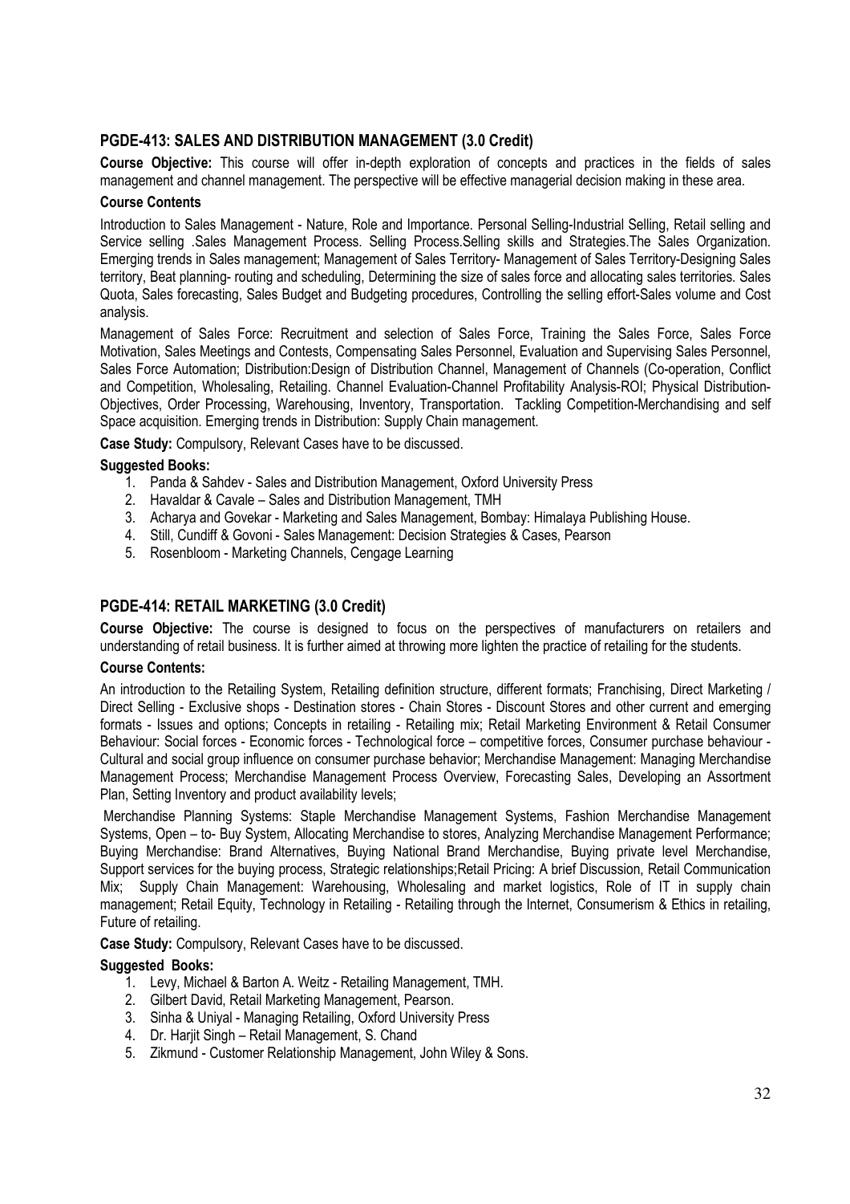## PGDE-413: SALES AND DISTRIBUTION MANAGEMENT (3.0 Credit)

**Course Objective:** This course will offer in-depth exploration of concepts and practices in the fields of sales management and channel management. The perspective will be effective managerial decision making in these area.

**Course Contents**

Introduction to Sales Management - Nature, Role and Importance. Personal Selling-Industrial Selling, Retail selling and Service selling .Sales Management Process. Selling Process.Selling skills and Strategies.The Sales Organization. Emerging trends in Sales management; Management of Sales Territory- Management of Sales Territory-Designing Sales territory, Beat planning- routing and scheduling, Determining the size of sales force and allocating sales territories. Sales Quota, Sales forecasting, Sales Budget and Budgeting procedures, Controlling the selling effort-Sales volume and Cost analysis.

Management of Sales Force: Recruitment and selection of Sales Force, Training the Sales Force, Sales Force Motivation, Sales Meetings and Contests, Compensating Sales Personnel, Evaluation and Supervising Sales Personnel, Sales Force Automation; Distribution:Design of Distribution Channel, Management of Channels (Co-operation, Conflict and Competition, Wholesaling, Retailing. Channel Evaluation-Channel Profitability Analysis-ROI; Physical Distribution-Objectives, Order Processing, Warehousing, Inventory, Transportation. Tackling Competition-Merchandising and self Space acquisition. Emerging trends in Distribution: Supply Chain management.

**Case Study:** Compulsory, Relevant Cases have to be discussed.

**Suggested Books:**

1. Panda & Sahdev - Sales and Distribution Management, Oxford University Press
2. Havaldar & Cavale – Sales and Distribution Management, TMH
3. Acharya and Govekar - Marketing and Sales Management, Bombay: Himalaya Publishing House.
4. Still, Cundiff & Govoni - Sales Management: Decision Strategies & Cases, Pearson
5. Rosenbloom - Marketing Channels, Cengage Learning

## PGDE-414: RETAIL MARKETING (3.0 Credit)

**Course Objective:** The course is designed to focus on the perspectives of manufacturers on retailers and understanding of retail business. It is further aimed at throwing more lighten the practice of retailing for the students.

**Course Contents:**

An introduction to the Retailing System, Retailing definition structure, different formats; Franchising, Direct Marketing / Direct Selling - Exclusive shops - Destination stores - Chain Stores - Discount Stores and other current and emerging formats - Issues and options; Concepts in retailing - Retailing mix; Retail Marketing Environment & Retail Consumer Behaviour: Social forces - Economic forces - Technological force – competitive forces, Consumer purchase behaviour - Cultural and social group influence on consumer purchase behavior; Merchandise Management: Managing Merchandise Management Process; Merchandise Management Process Overview, Forecasting Sales, Developing an Assortment Plan, Setting Inventory and product availability levels;

Merchandise Planning Systems: Staple Merchandise Management Systems, Fashion Merchandise Management Systems, Open – to- Buy System, Allocating Merchandise to stores, Analyzing Merchandise Management Performance; Buying Merchandise: Brand Alternatives, Buying National Brand Merchandise, Buying private level Merchandise, Support services for the buying process, Strategic relationships;Retail Pricing: A brief Discussion, Retail Communication Mix; Supply Chain Management: Warehousing, Wholesaling and market logistics, Role of IT in supply chain management; Retail Equity, Technology in Retailing - Retailing through the Internet, Consumerism & Ethics in retailing, Future of retailing.

**Case Study:** Compulsory, Relevant Cases have to be discussed.

**Suggested Books:**

1. Levy, Michael & Barton A. Weitz - Retailing Management, TMH.
2. Gilbert David, Retail Marketing Management, Pearson.
3. Sinha & Uniyal - Managing Retailing, Oxford University Press
4. Dr. Harjit Singh – Retail Management, S. Chand
5. Zikmund - Customer Relationship Management, John Wiley & Sons.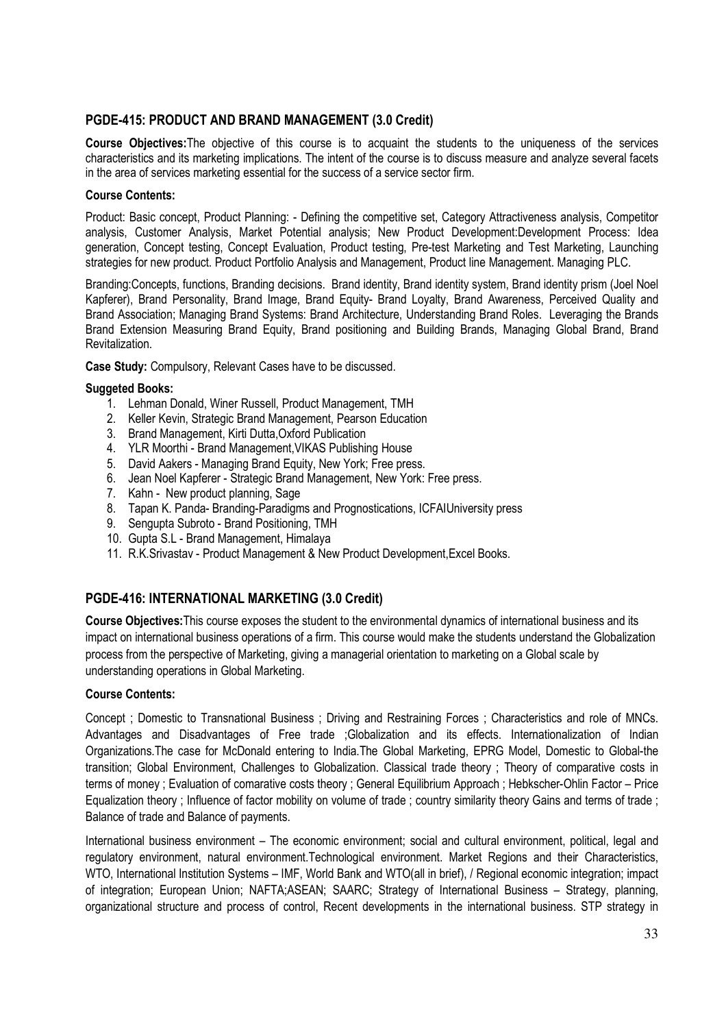## PGDE-415: PRODUCT AND BRAND MANAGEMENT (3.0 Credit)

**Course Objectives:**The objective of this course is to acquaint the students to the uniqueness of the services characteristics and its marketing implications. The intent of the course is to discuss measure and analyze several facets in the area of services marketing essential for the success of a service sector firm.

**Course Contents:**

Product: Basic concept, Product Planning: - Defining the competitive set, Category Attractiveness analysis, Competitor analysis, Customer Analysis, Market Potential analysis; New Product Development:Development Process: Idea generation, Concept testing, Concept Evaluation, Product testing, Pre-test Marketing and Test Marketing, Launching strategies for new product. Product Portfolio Analysis and Management, Product line Management. Managing PLC.

Branding:Concepts, functions, Branding decisions. Brand identity, Brand identity system, Brand identity prism (Joel Noel Kapferer), Brand Personality, Brand Image, Brand Equity- Brand Loyalty, Brand Awareness, Perceived Quality and Brand Association; Managing Brand Systems: Brand Architecture, Understanding Brand Roles. Leveraging the Brands Brand Extension Measuring Brand Equity, Brand positioning and Building Brands, Managing Global Brand, Brand Revitalization.

**Case Study:** Compulsory, Relevant Cases have to be discussed.

**Suggeted Books:**

1. Lehman Donald, Winer Russell, Product Management, TMH
2. Keller Kevin, Strategic Brand Management, Pearson Education
3. Brand Management, Kirti Dutta,Oxford Publication
4. YLR Moorthi - Brand Management,VIKAS Publishing House
5. David Aakers - Managing Brand Equity, New York; Free press.
6. Jean Noel Kapferer - Strategic Brand Management, New York: Free press.
7. Kahn - New product planning, Sage
8. Tapan K. Panda- Branding-Paradigms and Prognostications, ICFAIUniversity press
9. Sengupta Subroto - Brand Positioning, TMH
10. Gupta S.L - Brand Management, Himalaya
11. R.K.Srivastav - Product Management & New Product Development,Excel Books.

## PGDE-416: INTERNATIONAL MARKETING (3.0 Credit)

**Course Objectives:**This course exposes the student to the environmental dynamics of international business and its impact on international business operations of a firm. This course would make the students understand the Globalization process from the perspective of Marketing, giving a managerial orientation to marketing on a Global scale by understanding operations in Global Marketing.

**Course Contents:**

Concept ; Domestic to Transnational Business ; Driving and Restraining Forces ; Characteristics and role of MNCs. Advantages and Disadvantages of Free trade ;Globalization and its effects. Internationalization of Indian Organizations.The case for McDonald entering to India.The Global Marketing, EPRG Model, Domestic to Global-the transition; Global Environment, Challenges to Globalization. Classical trade theory ; Theory of comparative costs in terms of money ; Evaluation of comarative costs theory ; General Equilibrium Approach ; Hebkscher-Ohlin Factor – Price Equalization theory ; Influence of factor mobility on volume of trade ; country similarity theory Gains and terms of trade ; Balance of trade and Balance of payments.

International business environment – The economic environment; social and cultural environment, political, legal and regulatory environment, natural environment.Technological environment. Market Regions and their Characteristics, WTO, International Institution Systems – IMF, World Bank and WTO(all in brief), / Regional economic integration; impact of integration; European Union; NAFTA;ASEAN; SAARC; Strategy of International Business – Strategy, planning, organizational structure and process of control, Recent developments in the international business. STP strategy in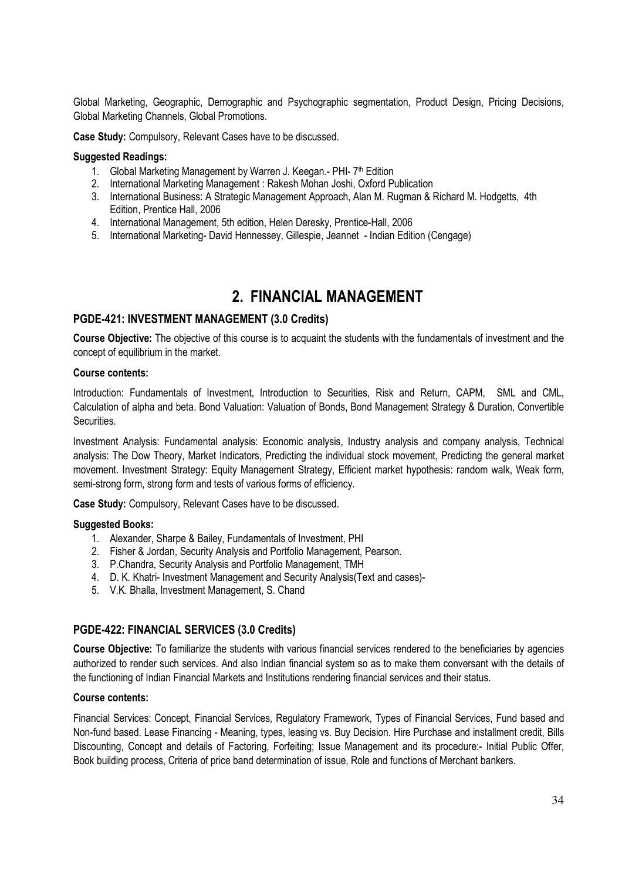Global Marketing, Geographic, Demographic and Psychographic segmentation, Product Design, Pricing Decisions, Global Marketing Channels, Global Promotions.

**Case Study:** Compulsory, Relevant Cases have to be discussed.

**Suggested Readings:**

1. Global Marketing Management by Warren J. Keegan.- PHI- 7th Edition
2. International Marketing Management : Rakesh Mohan Joshi, Oxford Publication
3. International Business: A Strategic Management Approach, Alan M. Rugman & Richard M. Hodgetts, 4th Edition, Prentice Hall, 2006
4. International Management, 5th edition, Helen Deresky, Prentice-Hall, 2006
5. International Marketing- David Hennessey, Gillespie, Jeannet - Indian Edition (Cengage)

# 2. FINANCIAL MANAGEMENT

### PGDE-421: INVESTMENT MANAGEMENT (3.0 Credits)

**Course Objective:** The objective of this course is to acquaint the students with the fundamentals of investment and the concept of equilibrium in the market.

**Course contents:**

Introduction: Fundamentals of Investment, Introduction to Securities, Risk and Return, CAPM, SML and CML, Calculation of alpha and beta. Bond Valuation: Valuation of Bonds, Bond Management Strategy & Duration, Convertible Securities.

Investment Analysis: Fundamental analysis: Economic analysis, Industry analysis and company analysis, Technical analysis: The Dow Theory, Market Indicators, Predicting the individual stock movement, Predicting the general market movement. Investment Strategy: Equity Management Strategy, Efficient market hypothesis: random walk, Weak form, semi-strong form, strong form and tests of various forms of efficiency.

**Case Study:** Compulsory, Relevant Cases have to be discussed.

**Suggested Books:**

1. Alexander, Sharpe & Bailey, Fundamentals of Investment, PHI
2. Fisher & Jordan, Security Analysis and Portfolio Management, Pearson.
3. P.Chandra, Security Analysis and Portfolio Management, TMH
4. D. K. Khatri- Investment Management and Security Analysis(Text and cases)-
5. V.K. Bhalla, Investment Management, S. Chand

### PGDE-422: FINANCIAL SERVICES (3.0 Credits)

**Course Objective:** To familiarize the students with various financial services rendered to the beneficiaries by agencies authorized to render such services. And also Indian financial system so as to make them conversant with the details of the functioning of Indian Financial Markets and Institutions rendering financial services and their status.

**Course contents:**

Financial Services: Concept, Financial Services, Regulatory Framework, Types of Financial Services, Fund based and Non-fund based. Lease Financing - Meaning, types, leasing vs. Buy Decision. Hire Purchase and installment credit, Bills Discounting, Concept and details of Factoring, Forfeiting; Issue Management and its procedure:- Initial Public Offer, Book building process, Criteria of price band determination of issue, Role and functions of Merchant bankers.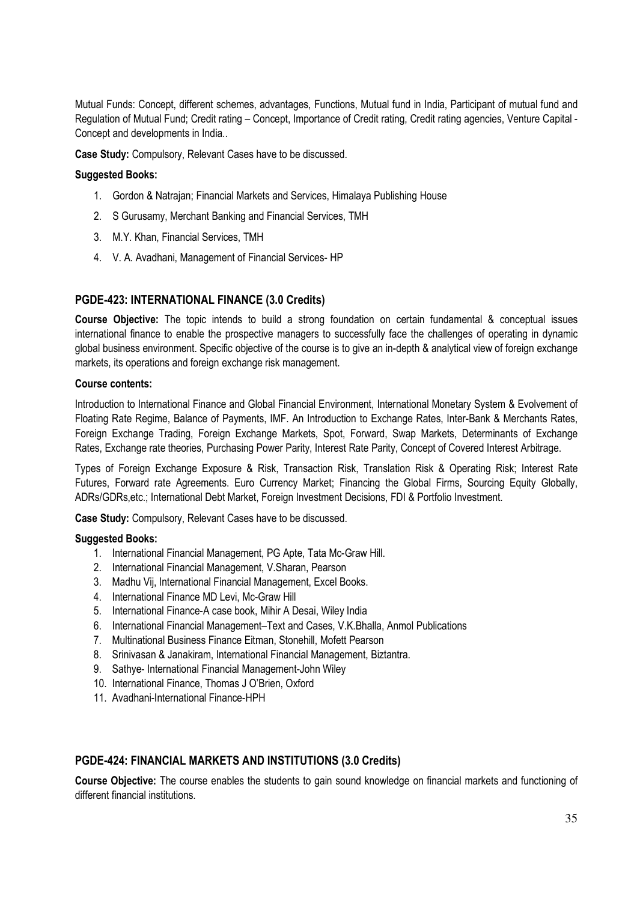Mutual Funds: Concept, different schemes, advantages, Functions, Mutual fund in India, Participant of mutual fund and Regulation of Mutual Fund; Credit rating – Concept, Importance of Credit rating, Credit rating agencies, Venture Capital - Concept and developments in India..

**Case Study:** Compulsory, Relevant Cases have to be discussed.

**Suggested Books:**

1. Gordon & Natrajan; Financial Markets and Services, Himalaya Publishing House
2. S Gurusamy, Merchant Banking and Financial Services, TMH
3. M.Y. Khan, Financial Services, TMH
4. V. A. Avadhani, Management of Financial Services- HP

## PGDE-423: INTERNATIONAL FINANCE (3.0 Credits)

**Course Objective:** The topic intends to build a strong foundation on certain fundamental & conceptual issues international finance to enable the prospective managers to successfully face the challenges of operating in dynamic global business environment. Specific objective of the course is to give an in-depth & analytical view of foreign exchange markets, its operations and foreign exchange risk management.

**Course contents:**

Introduction to International Finance and Global Financial Environment, International Monetary System & Evolvement of Floating Rate Regime, Balance of Payments, IMF. An Introduction to Exchange Rates, Inter-Bank & Merchants Rates, Foreign Exchange Trading, Foreign Exchange Markets, Spot, Forward, Swap Markets, Determinants of Exchange Rates, Exchange rate theories, Purchasing Power Parity, Interest Rate Parity, Concept of Covered Interest Arbitrage.

Types of Foreign Exchange Exposure & Risk, Transaction Risk, Translation Risk & Operating Risk; Interest Rate Futures, Forward rate Agreements. Euro Currency Market; Financing the Global Firms, Sourcing Equity Globally, ADRs/GDRs,etc.; International Debt Market, Foreign Investment Decisions, FDI & Portfolio Investment.

**Case Study:** Compulsory, Relevant Cases have to be discussed.

**Suggested Books:**

1. International Financial Management, PG Apte, Tata Mc-Graw Hill.
2. International Financial Management, V.Sharan, Pearson
3. Madhu Vij, International Financial Management, Excel Books.
4. International Finance MD Levi, Mc-Graw Hill
5. International Finance-A case book, Mihir A Desai, Wiley India
6. International Financial Management–Text and Cases, V.K.Bhalla, Anmol Publications
7. Multinational Business Finance Eitman, Stonehill, Mofett Pearson
8. Srinivasan & Janakiram, International Financial Management, Biztantra.
9. Sathye- International Financial Management-John Wiley
10. International Finance, Thomas J O'Brien, Oxford
11. Avadhani-International Finance-HPH

## PGDE-424: FINANCIAL MARKETS AND INSTITUTIONS (3.0 Credits)

**Course Objective:** The course enables the students to gain sound knowledge on financial markets and functioning of different financial institutions.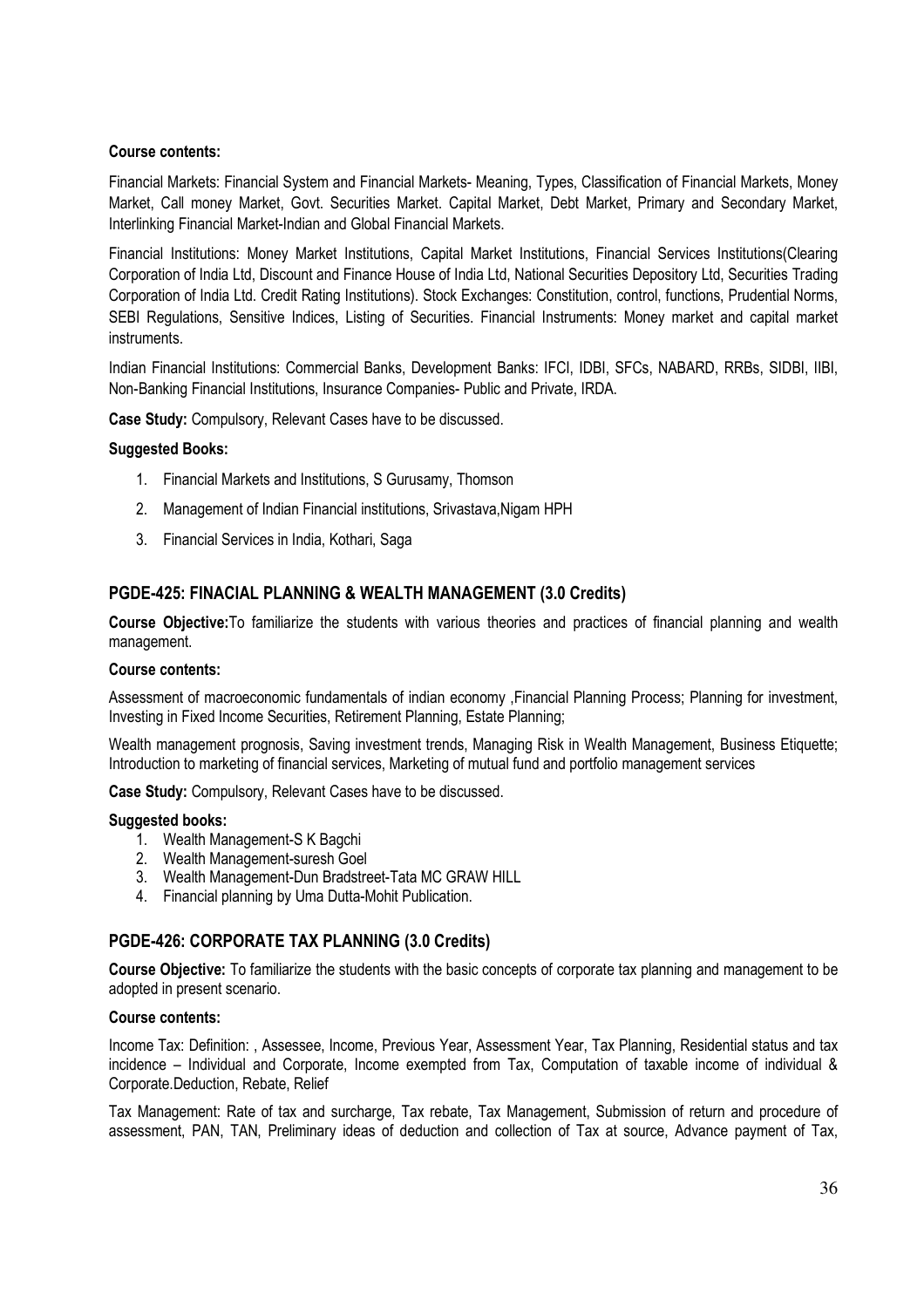**Course contents:**

Financial Markets: Financial System and Financial Markets- Meaning, Types, Classification of Financial Markets, Money Market, Call money Market, Govt. Securities Market. Capital Market, Debt Market, Primary and Secondary Market, Interlinking Financial Market-Indian and Global Financial Markets.

Financial Institutions: Money Market Institutions, Capital Market Institutions, Financial Services Institutions(Clearing Corporation of India Ltd, Discount and Finance House of India Ltd, National Securities Depository Ltd, Securities Trading Corporation of India Ltd. Credit Rating Institutions). Stock Exchanges: Constitution, control, functions, Prudential Norms, SEBI Regulations, Sensitive Indices, Listing of Securities. Financial Instruments: Money market and capital market instruments.

Indian Financial Institutions: Commercial Banks, Development Banks: IFCI, IDBI, SFCs, NABARD, RRBs, SIDBI, IIBI, Non-Banking Financial Institutions, Insurance Companies- Public and Private, IRDA.

**Case Study:** Compulsory, Relevant Cases have to be discussed.

**Suggested Books:**

1. Financial Markets and Institutions, S Gurusamy, Thomson
2. Management of Indian Financial institutions, Srivastava,Nigam HPH
3. Financial Services in India, Kothari, Saga

## PGDE-425: FINACIAL PLANNING & WEALTH MANAGEMENT (3.0 Credits)

**Course Objective:**To familiarize the students with various theories and practices of financial planning and wealth management.

**Course contents:**

Assessment of macroeconomic fundamentals of indian economy ,Financial Planning Process; Planning for investment, Investing in Fixed Income Securities, Retirement Planning, Estate Planning;

Wealth management prognosis, Saving investment trends, Managing Risk in Wealth Management, Business Etiquette; Introduction to marketing of financial services, Marketing of mutual fund and portfolio management services

**Case Study:** Compulsory, Relevant Cases have to be discussed.

**Suggested books:**

1. Wealth Management-S K Bagchi
2. Wealth Management-suresh Goel
3. Wealth Management-Dun Bradstreet-Tata MC GRAW HILL
4. Financial planning by Uma Dutta-Mohit Publication.

## PGDE-426: CORPORATE TAX PLANNING (3.0 Credits)

**Course Objective:** To familiarize the students with the basic concepts of corporate tax planning and management to be adopted in present scenario.

**Course contents:**

Income Tax: Definition: , Assessee, Income, Previous Year, Assessment Year, Tax Planning, Residential status and tax incidence – Individual and Corporate, Income exempted from Tax, Computation of taxable income of individual & Corporate.Deduction, Rebate, Relief

Tax Management: Rate of tax and surcharge, Tax rebate, Tax Management, Submission of return and procedure of assessment, PAN, TAN, Preliminary ideas of deduction and collection of Tax at source, Advance payment of Tax,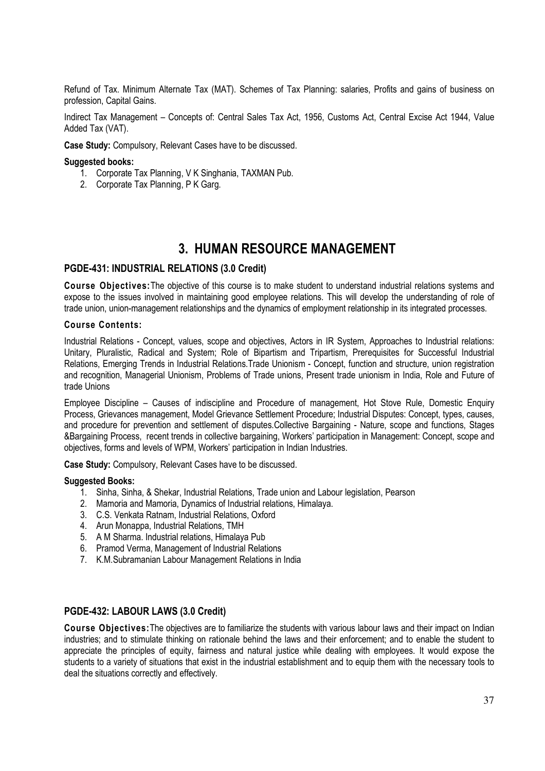Refund of Tax. Minimum Alternate Tax (MAT). Schemes of Tax Planning: salaries, Profits and gains of business on profession, Capital Gains.

Indirect Tax Management – Concepts of: Central Sales Tax Act, 1956, Customs Act, Central Excise Act 1944, Value Added Tax (VAT).

**Case Study:** Compulsory, Relevant Cases have to be discussed.

**Suggested books:**

1. Corporate Tax Planning, V K Singhania, TAXMAN Pub.
2. Corporate Tax Planning, P K Garg.

# 3. HUMAN RESOURCE MANAGEMENT

## PGDE-431: INDUSTRIAL RELATIONS (3.0 Credit)

**Course Objectives:** The objective of this course is to make student to understand industrial relations systems and expose to the issues involved in maintaining good employee relations. This will develop the understanding of role of trade union, union-management relationships and the dynamics of employment relationship in its integrated processes.

**Course Contents:**

Industrial Relations - Concept, values, scope and objectives, Actors in IR System, Approaches to Industrial relations: Unitary, Pluralistic, Radical and System; Role of Bipartism and Tripartism, Prerequisites for Successful Industrial Relations, Emerging Trends in Industrial Relations.Trade Unionism - Concept, function and structure, union registration and recognition, Managerial Unionism, Problems of Trade unions, Present trade unionism in India, Role and Future of trade Unions

Employee Discipline – Causes of indiscipline and Procedure of management, Hot Stove Rule, Domestic Enquiry Process, Grievances management, Model Grievance Settlement Procedure; Industrial Disputes: Concept, types, causes, and procedure for prevention and settlement of disputes.Collective Bargaining - Nature, scope and functions, Stages &Bargaining Process, recent trends in collective bargaining, Workers' participation in Management: Concept, scope and objectives, forms and levels of WPM, Workers' participation in Indian Industries.

**Case Study:** Compulsory, Relevant Cases have to be discussed.

**Suggested Books:**

1. Sinha, Sinha, & Shekar, Industrial Relations, Trade union and Labour legislation, Pearson
2. Mamoria and Mamoria, Dynamics of Industrial relations, Himalaya.
3. C.S. Venkata Ratnam, Industrial Relations, Oxford
4. Arun Monappa, Industrial Relations, TMH
5. A M Sharma. Industrial relations, Himalaya Pub
6. Pramod Verma, Management of Industrial Relations
7. K.M.Subramanian Labour Management Relations in India

## PGDE-432: LABOUR LAWS (3.0 Credit)

**Course Objectives:** The objectives are to familiarize the students with various labour laws and their impact on Indian industries; and to stimulate thinking on rationale behind the laws and their enforcement; and to enable the student to appreciate the principles of equity, fairness and natural justice while dealing with employees. It would expose the students to a variety of situations that exist in the industrial establishment and to equip them with the necessary tools to deal the situations correctly and effectively.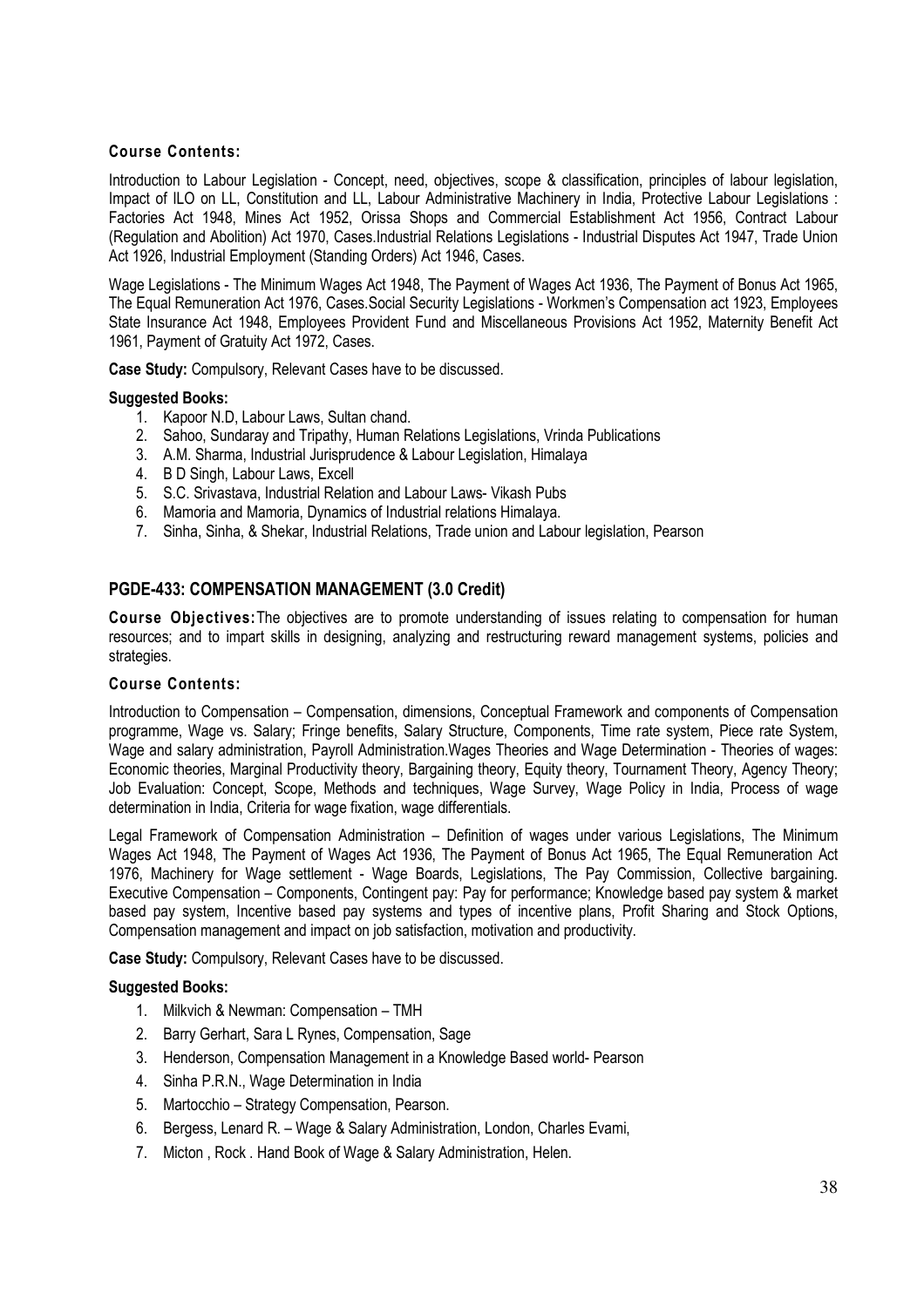**Course Contents:**

Introduction to Labour Legislation - Concept, need, objectives, scope & classification, principles of labour legislation, Impact of ILO on LL, Constitution and LL, Labour Administrative Machinery in India, Protective Labour Legislations : Factories Act 1948, Mines Act 1952, Orissa Shops and Commercial Establishment Act 1956, Contract Labour (Regulation and Abolition) Act 1970, Cases.Industrial Relations Legislations - Industrial Disputes Act 1947, Trade Union Act 1926, Industrial Employment (Standing Orders) Act 1946, Cases.

Wage Legislations - The Minimum Wages Act 1948, The Payment of Wages Act 1936, The Payment of Bonus Act 1965, The Equal Remuneration Act 1976, Cases.Social Security Legislations - Workmen's Compensation act 1923, Employees State Insurance Act 1948, Employees Provident Fund and Miscellaneous Provisions Act 1952, Maternity Benefit Act 1961, Payment of Gratuity Act 1972, Cases.

**Case Study:** Compulsory, Relevant Cases have to be discussed.

**Suggested Books:**

1. Kapoor N.D, Labour Laws, Sultan chand.
2. Sahoo, Sundaray and Tripathy, Human Relations Legislations, Vrinda Publications
3. A.M. Sharma, Industrial Jurisprudence & Labour Legislation, Himalaya
4. B D Singh, Labour Laws, Excell
5. S.C. Srivastava, Industrial Relation and Labour Laws- Vikash Pubs
6. Mamoria and Mamoria, Dynamics of Industrial relations Himalaya.
7. Sinha, Sinha, & Shekar, Industrial Relations, Trade union and Labour legislation, Pearson

## PGDE-433: COMPENSATION MANAGEMENT (3.0 Credit)

**Course Objectives:** The objectives are to promote understanding of issues relating to compensation for human resources; and to impart skills in designing, analyzing and restructuring reward management systems, policies and strategies.

**Course Contents:**

Introduction to Compensation – Compensation, dimensions, Conceptual Framework and components of Compensation programme, Wage vs. Salary; Fringe benefits, Salary Structure, Components, Time rate system, Piece rate System, Wage and salary administration, Payroll Administration.Wages Theories and Wage Determination - Theories of wages: Economic theories, Marginal Productivity theory, Bargaining theory, Equity theory, Tournament Theory, Agency Theory; Job Evaluation: Concept, Scope, Methods and techniques, Wage Survey, Wage Policy in India, Process of wage determination in India, Criteria for wage fixation, wage differentials.

Legal Framework of Compensation Administration – Definition of wages under various Legislations, The Minimum Wages Act 1948, The Payment of Wages Act 1936, The Payment of Bonus Act 1965, The Equal Remuneration Act 1976, Machinery for Wage settlement - Wage Boards, Legislations, The Pay Commission, Collective bargaining. Executive Compensation – Components, Contingent pay: Pay for performance; Knowledge based pay system & market based pay system, Incentive based pay systems and types of incentive plans, Profit Sharing and Stock Options, Compensation management and impact on job satisfaction, motivation and productivity.

**Case Study:** Compulsory, Relevant Cases have to be discussed.

**Suggested Books:**

1. Milkvich & Newman: Compensation – TMH
2. Barry Gerhart, Sara L Rynes, Compensation, Sage
3. Henderson, Compensation Management in a Knowledge Based world- Pearson
4. Sinha P.R.N., Wage Determination in India
5. Martocchio – Strategy Compensation, Pearson.
6. Bergess, Lenard R. – Wage & Salary Administration, London, Charles Evami,
7. Micton , Rock . Hand Book of Wage & Salary Administration, Helen.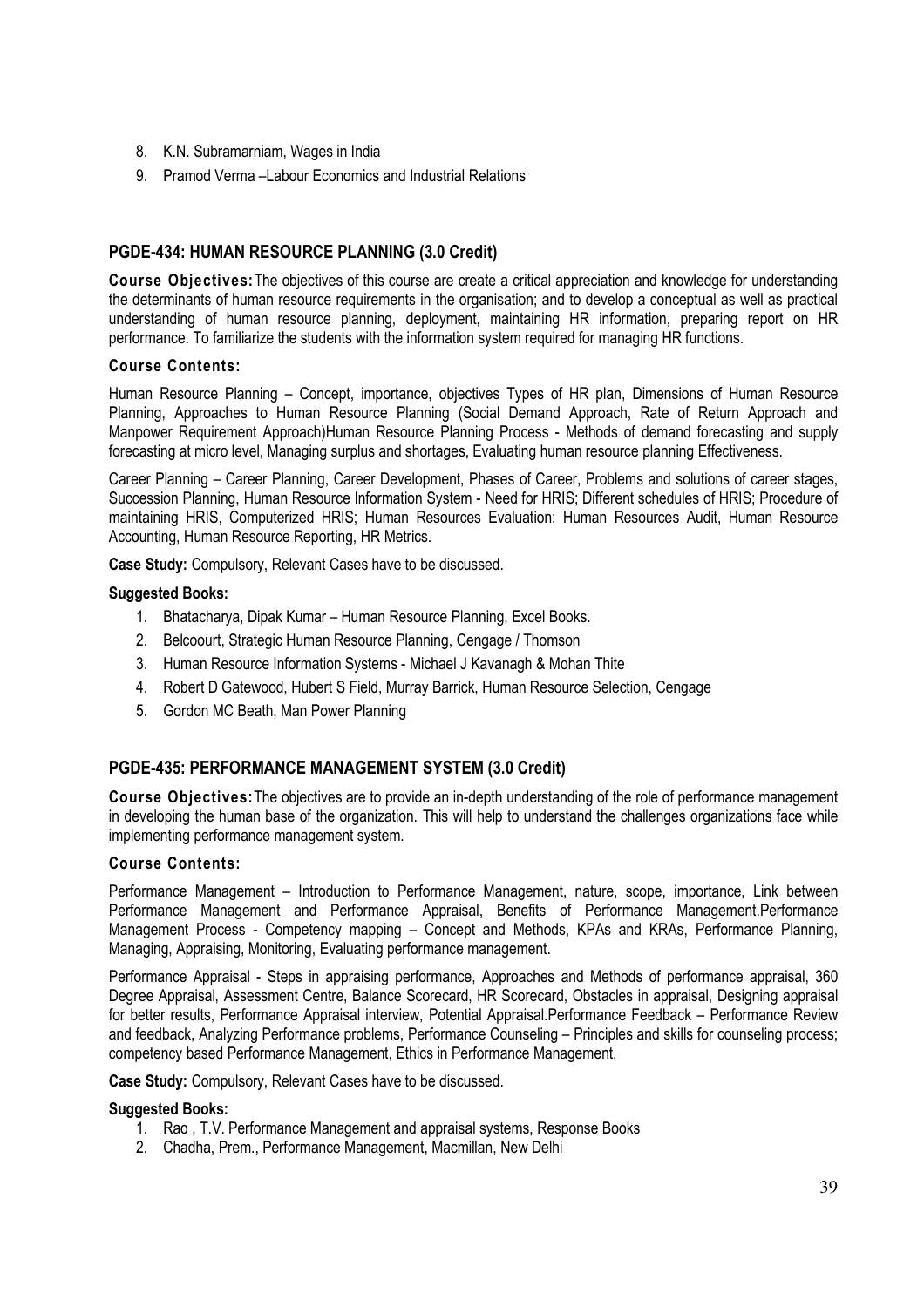8. K.N. Subramarniam, Wages in India
9. Pramod Verma –Labour Economics and Industrial Relations

## PGDE-434: HUMAN RESOURCE PLANNING (3.0 Credit)

**Course Objectives:** The objectives of this course are create a critical appreciation and knowledge for understanding the determinants of human resource requirements in the organisation; and to develop a conceptual as well as practical understanding of human resource planning, deployment, maintaining HR information, preparing report on HR performance. To familiarize the students with the information system required for managing HR functions.

**Course Contents:**

Human Resource Planning – Concept, importance, objectives Types of HR plan, Dimensions of Human Resource Planning, Approaches to Human Resource Planning (Social Demand Approach, Rate of Return Approach and Manpower Requirement Approach)Human Resource Planning Process - Methods of demand forecasting and supply forecasting at micro level, Managing surplus and shortages, Evaluating human resource planning Effectiveness.

Career Planning – Career Planning, Career Development, Phases of Career, Problems and solutions of career stages, Succession Planning, Human Resource Information System - Need for HRIS; Different schedules of HRIS; Procedure of maintaining HRIS, Computerized HRIS; Human Resources Evaluation: Human Resources Audit, Human Resource Accounting, Human Resource Reporting, HR Metrics.

**Case Study:** Compulsory, Relevant Cases have to be discussed.

**Suggested Books:**

1. Bhatacharya, Dipak Kumar – Human Resource Planning, Excel Books.
2. Belcoourt, Strategic Human Resource Planning, Cengage / Thomson
3. Human Resource Information Systems - Michael J Kavanagh & Mohan Thite
4. Robert D Gatewood, Hubert S Field, Murray Barrick, Human Resource Selection, Cengage
5. Gordon MC Beath, Man Power Planning

## PGDE-435: PERFORMANCE MANAGEMENT SYSTEM (3.0 Credit)

**Course Objectives:** The objectives are to provide an in-depth understanding of the role of performance management in developing the human base of the organization. This will help to understand the challenges organizations face while implementing performance management system.

**Course Contents:**

Performance Management – Introduction to Performance Management, nature, scope, importance, Link between Performance Management and Performance Appraisal, Benefits of Performance Management.Performance Management Process - Competency mapping – Concept and Methods, KPAs and KRAs, Performance Planning, Managing, Appraising, Monitoring, Evaluating performance management.

Performance Appraisal - Steps in appraising performance, Approaches and Methods of performance appraisal, 360 Degree Appraisal, Assessment Centre, Balance Scorecard, HR Scorecard, Obstacles in appraisal, Designing appraisal for better results, Performance Appraisal interview, Potential Appraisal.Performance Feedback – Performance Review and feedback, Analyzing Performance problems, Performance Counseling – Principles and skills for counseling process; competency based Performance Management, Ethics in Performance Management.

**Case Study:** Compulsory, Relevant Cases have to be discussed.

**Suggested Books:**

1. Rao , T.V. Performance Management and appraisal systems, Response Books
2. Chadha, Prem., Performance Management, Macmillan, New Delhi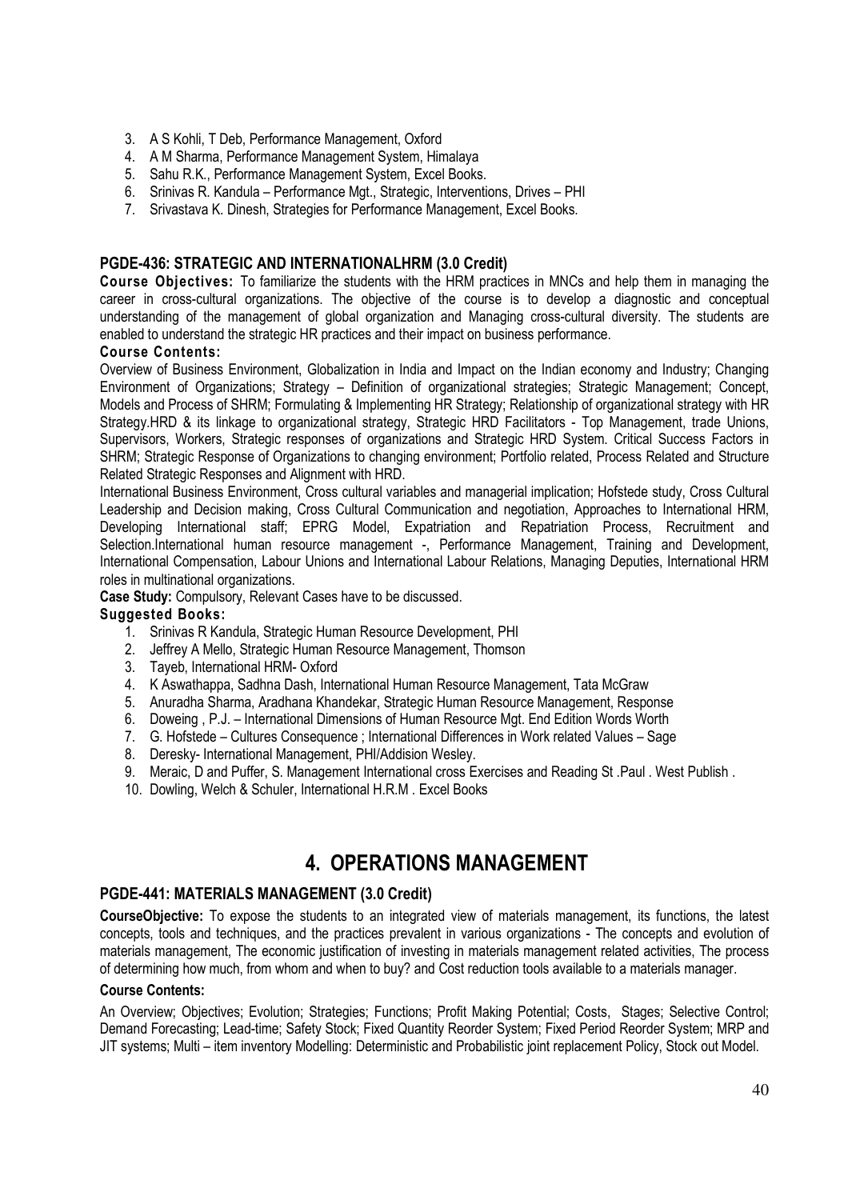3. A S Kohli, T Deb, Performance Management, Oxford
4. A M Sharma, Performance Management System, Himalaya
5. Sahu R.K., Performance Management System, Excel Books.
6. Srinivas R. Kandula – Performance Mgt., Strategic, Interventions, Drives – PHI
7. Srivastava K. Dinesh, Strategies for Performance Management, Excel Books.

### PGDE-436: STRATEGIC AND INTERNATIONALHRM (3.0 Credit)

**Course Objectives:** To familiarize the students with the HRM practices in MNCs and help them in managing the career in cross-cultural organizations. The objective of the course is to develop a diagnostic and conceptual understanding of the management of global organization and Managing cross-cultural diversity. The students are enabled to understand the strategic HR practices and their impact on business performance.

**Course Contents:**

Overview of Business Environment, Globalization in India and Impact on the Indian economy and Industry; Changing Environment of Organizations; Strategy – Definition of organizational strategies; Strategic Management; Concept, Models and Process of SHRM; Formulating & Implementing HR Strategy; Relationship of organizational strategy with HR Strategy.HRD & its linkage to organizational strategy, Strategic HRD Facilitators - Top Management, trade Unions, Supervisors, Workers, Strategic responses of organizations and Strategic HRD System. Critical Success Factors in SHRM; Strategic Response of Organizations to changing environment; Portfolio related, Process Related and Structure Related Strategic Responses and Alignment with HRD.

International Business Environment, Cross cultural variables and managerial implication; Hofstede study, Cross Cultural Leadership and Decision making, Cross Cultural Communication and negotiation, Approaches to International HRM, Developing International staff; EPRG Model, Expatriation and Repatriation Process, Recruitment and Selection.International human resource management -, Performance Management, Training and Development, International Compensation, Labour Unions and International Labour Relations, Managing Deputies, International HRM roles in multinational organizations.

**Case Study:** Compulsory, Relevant Cases have to be discussed.

**Suggested Books:**

1. Srinivas R Kandula, Strategic Human Resource Development, PHI
2. Jeffrey A Mello, Strategic Human Resource Management, Thomson
3. Tayeb, International HRM- Oxford
4. K Aswathappa, Sadhna Dash, International Human Resource Management, Tata McGraw
5. Anuradha Sharma, Aradhana Khandekar, Strategic Human Resource Management, Response
6. Doweing , P.J. – International Dimensions of Human Resource Mgt. End Edition Words Worth
7. G. Hofstede – Cultures Consequence ; International Differences in Work related Values – Sage
8. Deresky- International Management, PHI/Addision Wesley.
9. Meraic, D and Puffer, S. Management International cross Exercises and Reading St .Paul . West Publish .
10. Dowling, Welch & Schuler, International H.R.M . Excel Books

## 4. OPERATIONS MANAGEMENT

### PGDE-441: MATERIALS MANAGEMENT (3.0 Credit)

**CourseObjective:** To expose the students to an integrated view of materials management, its functions, the latest concepts, tools and techniques, and the practices prevalent in various organizations - The concepts and evolution of materials management, The economic justification of investing in materials management related activities, The process of determining how much, from whom and when to buy? and Cost reduction tools available to a materials manager.

**Course Contents:**

An Overview; Objectives; Evolution; Strategies; Functions; Profit Making Potential; Costs, Stages; Selective Control; Demand Forecasting; Lead-time; Safety Stock; Fixed Quantity Reorder System; Fixed Period Reorder System; MRP and JIT systems; Multi – item inventory Modelling: Deterministic and Probabilistic joint replacement Policy, Stock out Model.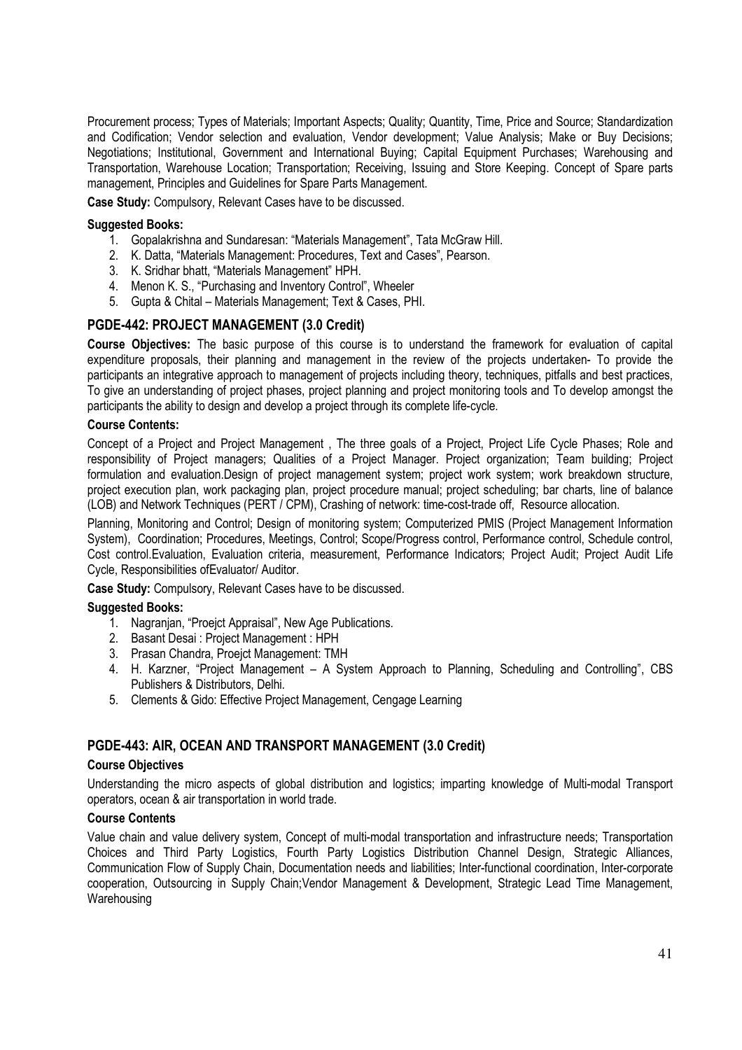Procurement process; Types of Materials; Important Aspects; Quality; Quantity, Time, Price and Source; Standardization and Codification; Vendor selection and evaluation, Vendor development; Value Analysis; Make or Buy Decisions; Negotiations; Institutional, Government and International Buying; Capital Equipment Purchases; Warehousing and Transportation, Warehouse Location; Transportation; Receiving, Issuing and Store Keeping. Concept of Spare parts management, Principles and Guidelines for Spare Parts Management.

**Case Study:** Compulsory, Relevant Cases have to be discussed.

**Suggested Books:**

1. Gopalakrishna and Sundaresan: "Materials Management", Tata McGraw Hill.
2. K. Datta, "Materials Management: Procedures, Text and Cases", Pearson.
3. K. Sridhar bhatt, "Materials Management" HPH.
4. Menon K. S., "Purchasing and Inventory Control", Wheeler
5. Gupta & Chital – Materials Management; Text & Cases, PHI.

## PGDE-442: PROJECT MANAGEMENT (3.0 Credit)

**Course Objectives:** The basic purpose of this course is to understand the framework for evaluation of capital expenditure proposals, their planning and management in the review of the projects undertaken- To provide the participants an integrative approach to management of projects including theory, techniques, pitfalls and best practices, To give an understanding of project phases, project planning and project monitoring tools and To develop amongst the participants the ability to design and develop a project through its complete life-cycle.

**Course Contents:**

Concept of a Project and Project Management , The three goals of a Project, Project Life Cycle Phases; Role and responsibility of Project managers; Qualities of a Project Manager. Project organization; Team building; Project formulation and evaluation.Design of project management system; project work system; work breakdown structure, project execution plan, work packaging plan, project procedure manual; project scheduling; bar charts, line of balance (LOB) and Network Techniques (PERT / CPM), Crashing of network: time-cost-trade off, Resource allocation.

Planning, Monitoring and Control; Design of monitoring system; Computerized PMIS (Project Management Information System), Coordination; Procedures, Meetings, Control; Scope/Progress control, Performance control, Schedule control, Cost control.Evaluation, Evaluation criteria, measurement, Performance Indicators; Project Audit; Project Audit Life Cycle, Responsibilities ofEvaluator/ Auditor.

**Case Study:** Compulsory, Relevant Cases have to be discussed.

**Suggested Books:**

1. Nagranjan, "Proejct Appraisal", New Age Publications.
2. Basant Desai : Project Management : HPH
3. Prasan Chandra, Proejct Management: TMH
4. H. Karzner, "Project Management – A System Approach to Planning, Scheduling and Controlling", CBS Publishers & Distributors, Delhi.
5. Clements & Gido: Effective Project Management, Cengage Learning

## PGDE-443: AIR, OCEAN AND TRANSPORT MANAGEMENT (3.0 Credit)

**Course Objectives**

Understanding the micro aspects of global distribution and logistics; imparting knowledge of Multi-modal Transport operators, ocean & air transportation in world trade.

**Course Contents**

Value chain and value delivery system, Concept of multi-modal transportation and infrastructure needs; Transportation Choices and Third Party Logistics, Fourth Party Logistics Distribution Channel Design, Strategic Alliances, Communication Flow of Supply Chain, Documentation needs and liabilities; Inter-functional coordination, Inter-corporate cooperation, Outsourcing in Supply Chain;Vendor Management & Development, Strategic Lead Time Management, Warehousing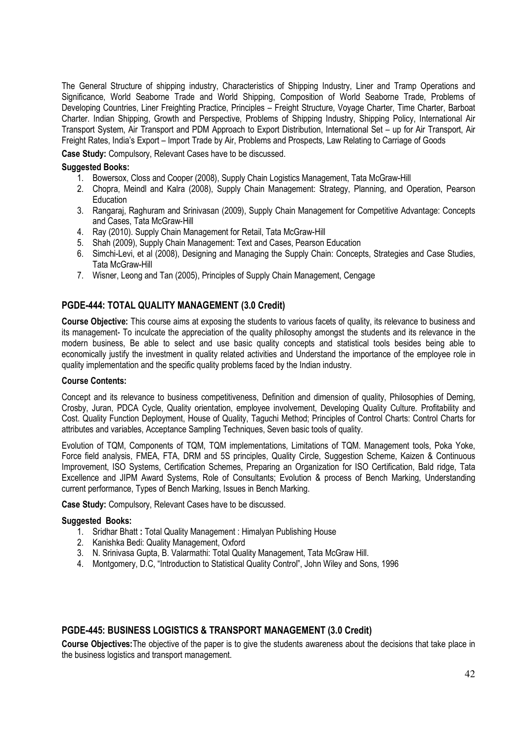The General Structure of shipping industry, Characteristics of Shipping Industry, Liner and Tramp Operations and Significance, World Seaborne Trade and World Shipping, Composition of World Seaborne Trade, Problems of Developing Countries, Liner Freighting Practice, Principles – Freight Structure, Voyage Charter, Time Charter, Barboat Charter. Indian Shipping, Growth and Perspective, Problems of Shipping Industry, Shipping Policy, International Air Transport System, Air Transport and PDM Approach to Export Distribution, International Set – up for Air Transport, Air Freight Rates, India's Export – Import Trade by Air, Problems and Prospects, Law Relating to Carriage of Goods

**Case Study:** Compulsory, Relevant Cases have to be discussed.

**Suggested Books:**

1. Bowersox, Closs and Cooper (2008), Supply Chain Logistics Management, Tata McGraw-Hill
2. Chopra, Meindl and Kalra (2008), Supply Chain Management: Strategy, Planning, and Operation, Pearson Education
3. Rangaraj, Raghuram and Srinivasan (2009), Supply Chain Management for Competitive Advantage: Concepts and Cases, Tata McGraw-Hill
4. Ray (2010). Supply Chain Management for Retail, Tata McGraw-Hill
5. Shah (2009), Supply Chain Management: Text and Cases, Pearson Education
6. Simchi-Levi, et al (2008), Designing and Managing the Supply Chain: Concepts, Strategies and Case Studies, Tata McGraw-Hill
7. Wisner, Leong and Tan (2005), Principles of Supply Chain Management, Cengage

## PGDE-444: TOTAL QUALITY MANAGEMENT (3.0 Credit)

**Course Objective:** This course aims at exposing the students to various facets of quality, its relevance to business and its management- To inculcate the appreciation of the quality philosophy amongst the students and its relevance in the modern business, Be able to select and use basic quality concepts and statistical tools besides being able to economically justify the investment in quality related activities and Understand the importance of the employee role in quality implementation and the specific quality problems faced by the Indian industry.

**Course Contents:**

Concept and its relevance to business competitiveness, Definition and dimension of quality, Philosophies of Deming, Crosby, Juran, PDCA Cycle, Quality orientation, employee involvement, Developing Quality Culture. Profitability and Cost. Quality Function Deployment, House of Quality, Taguchi Method; Principles of Control Charts: Control Charts for attributes and variables, Acceptance Sampling Techniques, Seven basic tools of quality.

Evolution of TQM, Components of TQM, TQM implementations, Limitations of TQM. Management tools, Poka Yoke, Force field analysis, FMEA, FTA, DRM and 5S principles, Quality Circle, Suggestion Scheme, Kaizen & Continuous Improvement, ISO Systems, Certification Schemes, Preparing an Organization for ISO Certification, Bald ridge, Tata Excellence and JIPM Award Systems, Role of Consultants; Evolution & process of Bench Marking, Understanding current performance, Types of Bench Marking, Issues in Bench Marking.

**Case Study:** Compulsory, Relevant Cases have to be discussed.

**Suggested Books:**

1. Sridhar Bhatt **:** Total Quality Management : Himalyan Publishing House
2. Kanishka Bedi: Quality Management, Oxford
3. N. Srinivasa Gupta, B. Valarmathi: Total Quality Management, Tata McGraw Hill.
4. Montgomery, D.C, "Introduction to Statistical Quality Control", John Wiley and Sons, 1996

## PGDE-445: BUSINESS LOGISTICS & TRANSPORT MANAGEMENT (3.0 Credit)

**Course Objectives:** The objective of the paper is to give the students awareness about the decisions that take place in the business logistics and transport management.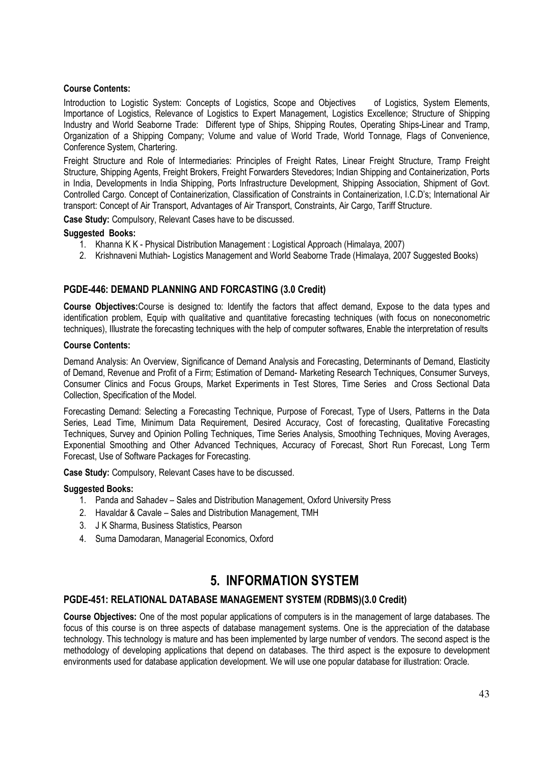**Course Contents:**

Introduction to Logistic System: Concepts of Logistics, Scope and Objectives of Logistics, System Elements, Importance of Logistics, Relevance of Logistics to Expert Management, Logistics Excellence; Structure of Shipping Industry and World Seaborne Trade: Different type of Ships, Shipping Routes, Operating Ships-Linear and Tramp, Organization of a Shipping Company; Volume and value of World Trade, World Tonnage, Flags of Convenience, Conference System, Chartering.

Freight Structure and Role of Intermediaries: Principles of Freight Rates, Linear Freight Structure, Tramp Freight Structure, Shipping Agents, Freight Brokers, Freight Forwarders Stevedores; Indian Shipping and Containerization, Ports in India, Developments in India Shipping, Ports Infrastructure Development, Shipping Association, Shipment of Govt. Controlled Cargo. Concept of Containerization, Classification of Constraints in Containerization, I.C.D's; International Air transport: Concept of Air Transport, Advantages of Air Transport, Constraints, Air Cargo, Tariff Structure.

**Case Study:** Compulsory, Relevant Cases have to be discussed.

**Suggested Books:**

1. Khanna K K - Physical Distribution Management : Logistical Approach (Himalaya, 2007)
2. Krishnaveni Muthiah- Logistics Management and World Seaborne Trade (Himalaya, 2007 Suggested Books)

### PGDE-446: DEMAND PLANNING AND FORCASTING (3.0 Credit)

**Course Objectives:** Course is designed to: Identify the factors that affect demand, Expose to the data types and identification problem, Equip with qualitative and quantitative forecasting techniques (with focus on noneconometric techniques), Illustrate the forecasting techniques with the help of computer softwares, Enable the interpretation of results

**Course Contents:**

Demand Analysis: An Overview, Significance of Demand Analysis and Forecasting, Determinants of Demand, Elasticity of Demand, Revenue and Profit of a Firm; Estimation of Demand- Marketing Research Techniques, Consumer Surveys, Consumer Clinics and Focus Groups, Market Experiments in Test Stores, Time Series and Cross Sectional Data Collection, Specification of the Model.

Forecasting Demand: Selecting a Forecasting Technique, Purpose of Forecast, Type of Users, Patterns in the Data Series, Lead Time, Minimum Data Requirement, Desired Accuracy, Cost of forecasting, Qualitative Forecasting Techniques, Survey and Opinion Polling Techniques, Time Series Analysis, Smoothing Techniques, Moving Averages, Exponential Smoothing and Other Advanced Techniques, Accuracy of Forecast, Short Run Forecast, Long Term Forecast, Use of Software Packages for Forecasting.

**Case Study:** Compulsory, Relevant Cases have to be discussed.

**Suggested Books:**

1. Panda and Sahadev – Sales and Distribution Management, Oxford University Press
2. Havaldar & Cavale – Sales and Distribution Management, TMH
3. J K Sharma, Business Statistics, Pearson
4. Suma Damodaran, Managerial Economics, Oxford

## 5. INFORMATION SYSTEM

### PGDE-451: RELATIONAL DATABASE MANAGEMENT SYSTEM (RDBMS)(3.0 Credit)

**Course Objectives:** One of the most popular applications of computers is in the management of large databases. The focus of this course is on three aspects of database management systems. One is the appreciation of the database technology. This technology is mature and has been implemented by large number of vendors. The second aspect is the methodology of developing applications that depend on databases. The third aspect is the exposure to development environments used for database application development. We will use one popular database for illustration: Oracle.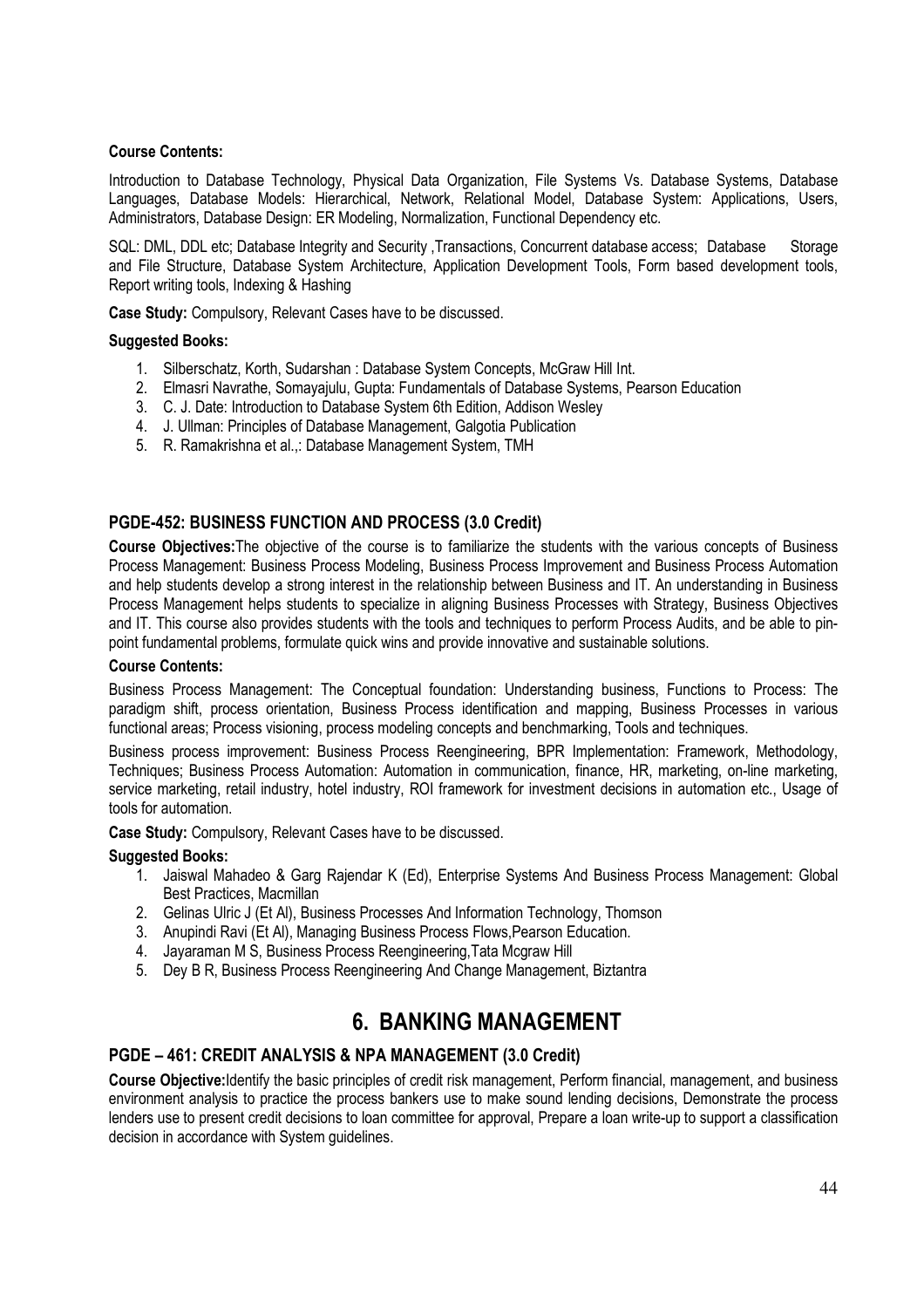**Course Contents:**

Introduction to Database Technology, Physical Data Organization, File Systems Vs. Database Systems, Database Languages, Database Models: Hierarchical, Network, Relational Model, Database System: Applications, Users, Administrators, Database Design: ER Modeling, Normalization, Functional Dependency etc.

SQL: DML, DDL etc; Database Integrity and Security ,Transactions, Concurrent database access; Database Storage and File Structure, Database System Architecture, Application Development Tools, Form based development tools, Report writing tools, Indexing & Hashing

**Case Study:** Compulsory, Relevant Cases have to be discussed.

**Suggested Books:**

1. Silberschatz, Korth, Sudarshan : Database System Concepts, McGraw Hill Int.
2. Elmasri Navrathe, Somayajulu, Gupta: Fundamentals of Database Systems, Pearson Education
3. C. J. Date: Introduction to Database System 6th Edition, Addison Wesley
4. J. Ullman: Principles of Database Management, Galgotia Publication
5. R. Ramakrishna et al.,: Database Management System, TMH

### PGDE-452: BUSINESS FUNCTION AND PROCESS (3.0 Credit)

**Course Objectives:**The objective of the course is to familiarize the students with the various concepts of Business Process Management: Business Process Modeling, Business Process Improvement and Business Process Automation and help students develop a strong interest in the relationship between Business and IT. An understanding in Business Process Management helps students to specialize in aligning Business Processes with Strategy, Business Objectives and IT. This course also provides students with the tools and techniques to perform Process Audits, and be able to pin-point fundamental problems, formulate quick wins and provide innovative and sustainable solutions.

**Course Contents:**

Business Process Management: The Conceptual foundation: Understanding business, Functions to Process: The paradigm shift, process orientation, Business Process identification and mapping, Business Processes in various functional areas; Process visioning, process modeling concepts and benchmarking, Tools and techniques.

Business process improvement: Business Process Reengineering, BPR Implementation: Framework, Methodology, Techniques; Business Process Automation: Automation in communication, finance, HR, marketing, on-line marketing, service marketing, retail industry, hotel industry, ROI framework for investment decisions in automation etc., Usage of tools for automation.

**Case Study:** Compulsory, Relevant Cases have to be discussed.

**Suggested Books:**

1. Jaiswal Mahadeo & Garg Rajendar K (Ed), Enterprise Systems And Business Process Management: Global Best Practices, Macmillan
2. Gelinas Ulric J (Et Al), Business Processes And Information Technology, Thomson
3. Anupindi Ravi (Et Al), Managing Business Process Flows,Pearson Education.
4. Jayaraman M S, Business Process Reengineering,Tata Mcgraw Hill
5. Dey B R, Business Process Reengineering And Change Management, Biztantra

## 6. BANKING MANAGEMENT

### PGDE – 461: CREDIT ANALYSIS & NPA MANAGEMENT (3.0 Credit)

**Course Objective:**Identify the basic principles of credit risk management, Perform financial, management, and business environment analysis to practice the process bankers use to make sound lending decisions, Demonstrate the process lenders use to present credit decisions to loan committee for approval, Prepare a loan write-up to support a classification decision in accordance with System guidelines.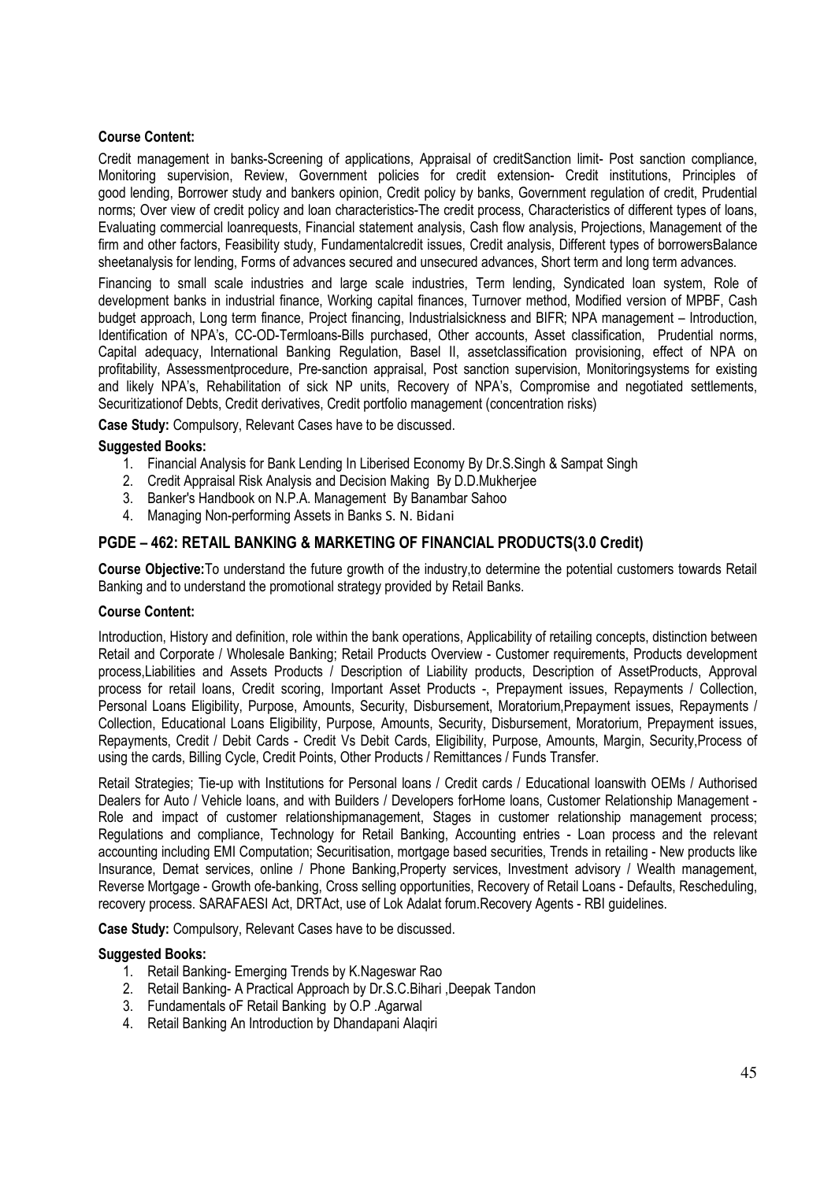**Course Content:**

Credit management in banks-Screening of applications, Appraisal of creditSanction limit- Post sanction compliance, Monitoring supervision, Review, Government policies for credit extension- Credit institutions, Principles of good lending, Borrower study and bankers opinion, Credit policy by banks, Government regulation of credit, Prudential norms; Over view of credit policy and loan characteristics-The credit process, Characteristics of different types of loans, Evaluating commercial loanrequests, Financial statement analysis, Cash flow analysis, Projections, Management of the firm and other factors, Feasibility study, Fundamentalcredit issues, Credit analysis, Different types of borrowersBalance sheetanalysis for lending, Forms of advances secured and unsecured advances, Short term and long term advances.

Financing to small scale industries and large scale industries, Term lending, Syndicated loan system, Role of development banks in industrial finance, Working capital finances, Turnover method, Modified version of MPBF, Cash budget approach, Long term finance, Project financing, Industrialsickness and BIFR; NPA management – Introduction, Identification of NPA's, CC-OD-Termloans-Bills purchased, Other accounts, Asset classification, Prudential norms, Capital adequacy, International Banking Regulation, Basel II, assetclassification provisioning, effect of NPA on profitability, Assessmentprocedure, Pre-sanction appraisal, Post sanction supervision, Monitoringsystems for existing and likely NPA's, Rehabilitation of sick NP units, Recovery of NPA's, Compromise and negotiated settlements, Securitizationof Debts, Credit derivatives, Credit portfolio management (concentration risks)

**Case Study:** Compulsory, Relevant Cases have to be discussed.

**Suggested Books:**

1. Financial Analysis for Bank Lending In Liberised Economy By Dr.S.Singh & Sampat Singh
2. Credit Appraisal Risk Analysis and Decision Making By D.D.Mukherjee
3. Banker's Handbook on N.P.A. Management By Banambar Sahoo
4. Managing Non-performing Assets in Banks S. N. Bidani

## PGDE – 462: RETAIL BANKING & MARKETING OF FINANCIAL PRODUCTS(3.0 Credit)

**Course Objective:**To understand the future growth of the industry,to determine the potential customers towards Retail Banking and to understand the promotional strategy provided by Retail Banks.

**Course Content:**

Introduction, History and definition, role within the bank operations, Applicability of retailing concepts, distinction between Retail and Corporate / Wholesale Banking; Retail Products Overview - Customer requirements, Products development process,Liabilities and Assets Products / Description of Liability products, Description of AssetProducts, Approval process for retail loans, Credit scoring, Important Asset Products -, Prepayment issues, Repayments / Collection, Personal Loans Eligibility, Purpose, Amounts, Security, Disbursement, Moratorium,Prepayment issues, Repayments / Collection, Educational Loans Eligibility, Purpose, Amounts, Security, Disbursement, Moratorium, Prepayment issues, Repayments, Credit / Debit Cards - Credit Vs Debit Cards, Eligibility, Purpose, Amounts, Margin, Security,Process of using the cards, Billing Cycle, Credit Points, Other Products / Remittances / Funds Transfer.

Retail Strategies; Tie-up with Institutions for Personal loans / Credit cards / Educational loanswith OEMs / Authorised Dealers for Auto / Vehicle loans, and with Builders / Developers forHome loans, Customer Relationship Management - Role and impact of customer relationshipmanagement, Stages in customer relationship management process; Regulations and compliance, Technology for Retail Banking, Accounting entries - Loan process and the relevant accounting including EMI Computation; Securitisation, mortgage based securities, Trends in retailing - New products like Insurance, Demat services, online / Phone Banking,Property services, Investment advisory / Wealth management, Reverse Mortgage - Growth ofe-banking, Cross selling opportunities, Recovery of Retail Loans - Defaults, Rescheduling, recovery process. SARAFAESI Act, DRTAct, use of Lok Adalat forum.Recovery Agents - RBI guidelines.

**Case Study:** Compulsory, Relevant Cases have to be discussed.

**Suggested Books:**

1. Retail Banking- Emerging Trends by K.Nageswar Rao
2. Retail Banking- A Practical Approach by Dr.S.C.Bihari ,Deepak Tandon
3. Fundamentals oF Retail Banking by O.P .Agarwal
4. Retail Banking An Introduction by Dhandapani Alaqiri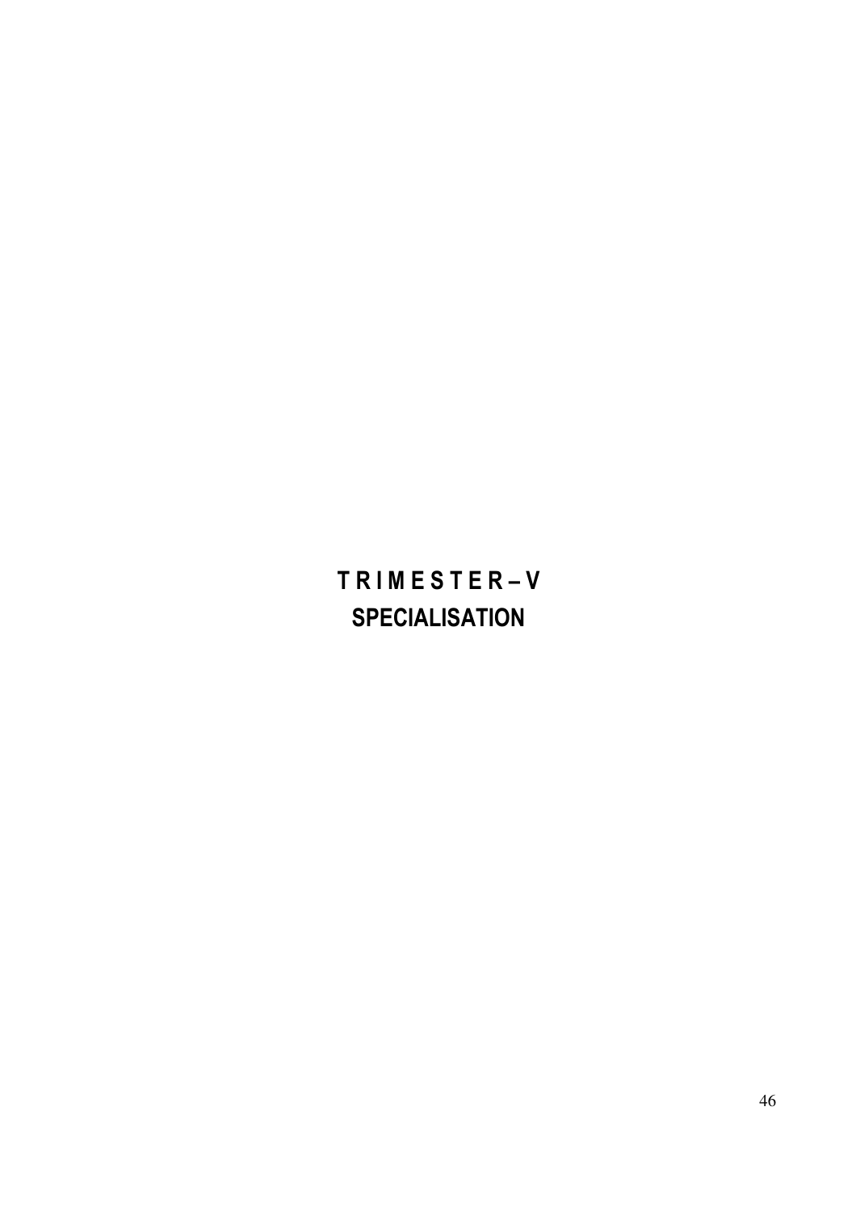# T R I M E S T E R – V

# SPECIALISATION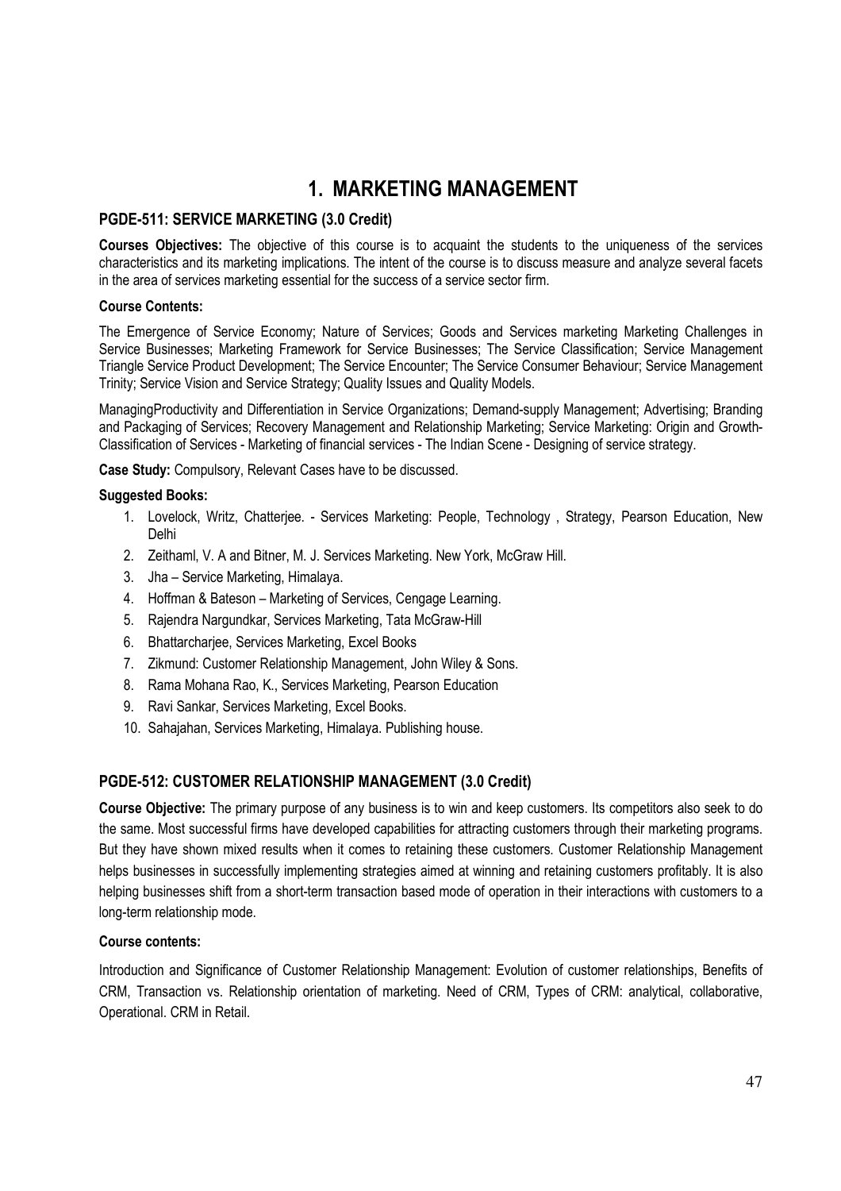# 1. MARKETING MANAGEMENT

## PGDE-511: SERVICE MARKETING (3.0 Credit)

**Courses Objectives:** The objective of this course is to acquaint the students to the uniqueness of the services characteristics and its marketing implications. The intent of the course is to discuss measure and analyze several facets in the area of services marketing essential for the success of a service sector firm.

**Course Contents:**

The Emergence of Service Economy; Nature of Services; Goods and Services marketing Marketing Challenges in Service Businesses; Marketing Framework for Service Businesses; The Service Classification; Service Management Triangle Service Product Development; The Service Encounter; The Service Consumer Behaviour; Service Management Trinity; Service Vision and Service Strategy; Quality Issues and Quality Models.

ManagingProductivity and Differentiation in Service Organizations; Demand-supply Management; Advertising; Branding and Packaging of Services; Recovery Management and Relationship Marketing; Service Marketing: Origin and Growth-Classification of Services - Marketing of financial services - The Indian Scene - Designing of service strategy.

**Case Study:** Compulsory, Relevant Cases have to be discussed.

**Suggested Books:**

1. Lovelock, Writz, Chatterjee. - Services Marketing: People, Technology , Strategy, Pearson Education, New Delhi
2. Zeithaml, V. A and Bitner, M. J. Services Marketing. New York, McGraw Hill.
3. Jha – Service Marketing, Himalaya.
4. Hoffman & Bateson – Marketing of Services, Cengage Learning.
5. Rajendra Nargundkar, Services Marketing, Tata McGraw-Hill
6. Bhattarcharjee, Services Marketing, Excel Books
7. Zikmund: Customer Relationship Management, John Wiley & Sons.
8. Rama Mohana Rao, K., Services Marketing, Pearson Education
9. Ravi Sankar, Services Marketing, Excel Books.
10. Sahajahan, Services Marketing, Himalaya. Publishing house.

## PGDE-512: CUSTOMER RELATIONSHIP MANAGEMENT (3.0 Credit)

**Course Objective:** The primary purpose of any business is to win and keep customers. Its competitors also seek to do the same. Most successful firms have developed capabilities for attracting customers through their marketing programs. But they have shown mixed results when it comes to retaining these customers. Customer Relationship Management helps businesses in successfully implementing strategies aimed at winning and retaining customers profitably. It is also helping businesses shift from a short-term transaction based mode of operation in their interactions with customers to a long-term relationship mode.

**Course contents:**

Introduction and Significance of Customer Relationship Management: Evolution of customer relationships, Benefits of CRM, Transaction vs. Relationship orientation of marketing. Need of CRM, Types of CRM: analytical, collaborative, Operational. CRM in Retail.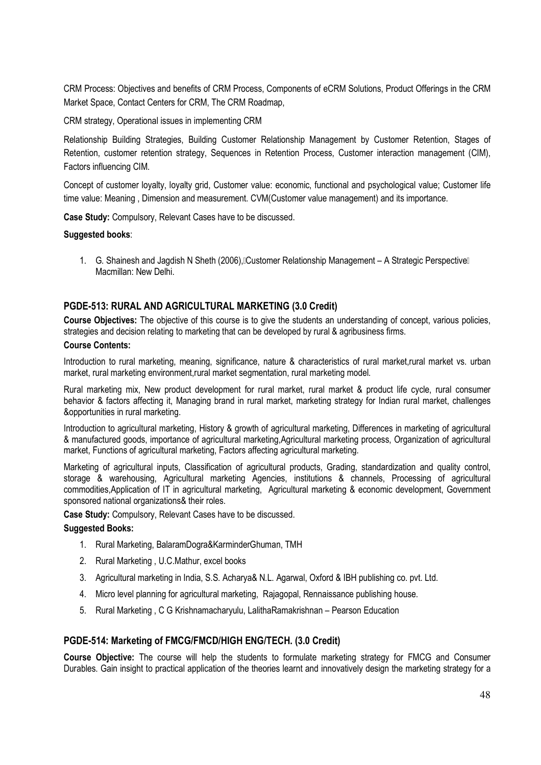CRM Process: Objectives and benefits of CRM Process, Components of eCRM Solutions, Product Offerings in the CRM Market Space, Contact Centers for CRM, The CRM Roadmap,

CRM strategy, Operational issues in implementing CRM

Relationship Building Strategies, Building Customer Relationship Management by Customer Retention, Stages of Retention, customer retention strategy, Sequences in Retention Process, Customer interaction management (CIM), Factors influencing CIM.

Concept of customer loyalty, loyalty grid, Customer value: economic, functional and psychological value; Customer life time value: Meaning , Dimension and measurement. CVM(Customer value management) and its importance.

**Case Study:** Compulsory, Relevant Cases have to be discussed.

**Suggested books**:

1. G. Shainesh and Jagdish N Sheth (2006),"Customer Relationship Management – A Strategic Perspective" Macmillan: New Delhi.

## PGDE-513: RURAL AND AGRICULTURAL MARKETING (3.0 Credit)

**Course Objectives:** The objective of this course is to give the students an understanding of concept, various policies, strategies and decision relating to marketing that can be developed by rural & agribusiness firms.

**Course Contents:**

Introduction to rural marketing, meaning, significance, nature & characteristics of rural market,rural market vs. urban market, rural marketing environment,rural market segmentation, rural marketing model.

Rural marketing mix, New product development for rural market, rural market & product life cycle, rural consumer behavior & factors affecting it, Managing brand in rural market, marketing strategy for Indian rural market, challenges &opportunities in rural marketing.

Introduction to agricultural marketing, History & growth of agricultural marketing, Differences in marketing of agricultural & manufactured goods, importance of agricultural marketing,Agricultural marketing process, Organization of agricultural market, Functions of agricultural marketing, Factors affecting agricultural marketing.

Marketing of agricultural inputs, Classification of agricultural products, Grading, standardization and quality control, storage & warehousing, Agricultural marketing Agencies, institutions & channels, Processing of agricultural commodities,Application of IT in agricultural marketing, Agricultural marketing & economic development, Government sponsored national organizations& their roles.

**Case Study:** Compulsory, Relevant Cases have to be discussed.

**Suggested Books:**

1. Rural Marketing, BalaramDogra&KarminderGhuman, TMH
2. Rural Marketing , U.C.Mathur, excel books
3. Agricultural marketing in India, S.S. Acharya& N.L. Agarwal, Oxford & IBH publishing co. pvt. Ltd.
4. Micro level planning for agricultural marketing, Rajagopal, Rennaissance publishing house.
5. Rural Marketing , C G Krishnamacharyulu, LalithaRamakrishnan – Pearson Education

## PGDE-514: Marketing of FMCG/FMCD/HIGH ENG/TECH. (3.0 Credit)

**Course Objective:** The course will help the students to formulate marketing strategy for FMCG and Consumer Durables. Gain insight to practical application of the theories learnt and innovatively design the marketing strategy for a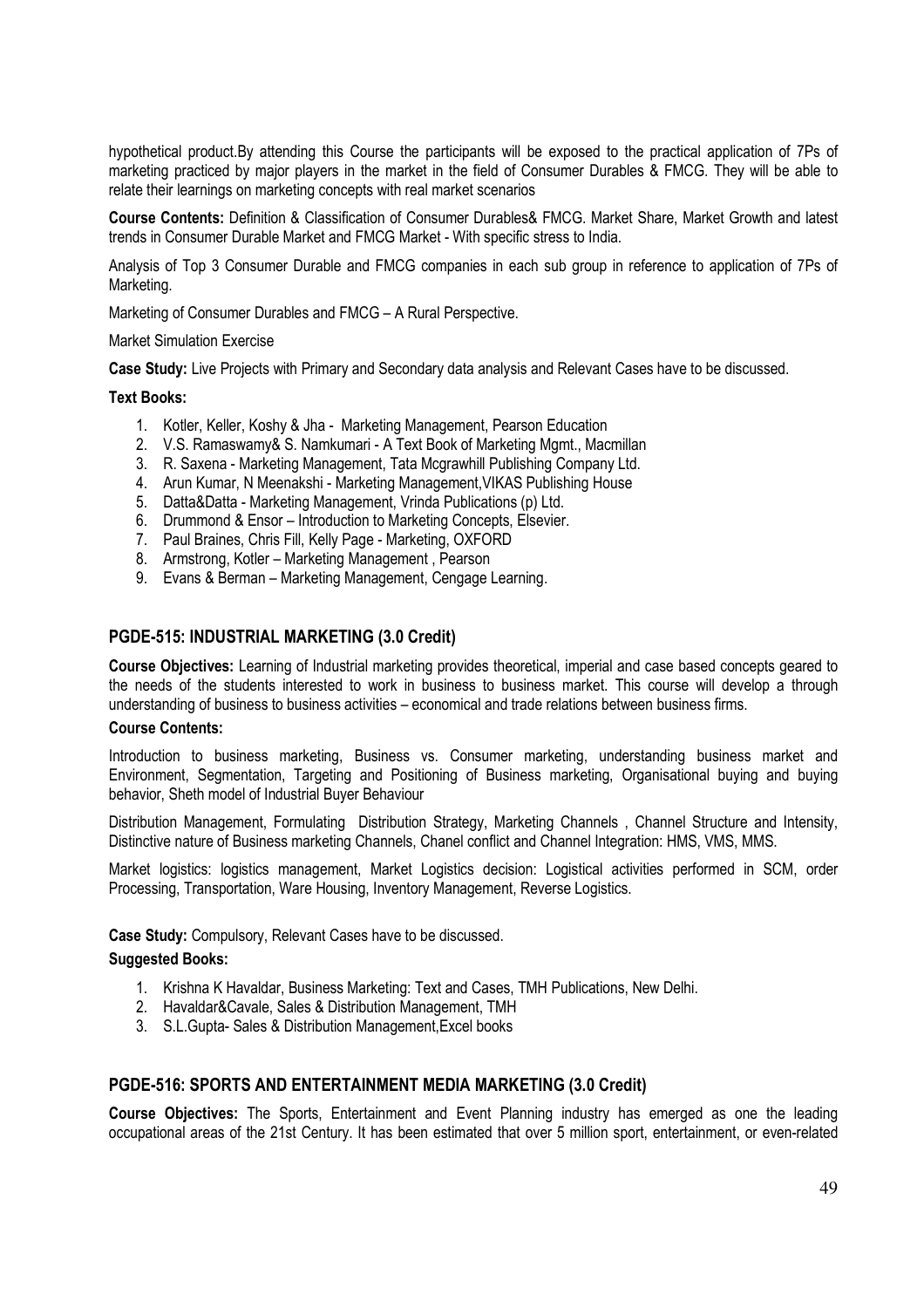hypothetical product.By attending this Course the participants will be exposed to the practical application of 7Ps of marketing practiced by major players in the market in the field of Consumer Durables & FMCG. They will be able to relate their learnings on marketing concepts with real market scenarios

**Course Contents:** Definition & Classification of Consumer Durables& FMCG. Market Share, Market Growth and latest trends in Consumer Durable Market and FMCG Market - With specific stress to India.

Analysis of Top 3 Consumer Durable and FMCG companies in each sub group in reference to application of 7Ps of Marketing.

Marketing of Consumer Durables and FMCG – A Rural Perspective.

Market Simulation Exercise

**Case Study:** Live Projects with Primary and Secondary data analysis and Relevant Cases have to be discussed.

**Text Books:**

1. Kotler, Keller, Koshy & Jha - Marketing Management, Pearson Education
2. V.S. Ramaswamy& S. Namkumari - A Text Book of Marketing Mgmt., Macmillan
3. R. Saxena - Marketing Management, Tata Mcgrawhill Publishing Company Ltd.
4. Arun Kumar, N Meenakshi - Marketing Management,VIKAS Publishing House
5. Datta&Datta - Marketing Management, Vrinda Publications (p) Ltd.
6. Drummond & Ensor – Introduction to Marketing Concepts, Elsevier.
7. Paul Braines, Chris Fill, Kelly Page - Marketing, OXFORD
8. Armstrong, Kotler – Marketing Management , Pearson
9. Evans & Berman – Marketing Management, Cengage Learning.

## PGDE-515: INDUSTRIAL MARKETING (3.0 Credit)

**Course Objectives:** Learning of Industrial marketing provides theoretical, imperial and case based concepts geared to the needs of the students interested to work in business to business market. This course will develop a through understanding of business to business activities – economical and trade relations between business firms.

**Course Contents:**

Introduction to business marketing, Business vs. Consumer marketing, understanding business market and Environment, Segmentation, Targeting and Positioning of Business marketing, Organisational buying and buying behavior, Sheth model of Industrial Buyer Behaviour

Distribution Management, Formulating Distribution Strategy, Marketing Channels , Channel Structure and Intensity, Distinctive nature of Business marketing Channels, Chanel conflict and Channel Integration: HMS, VMS, MMS.

Market logistics: logistics management, Market Logistics decision: Logistical activities performed in SCM, order Processing, Transportation, Ware Housing, Inventory Management, Reverse Logistics.

**Case Study:** Compulsory, Relevant Cases have to be discussed.

**Suggested Books:**

1. Krishna K Havaldar, Business Marketing: Text and Cases, TMH Publications, New Delhi.
2. Havaldar&Cavale, Sales & Distribution Management, TMH
3. S.L.Gupta- Sales & Distribution Management,Excel books

## PGDE-516: SPORTS AND ENTERTAINMENT MEDIA MARKETING (3.0 Credit)

**Course Objectives:** The Sports, Entertainment and Event Planning industry has emerged as one the leading occupational areas of the 21st Century. It has been estimated that over 5 million sport, entertainment, or even-related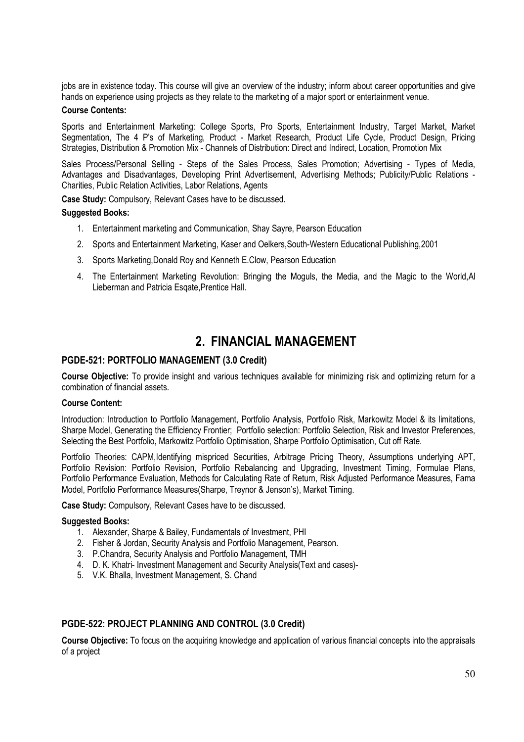jobs are in existence today. This course will give an overview of the industry; inform about career opportunities and give hands on experience using projects as they relate to the marketing of a major sport or entertainment venue.

**Course Contents:**

Sports and Entertainment Marketing: College Sports, Pro Sports, Entertainment Industry, Target Market, Market Segmentation, The 4 P's of Marketing, Product - Market Research, Product Life Cycle, Product Design, Pricing Strategies, Distribution & Promotion Mix - Channels of Distribution: Direct and Indirect, Location, Promotion Mix

Sales Process/Personal Selling - Steps of the Sales Process, Sales Promotion; Advertising - Types of Media, Advantages and Disadvantages, Developing Print Advertisement, Advertising Methods; Publicity/Public Relations - Charities, Public Relation Activities, Labor Relations, Agents

**Case Study:** Compulsory, Relevant Cases have to be discussed.

**Suggested Books:**

1. Entertainment marketing and Communication, Shay Sayre, Pearson Education
2. Sports and Entertainment Marketing, Kaser and Oelkers,South-Western Educational Publishing,2001
3. Sports Marketing,Donald Roy and Kenneth E.Clow, Pearson Education
4. The Entertainment Marketing Revolution: Bringing the Moguls, the Media, and the Magic to the World,Al Lieberman and Patricia Esqate,Prentice Hall.

# 2. FINANCIAL MANAGEMENT

### PGDE-521: PORTFOLIO MANAGEMENT (3.0 Credit)

**Course Objective:** To provide insight and various techniques available for minimizing risk and optimizing return for a combination of financial assets.

**Course Content:**

Introduction: Introduction to Portfolio Management, Portfolio Analysis, Portfolio Risk, Markowitz Model & its limitations, Sharpe Model, Generating the Efficiency Frontier; Portfolio selection: Portfolio Selection, Risk and Investor Preferences, Selecting the Best Portfolio, Markowitz Portfolio Optimisation, Sharpe Portfolio Optimisation, Cut off Rate.

Portfolio Theories: CAPM,Identifying mispriced Securities, Arbitrage Pricing Theory, Assumptions underlying APT, Portfolio Revision: Portfolio Revision, Portfolio Rebalancing and Upgrading, Investment Timing, Formulae Plans, Portfolio Performance Evaluation, Methods for Calculating Rate of Return, Risk Adjusted Performance Measures, Fama Model, Portfolio Performance Measures(Sharpe, Treynor & Jenson's), Market Timing.

**Case Study:** Compulsory, Relevant Cases have to be discussed.

**Suggested Books:**

1. Alexander, Sharpe & Bailey, Fundamentals of Investment, PHI
2. Fisher & Jordan, Security Analysis and Portfolio Management, Pearson.
3. P.Chandra, Security Analysis and Portfolio Management, TMH
4. D. K. Khatri- Investment Management and Security Analysis(Text and cases)-
5. V.K. Bhalla, Investment Management, S. Chand

### PGDE-522: PROJECT PLANNING AND CONTROL (3.0 Credit)

**Course Objective:** To focus on the acquiring knowledge and application of various financial concepts into the appraisals of a project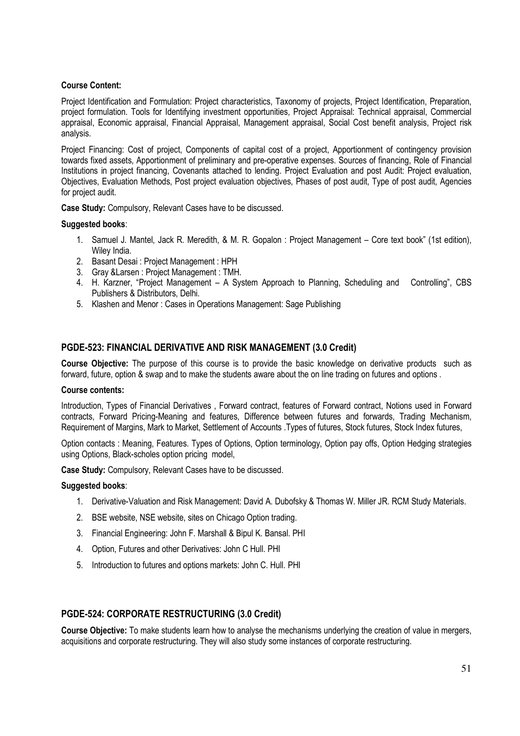**Course Content:**

Project Identification and Formulation: Project characteristics, Taxonomy of projects, Project Identification, Preparation, project formulation. Tools for Identifying investment opportunities, Project Appraisal: Technical appraisal, Commercial appraisal, Economic appraisal, Financial Appraisal, Management appraisal, Social Cost benefit analysis, Project risk analysis.

Project Financing: Cost of project, Components of capital cost of a project, Apportionment of contingency provision towards fixed assets, Apportionment of preliminary and pre-operative expenses. Sources of financing, Role of Financial Institutions in project financing, Covenants attached to lending. Project Evaluation and post Audit: Project evaluation, Objectives, Evaluation Methods, Post project evaluation objectives, Phases of post audit, Type of post audit, Agencies for project audit.

**Case Study:** Compulsory, Relevant Cases have to be discussed.

**Suggested books**:

1. Samuel J. Mantel, Jack R. Meredith, & M. R. Gopalon : Project Management – Core text book" (1st edition), Wiley India.
2. Basant Desai : Project Management : HPH
3. Gray &Larsen : Project Management : TMH.
4. H. Karzner, "Project Management – A System Approach to Planning, Scheduling and Controlling", CBS Publishers & Distributors, Delhi.
5. Klashen and Menor : Cases in Operations Management: Sage Publishing

## PGDE-523: FINANCIAL DERIVATIVE AND RISK MANAGEMENT (3.0 Credit)

**Course Objective:** The purpose of this course is to provide the basic knowledge on derivative products such as forward, future, option & swap and to make the students aware about the on line trading on futures and options .

**Course contents:**

Introduction, Types of Financial Derivatives , Forward contract, features of Forward contract, Notions used in Forward contracts, Forward Pricing-Meaning and features, Difference between futures and forwards, Trading Mechanism, Requirement of Margins, Mark to Market, Settlement of Accounts .Types of futures, Stock futures, Stock Index futures,

Option contacts : Meaning, Features. Types of Options, Option terminology, Option pay offs, Option Hedging strategies using Options, Black-scholes option pricing model,

**Case Study:** Compulsory, Relevant Cases have to be discussed.

**Suggested books**:

1. Derivative-Valuation and Risk Management: David A. Dubofsky & Thomas W. Miller JR. RCM Study Materials.
2. BSE website, NSE website, sites on Chicago Option trading.
3. Financial Engineering: John F. Marshall & Bipul K. Bansal. PHI
4. Option, Futures and other Derivatives: John C Hull. PHI
5. Introduction to futures and options markets: John C. Hull. PHI

## PGDE-524: CORPORATE RESTRUCTURING (3.0 Credit)

**Course Objective:** To make students learn how to analyse the mechanisms underlying the creation of value in mergers, acquisitions and corporate restructuring. They will also study some instances of corporate restructuring.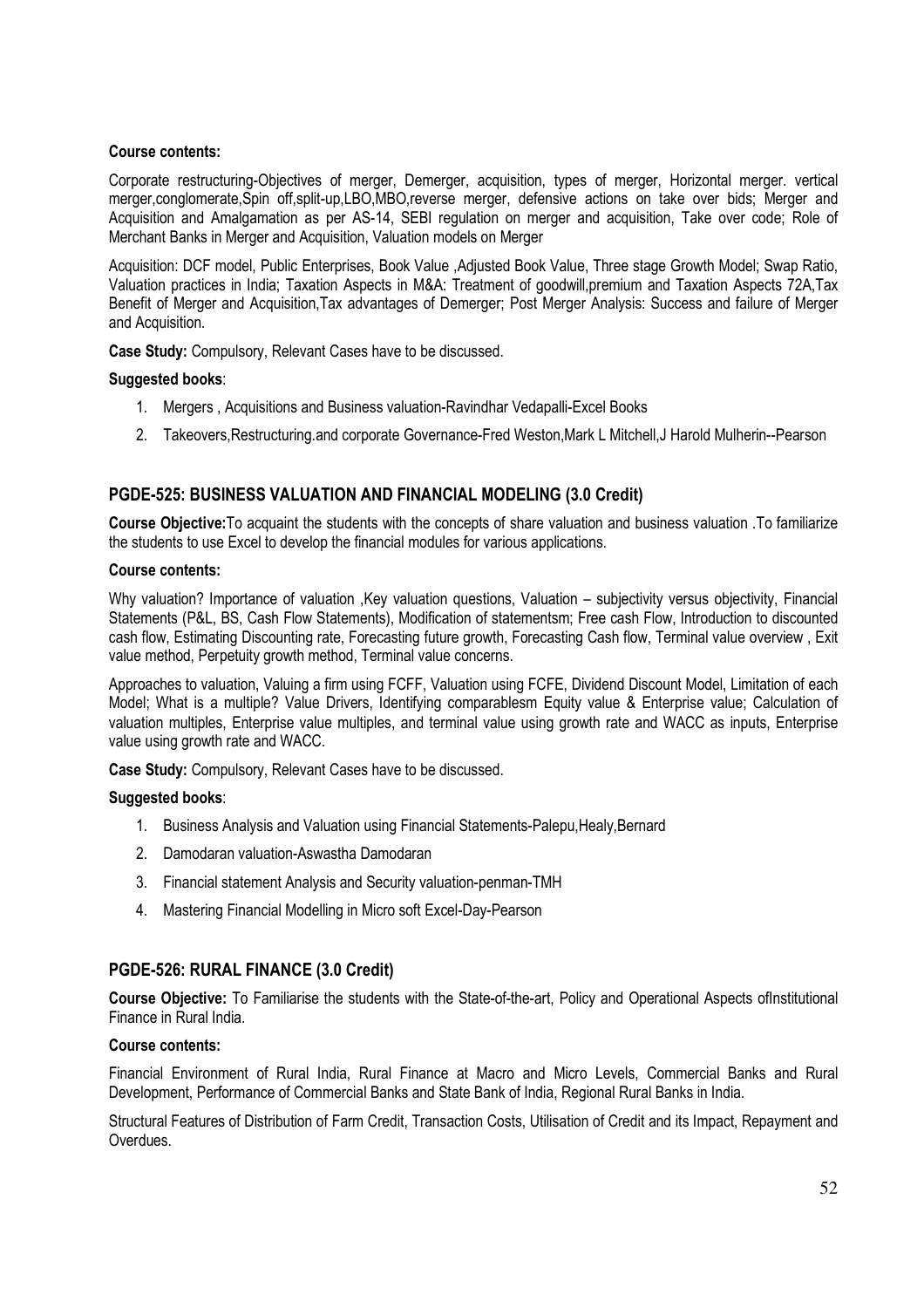**Course contents:**

Corporate restructuring-Objectives of merger, Demerger, acquisition, types of merger, Horizontal merger. vertical merger,conglomerate,Spin off,split-up,LBO,MBO,reverse merger, defensive actions on take over bids; Merger and Acquisition and Amalgamation as per AS-14, SEBI regulation on merger and acquisition, Take over code; Role of Merchant Banks in Merger and Acquisition, Valuation models on Merger

Acquisition: DCF model, Public Enterprises, Book Value ,Adjusted Book Value, Three stage Growth Model; Swap Ratio, Valuation practices in India; Taxation Aspects in M&A: Treatment of goodwill,premium and Taxation Aspects 72A,Tax Benefit of Merger and Acquisition,Tax advantages of Demerger; Post Merger Analysis: Success and failure of Merger and Acquisition.

**Case Study:** Compulsory, Relevant Cases have to be discussed.

**Suggested books**:

1. Mergers , Acquisitions and Business valuation-Ravindhar Vedapalli-Excel Books
2. Takeovers,Restructuring.and corporate Governance-Fred Weston,Mark L Mitchell,J Harold Mulherin--Pearson

## PGDE-525: BUSINESS VALUATION AND FINANCIAL MODELING (3.0 Credit)

**Course Objective:**To acquaint the students with the concepts of share valuation and business valuation .To familiarize the students to use Excel to develop the financial modules for various applications.

**Course contents:**

Why valuation? Importance of valuation ,Key valuation questions, Valuation – subjectivity versus objectivity, Financial Statements (P&L, BS, Cash Flow Statements), Modification of statementsm; Free cash Flow, Introduction to discounted cash flow, Estimating Discounting rate, Forecasting future growth, Forecasting Cash flow, Terminal value overview , Exit value method, Perpetuity growth method, Terminal value concerns.

Approaches to valuation, Valuing a firm using FCFF, Valuation using FCFE, Dividend Discount Model, Limitation of each Model; What is a multiple? Value Drivers, Identifying comparablesm Equity value & Enterprise value; Calculation of valuation multiples, Enterprise value multiples, and terminal value using growth rate and WACC as inputs, Enterprise value using growth rate and WACC.

**Case Study:** Compulsory, Relevant Cases have to be discussed.

**Suggested books**:

1. Business Analysis and Valuation using Financial Statements-Palepu,Healy,Bernard
2. Damodaran valuation-Aswastha Damodaran
3. Financial statement Analysis and Security valuation-penman-TMH
4. Mastering Financial Modelling in Micro soft Excel-Day-Pearson

## PGDE-526: RURAL FINANCE (3.0 Credit)

**Course Objective:** To Familiarise the students with the State-of-the-art, Policy and Operational Aspects ofInstitutional Finance in Rural India.

**Course contents:**

Financial Environment of Rural India, Rural Finance at Macro and Micro Levels, Commercial Banks and Rural Development, Performance of Commercial Banks and State Bank of India, Regional Rural Banks in India.

Structural Features of Distribution of Farm Credit, Transaction Costs, Utilisation of Credit and its Impact, Repayment and Overdues.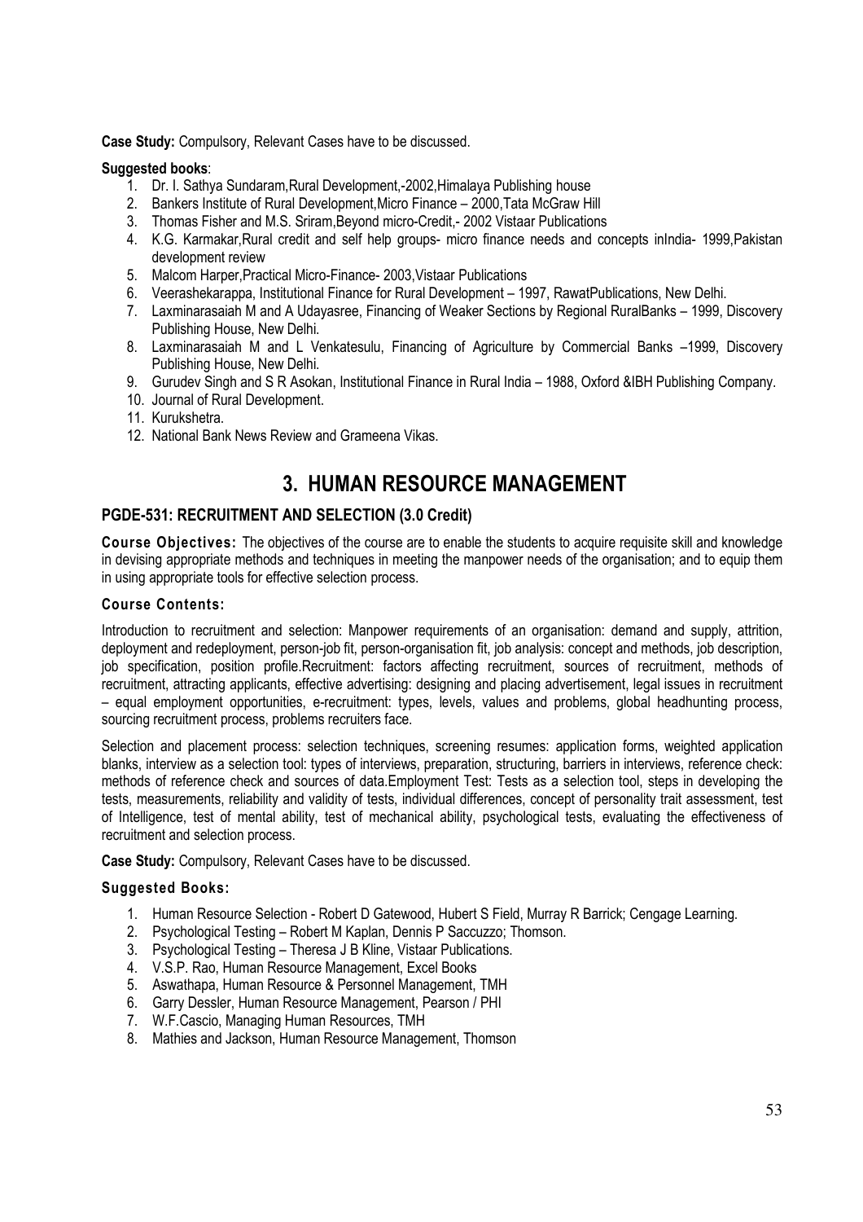**Case Study:** Compulsory, Relevant Cases have to be discussed.

**Suggested books**:

1. Dr. I. Sathya Sundaram,Rural Development,-2002,Himalaya Publishing house
2. Bankers Institute of Rural Development,Micro Finance – 2000,Tata McGraw Hill
3. Thomas Fisher and M.S. Sriram,Beyond micro-Credit,- 2002 Vistaar Publications
4. K.G. Karmakar,Rural credit and self help groups- micro finance needs and concepts inIndia- 1999,Pakistan development review
5. Malcom Harper,Practical Micro-Finance- 2003,Vistaar Publications
6. Veerashekarappa, Institutional Finance for Rural Development – 1997, RawatPublications, New Delhi.
7. Laxminarasaiah M and A Udayasree, Financing of Weaker Sections by Regional RuralBanks – 1999, Discovery Publishing House, New Delhi.
8. Laxminarasaiah M and L Venkatesulu, Financing of Agriculture by Commercial Banks –1999, Discovery Publishing House, New Delhi.
9. Gurudev Singh and S R Asokan, Institutional Finance in Rural India – 1988, Oxford &IBH Publishing Company.
10. Journal of Rural Development.
11. Kurukshetra.
12. National Bank News Review and Grameena Vikas.

# 3. HUMAN RESOURCE MANAGEMENT

## PGDE-531: RECRUITMENT AND SELECTION (3.0 Credit)

**Course Objectives:** The objectives of the course are to enable the students to acquire requisite skill and knowledge in devising appropriate methods and techniques in meeting the manpower needs of the organisation; and to equip them in using appropriate tools for effective selection process.

**Course Contents:**

Introduction to recruitment and selection: Manpower requirements of an organisation: demand and supply, attrition, deployment and redeployment, person-job fit, person-organisation fit, job analysis: concept and methods, job description, job specification, position profile.Recruitment: factors affecting recruitment, sources of recruitment, methods of recruitment, attracting applicants, effective advertising: designing and placing advertisement, legal issues in recruitment – equal employment opportunities, e-recruitment: types, levels, values and problems, global headhunting process, sourcing recruitment process, problems recruiters face.

Selection and placement process: selection techniques, screening resumes: application forms, weighted application blanks, interview as a selection tool: types of interviews, preparation, structuring, barriers in interviews, reference check: methods of reference check and sources of data.Employment Test: Tests as a selection tool, steps in developing the tests, measurements, reliability and validity of tests, individual differences, concept of personality trait assessment, test of Intelligence, test of mental ability, test of mechanical ability, psychological tests, evaluating the effectiveness of recruitment and selection process.

**Case Study:** Compulsory, Relevant Cases have to be discussed.

**Suggested Books:**

1. Human Resource Selection - Robert D Gatewood, Hubert S Field, Murray R Barrick; Cengage Learning.
2. Psychological Testing – Robert M Kaplan, Dennis P Saccuzzo; Thomson.
3. Psychological Testing – Theresa J B Kline, Vistaar Publications.
4. V.S.P. Rao, Human Resource Management, Excel Books
5. Aswathapa, Human Resource & Personnel Management, TMH
6. Garry Dessler, Human Resource Management, Pearson / PHI
7. W.F.Cascio, Managing Human Resources, TMH
8. Mathies and Jackson, Human Resource Management, Thomson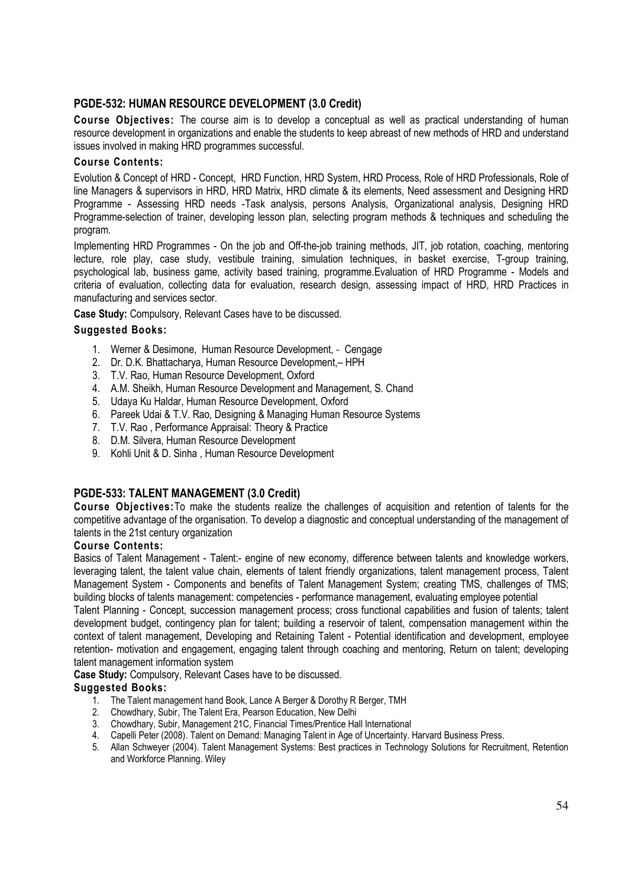## PGDE-532: HUMAN RESOURCE DEVELOPMENT (3.0 Credit)

**Course Objectives:** The course aim is to develop a conceptual as well as practical understanding of human resource development in organizations and enable the students to keep abreast of new methods of HRD and understand issues involved in making HRD programmes successful.

**Course Contents:**

Evolution & Concept of HRD - Concept, HRD Function, HRD System, HRD Process, Role of HRD Professionals, Role of line Managers & supervisors in HRD, HRD Matrix, HRD climate & its elements, Need assessment and Designing HRD Programme - Assessing HRD needs -Task analysis, persons Analysis, Organizational analysis, Designing HRD Programme-selection of trainer, developing lesson plan, selecting program methods & techniques and scheduling the program.

Implementing HRD Programmes - On the job and Off-the-job training methods, JIT, job rotation, coaching, mentoring lecture, role play, case study, vestibule training, simulation techniques, in basket exercise, T-group training, psychological lab, business game, activity based training, programme.Evaluation of HRD Programme - Models and criteria of evaluation, collecting data for evaluation, research design, assessing impact of HRD, HRD Practices in manufacturing and services sector.

**Case Study:** Compulsory, Relevant Cases have to be discussed.

**Suggested Books:**

1. Werner & Desimone, Human Resource Development, - Cengage
2. Dr. D.K. Bhattacharya, Human Resource Development,– HPH
3. T.V. Rao, Human Resource Development, Oxford
4. A.M. Sheikh, Human Resource Development and Management, S. Chand
5. Udaya Ku Haldar, Human Resource Development, Oxford
6. Pareek Udai & T.V. Rao, Designing & Managing Human Resource Systems
7. T.V. Rao , Performance Appraisal: Theory & Practice
8. D.M. Silvera, Human Resource Development
9. Kohli Unit & D. Sinha , Human Resource Development

## PGDE-533: TALENT MANAGEMENT (3.0 Credit)

**Course Objectives:**To make the students realize the challenges of acquisition and retention of talents for the competitive advantage of the organisation. To develop a diagnostic and conceptual understanding of the management of talents in the 21st century organization

**Course Contents:**

Basics of Talent Management - Talent:- engine of new economy, difference between talents and knowledge workers, leveraging talent, the talent value chain, elements of talent friendly organizations, talent management process, Talent Management System - Components and benefits of Talent Management System; creating TMS, challenges of TMS; building blocks of talents management: competencies - performance management, evaluating employee potential

Talent Planning - Concept, succession management process; cross functional capabilities and fusion of talents; talent development budget, contingency plan for talent; building a reservoir of talent, compensation management within the context of talent management, Developing and Retaining Talent - Potential identification and development, employee retention- motivation and engagement, engaging talent through coaching and mentoring, Return on talent; developing talent management information system

**Case Study:** Compulsory, Relevant Cases have to be discussed.

**Suggested Books:**

1. The Talent management hand Book, Lance A Berger & Dorothy R Berger, TMH
2. Chowdhary, Subir, The Talent Era, Pearson Education, New Delhi
3. Chowdhary, Subir, Management 21C, Financial Times/Prentice Hall International
4. Capelli Peter (2008). Talent on Demand: Managing Talent in Age of Uncertainty. Harvard Business Press.
5. Allan Schweyer (2004). Talent Management Systems: Best practices in Technology Solutions for Recruitment, Retention and Workforce Planning. Wiley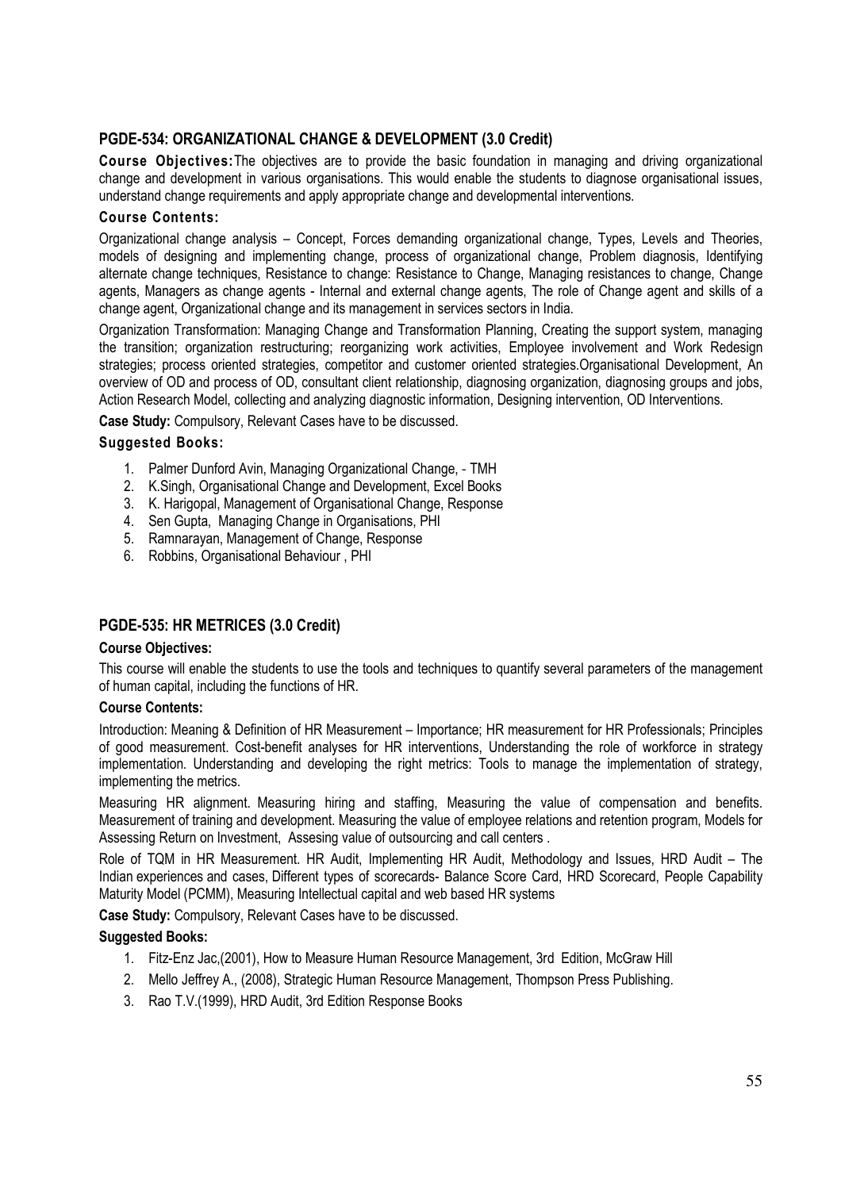## PGDE-534: ORGANIZATIONAL CHANGE & DEVELOPMENT (3.0 Credit)

**Course Objectives:** The objectives are to provide the basic foundation in managing and driving organizational change and development in various organisations. This would enable the students to diagnose organisational issues, understand change requirements and apply appropriate change and developmental interventions.

**Course Contents:**

Organizational change analysis – Concept, Forces demanding organizational change, Types, Levels and Theories, models of designing and implementing change, process of organizational change, Problem diagnosis, Identifying alternate change techniques, Resistance to change: Resistance to Change, Managing resistances to change, Change agents, Managers as change agents - Internal and external change agents, The role of Change agent and skills of a change agent, Organizational change and its management in services sectors in India.

Organization Transformation: Managing Change and Transformation Planning, Creating the support system, managing the transition; organization restructuring; reorganizing work activities, Employee involvement and Work Redesign strategies; process oriented strategies, competitor and customer oriented strategies.Organisational Development, An overview of OD and process of OD, consultant client relationship, diagnosing organization, diagnosing groups and jobs, Action Research Model, collecting and analyzing diagnostic information, Designing intervention, OD Interventions.

**Case Study:** Compulsory, Relevant Cases have to be discussed.

**Suggested Books:**

1. Palmer Dunford Avin, Managing Organizational Change, - TMH
2. K.Singh, Organisational Change and Development, Excel Books
3. K. Harigopal, Management of Organisational Change, Response
4. Sen Gupta, Managing Change in Organisations, PHI
5. Ramnarayan, Management of Change, Response
6. Robbins, Organisational Behaviour , PHI

## PGDE-535: HR METRICES (3.0 Credit)

**Course Objectives:**

This course will enable the students to use the tools and techniques to quantify several parameters of the management of human capital, including the functions of HR.

**Course Contents:**

Introduction: Meaning & Definition of HR Measurement – Importance; HR measurement for HR Professionals; Principles of good measurement. Cost-benefit analyses for HR interventions, Understanding the role of workforce in strategy implementation. Understanding and developing the right metrics: Tools to manage the implementation of strategy, implementing the metrics.

Measuring HR alignment. Measuring hiring and staffing, Measuring the value of compensation and benefits. Measurement of training and development. Measuring the value of employee relations and retention program, Models for Assessing Return on Investment, Assesing value of outsourcing and call centers .

Role of TQM in HR Measurement. HR Audit, Implementing HR Audit, Methodology and Issues, HRD Audit – The Indian experiences and cases, Different types of scorecards- Balance Score Card, HRD Scorecard, People Capability Maturity Model (PCMM), Measuring Intellectual capital and web based HR systems

**Case Study:** Compulsory, Relevant Cases have to be discussed.

**Suggested Books:**

1. Fitz-Enz Jac,(2001), How to Measure Human Resource Management, 3rd Edition, McGraw Hill
2. Mello Jeffrey A., (2008), Strategic Human Resource Management, Thompson Press Publishing.
3. Rao T.V.(1999), HRD Audit, 3rd Edition Response Books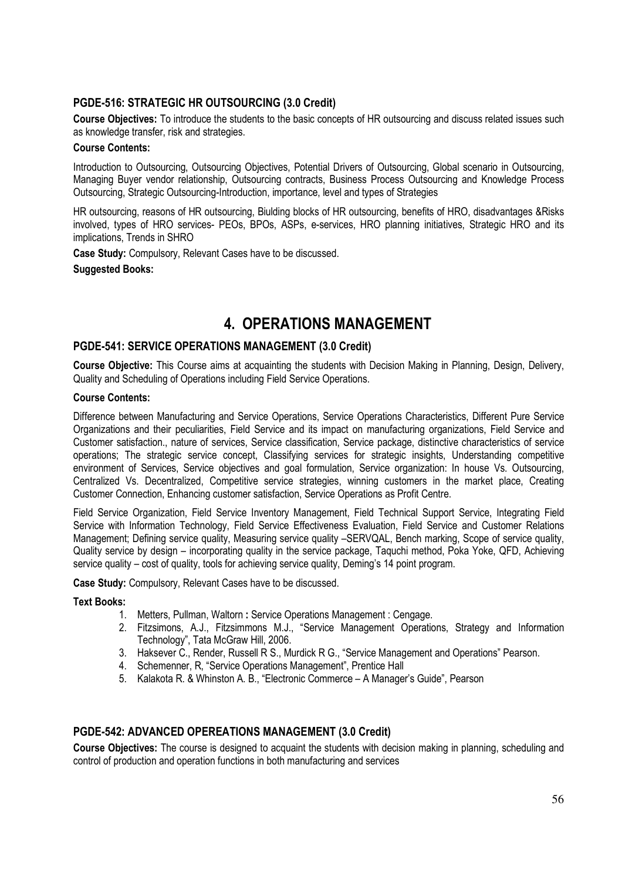### PGDE-516: STRATEGIC HR OUTSOURCING (3.0 Credit)

**Course Objectives:** To introduce the students to the basic concepts of HR outsourcing and discuss related issues such as knowledge transfer, risk and strategies.

**Course Contents:**

Introduction to Outsourcing, Outsourcing Objectives, Potential Drivers of Outsourcing, Global scenario in Outsourcing, Managing Buyer vendor relationship, Outsourcing contracts, Business Process Outsourcing and Knowledge Process Outsourcing, Strategic Outsourcing-Introduction, importance, level and types of Strategies

HR outsourcing, reasons of HR outsourcing, Biulding blocks of HR outsourcing, benefits of HRO, disadvantages &Risks involved, types of HRO services- PEOs, BPOs, ASPs, e-services, HRO planning initiatives, Strategic HRO and its implications, Trends in SHRO

**Case Study:** Compulsory, Relevant Cases have to be discussed.

**Suggested Books:**

## 4. OPERATIONS MANAGEMENT

### PGDE-541: SERVICE OPERATIONS MANAGEMENT (3.0 Credit)

**Course Objective:** This Course aims at acquainting the students with Decision Making in Planning, Design, Delivery, Quality and Scheduling of Operations including Field Service Operations.

**Course Contents:**

Difference between Manufacturing and Service Operations, Service Operations Characteristics, Different Pure Service Organizations and their peculiarities, Field Service and its impact on manufacturing organizations, Field Service and Customer satisfaction., nature of services, Service classification, Service package, distinctive characteristics of service operations; The strategic service concept, Classifying services for strategic insights, Understanding competitive environment of Services, Service objectives and goal formulation, Service organization: In house Vs. Outsourcing, Centralized Vs. Decentralized, Competitive service strategies, winning customers in the market place, Creating Customer Connection, Enhancing customer satisfaction, Service Operations as Profit Centre.

Field Service Organization, Field Service Inventory Management, Field Technical Support Service, Integrating Field Service with Information Technology, Field Service Effectiveness Evaluation, Field Service and Customer Relations Management; Defining service quality, Measuring service quality –SERVQAL, Bench marking, Scope of service quality, Quality service by design – incorporating quality in the service package, Taquchi method, Poka Yoke, QFD, Achieving service quality – cost of quality, tools for achieving service quality, Deming's 14 point program.

**Case Study:** Compulsory, Relevant Cases have to be discussed.

**Text Books:**

1. Metters, Pullman, Waltorn **:** Service Operations Management : Cengage.
2. Fitzsimons, A.J., Fitzsimmons M.J., "Service Management Operations, Strategy and Information Technology", Tata McGraw Hill, 2006.
3. Haksever C., Render, Russell R S., Murdick R G., "Service Management and Operations" Pearson.
4. Schemenner, R, "Service Operations Management", Prentice Hall
5. Kalakota R. & Whinston A. B., "Electronic Commerce – A Manager's Guide", Pearson

### PGDE-542: ADVANCED OPEREATIONS MANAGEMENT (3.0 Credit)

**Course Objectives:** The course is designed to acquaint the students with decision making in planning, scheduling and control of production and operation functions in both manufacturing and services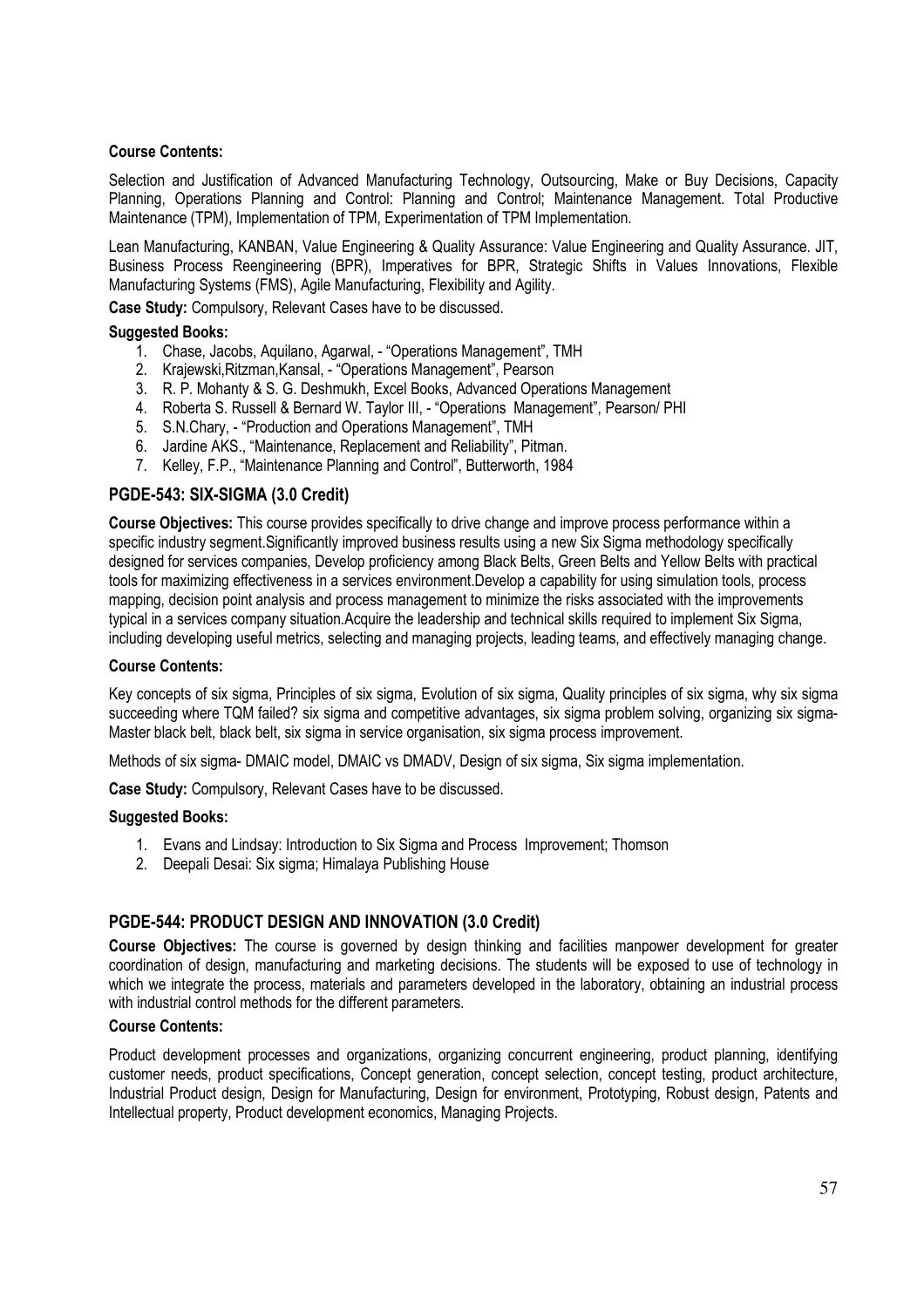**Course Contents:**

Selection and Justification of Advanced Manufacturing Technology, Outsourcing, Make or Buy Decisions, Capacity Planning, Operations Planning and Control: Planning and Control; Maintenance Management. Total Productive Maintenance (TPM), Implementation of TPM, Experimentation of TPM Implementation.

Lean Manufacturing, KANBAN, Value Engineering & Quality Assurance: Value Engineering and Quality Assurance. JIT, Business Process Reengineering (BPR), Imperatives for BPR, Strategic Shifts in Values Innovations, Flexible Manufacturing Systems (FMS), Agile Manufacturing, Flexibility and Agility.

**Case Study:** Compulsory, Relevant Cases have to be discussed.

**Suggested Books:**

1. Chase, Jacobs, Aquilano, Agarwal, - "Operations Management", TMH
2. Krajewski,Ritzman,Kansal, - "Operations Management", Pearson
3. R. P. Mohanty & S. G. Deshmukh, Excel Books, Advanced Operations Management
4. Roberta S. Russell & Bernard W. Taylor III, - "Operations Management", Pearson/ PHI
5. S.N.Chary, - "Production and Operations Management", TMH
6. Jardine AKS., "Maintenance, Replacement and Reliability", Pitman.
7. Kelley, F.P., "Maintenance Planning and Control", Butterworth, 1984

## PGDE-543: SIX-SIGMA (3.0 Credit)

**Course Objectives:** This course provides specifically to drive change and improve process performance within a specific industry segment.Significantly improved business results using a new Six Sigma methodology specifically designed for services companies, Develop proficiency among Black Belts, Green Belts and Yellow Belts with practical tools for maximizing effectiveness in a services environment.Develop a capability for using simulation tools, process mapping, decision point analysis and process management to minimize the risks associated with the improvements typical in a services company situation.Acquire the leadership and technical skills required to implement Six Sigma, including developing useful metrics, selecting and managing projects, leading teams, and effectively managing change.

**Course Contents:**

Key concepts of six sigma, Principles of six sigma, Evolution of six sigma, Quality principles of six sigma, why six sigma succeeding where TQM failed? six sigma and competitive advantages, six sigma problem solving, organizing six sigma-Master black belt, black belt, six sigma in service organisation, six sigma process improvement.

Methods of six sigma- DMAIC model, DMAIC vs DMADV, Design of six sigma, Six sigma implementation.

**Case Study:** Compulsory, Relevant Cases have to be discussed.

**Suggested Books:**

1. Evans and Lindsay: Introduction to Six Sigma and Process Improvement; Thomson
2. Deepali Desai: Six sigma; Himalaya Publishing House

## PGDE-544: PRODUCT DESIGN AND INNOVATION (3.0 Credit)

**Course Objectives:** The course is governed by design thinking and facilities manpower development for greater coordination of design, manufacturing and marketing decisions. The students will be exposed to use of technology in which we integrate the process, materials and parameters developed in the laboratory, obtaining an industrial process with industrial control methods for the different parameters.

**Course Contents:**

Product development processes and organizations, organizing concurrent engineering, product planning, identifying customer needs, product specifications, Concept generation, concept selection, concept testing, product architecture, Industrial Product design, Design for Manufacturing, Design for environment, Prototyping, Robust design, Patents and Intellectual property, Product development economics, Managing Projects.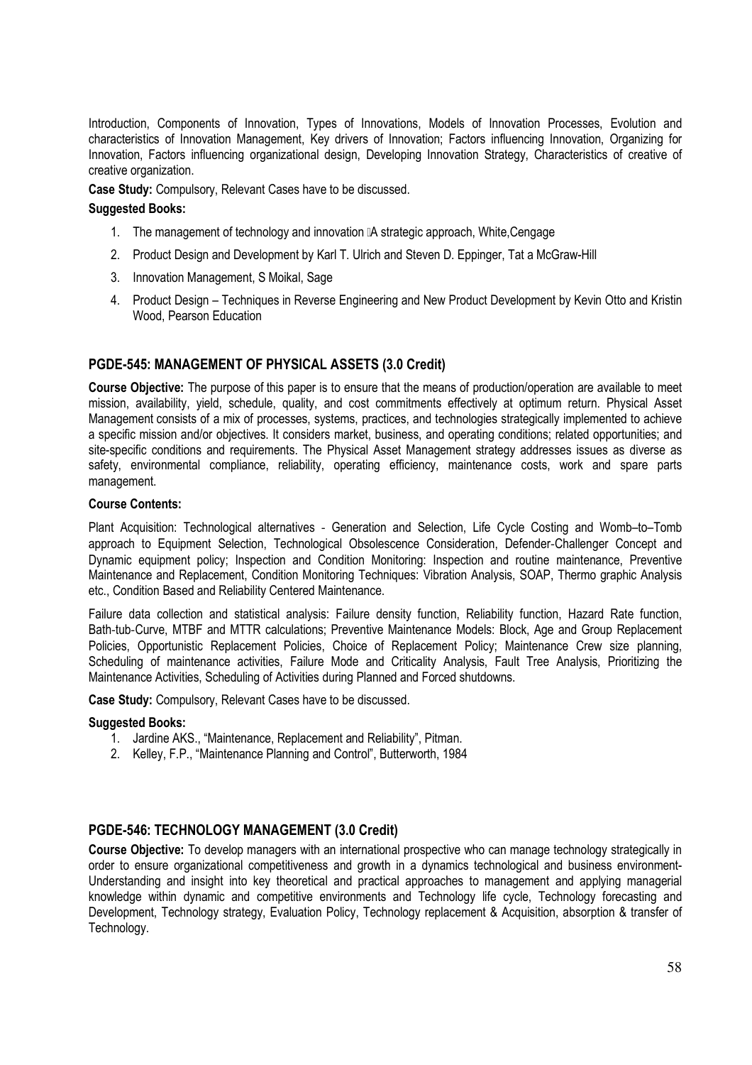Introduction, Components of Innovation, Types of Innovations, Models of Innovation Processes, Evolution and characteristics of Innovation Management, Key drivers of Innovation; Factors influencing Innovation, Organizing for Innovation, Factors influencing organizational design, Developing Innovation Strategy, Characteristics of creative of creative organization.

**Case Study:** Compulsory, Relevant Cases have to be discussed.

**Suggested Books:**

1. The management of technology and innovation A strategic approach, White,Cengage
2. Product Design and Development by Karl T. Ulrich and Steven D. Eppinger, Tat a McGraw-Hill
3. Innovation Management, S Moikal, Sage
4. Product Design – Techniques in Reverse Engineering and New Product Development by Kevin Otto and Kristin Wood, Pearson Education

## PGDE-545: MANAGEMENT OF PHYSICAL ASSETS (3.0 Credit)

**Course Objective:** The purpose of this paper is to ensure that the means of production/operation are available to meet mission, availability, yield, schedule, quality, and cost commitments effectively at optimum return. Physical Asset Management consists of a mix of processes, systems, practices, and technologies strategically implemented to achieve a specific mission and/or objectives. It considers market, business, and operating conditions; related opportunities; and site-specific conditions and requirements. The Physical Asset Management strategy addresses issues as diverse as safety, environmental compliance, reliability, operating efficiency, maintenance costs, work and spare parts management.

**Course Contents:**

Plant Acquisition: Technological alternatives - Generation and Selection, Life Cycle Costing and Womb–to–Tomb approach to Equipment Selection, Technological Obsolescence Consideration, Defender-Challenger Concept and Dynamic equipment policy; Inspection and Condition Monitoring: Inspection and routine maintenance, Preventive Maintenance and Replacement, Condition Monitoring Techniques: Vibration Analysis, SOAP, Thermo graphic Analysis etc., Condition Based and Reliability Centered Maintenance.

Failure data collection and statistical analysis: Failure density function, Reliability function, Hazard Rate function, Bath-tub-Curve, MTBF and MTTR calculations; Preventive Maintenance Models: Block, Age and Group Replacement Policies, Opportunistic Replacement Policies, Choice of Replacement Policy; Maintenance Crew size planning, Scheduling of maintenance activities, Failure Mode and Criticality Analysis, Fault Tree Analysis, Prioritizing the Maintenance Activities, Scheduling of Activities during Planned and Forced shutdowns.

**Case Study:** Compulsory, Relevant Cases have to be discussed.

**Suggested Books:**

1. Jardine AKS., "Maintenance, Replacement and Reliability", Pitman.
2. Kelley, F.P., "Maintenance Planning and Control", Butterworth, 1984

## PGDE-546: TECHNOLOGY MANAGEMENT (3.0 Credit)

**Course Objective:** To develop managers with an international prospective who can manage technology strategically in order to ensure organizational competitiveness and growth in a dynamics technological and business environment- Understanding and insight into key theoretical and practical approaches to management and applying managerial knowledge within dynamic and competitive environments and Technology life cycle, Technology forecasting and Development, Technology strategy, Evaluation Policy, Technology replacement & Acquisition, absorption & transfer of Technology.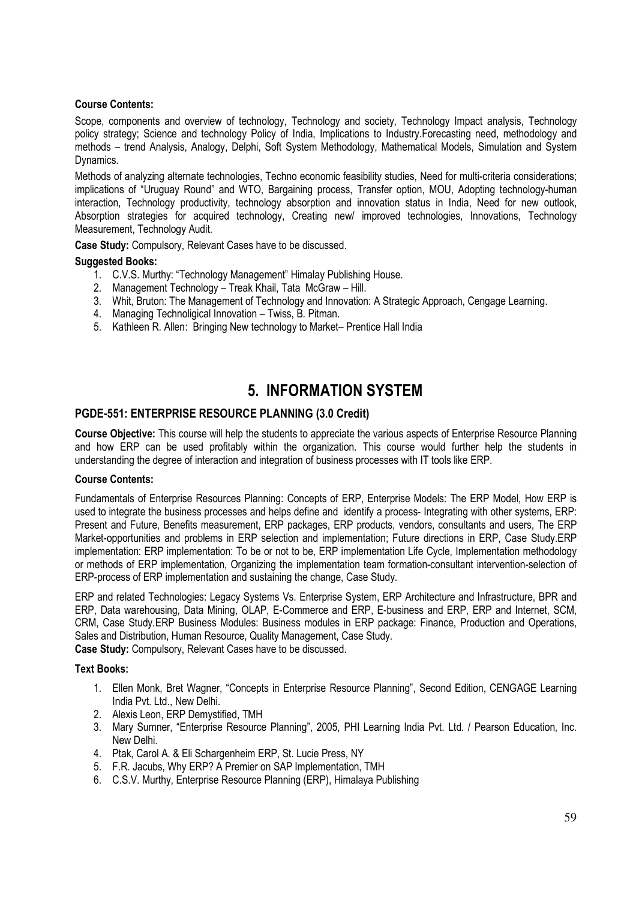**Course Contents:**

Scope, components and overview of technology, Technology and society, Technology Impact analysis, Technology policy strategy; Science and technology Policy of India, Implications to Industry.Forecasting need, methodology and methods – trend Analysis, Analogy, Delphi, Soft System Methodology, Mathematical Models, Simulation and System Dynamics.

Methods of analyzing alternate technologies, Techno economic feasibility studies, Need for multi-criteria considerations; implications of "Uruguay Round" and WTO, Bargaining process, Transfer option, MOU, Adopting technology-human interaction, Technology productivity, technology absorption and innovation status in India, Need for new outlook, Absorption strategies for acquired technology, Creating new/ improved technologies, Innovations, Technology Measurement, Technology Audit.

**Case Study:** Compulsory, Relevant Cases have to be discussed.

**Suggested Books:**

1. C.V.S. Murthy: "Technology Management" Himalay Publishing House.
2. Management Technology – Treak Khail, Tata McGraw – Hill.
3. Whit, Bruton: The Management of Technology and Innovation: A Strategic Approach, Cengage Learning.
4. Managing Technoligical Innovation – Twiss, B. Pitman.
5. Kathleen R. Allen: Bringing New technology to Market– Prentice Hall India

# 5. INFORMATION SYSTEM

### PGDE-551: ENTERPRISE RESOURCE PLANNING (3.0 Credit)

**Course Objective:** This course will help the students to appreciate the various aspects of Enterprise Resource Planning and how ERP can be used profitably within the organization. This course would further help the students in understanding the degree of interaction and integration of business processes with IT tools like ERP.

**Course Contents:**

Fundamentals of Enterprise Resources Planning: Concepts of ERP, Enterprise Models: The ERP Model, How ERP is used to integrate the business processes and helps define and identify a process- Integrating with other systems, ERP: Present and Future, Benefits measurement, ERP packages, ERP products, vendors, consultants and users, The ERP Market-opportunities and problems in ERP selection and implementation; Future directions in ERP, Case Study.ERP implementation: ERP implementation: To be or not to be, ERP implementation Life Cycle, Implementation methodology or methods of ERP implementation, Organizing the implementation team formation-consultant intervention-selection of ERP-process of ERP implementation and sustaining the change, Case Study.

ERP and related Technologies: Legacy Systems Vs. Enterprise System, ERP Architecture and Infrastructure, BPR and ERP, Data warehousing, Data Mining, OLAP, E-Commerce and ERP, E-business and ERP, ERP and Internet, SCM, CRM, Case Study.ERP Business Modules: Business modules in ERP package: Finance, Production and Operations, Sales and Distribution, Human Resource, Quality Management, Case Study.

**Case Study:** Compulsory, Relevant Cases have to be discussed.

**Text Books:**

1. Ellen Monk, Bret Wagner, "Concepts in Enterprise Resource Planning", Second Edition, CENGAGE Learning India Pvt. Ltd., New Delhi.
2. Alexis Leon, ERP Demystified, TMH
3. Mary Sumner, "Enterprise Resource Planning", 2005, PHI Learning India Pvt. Ltd. / Pearson Education, Inc. New Delhi.
4. Ptak, Carol A. & Eli Schargenheim ERP, St. Lucie Press, NY
5. F.R. Jacubs, Why ERP? A Premier on SAP Implementation, TMH
6. C.S.V. Murthy, Enterprise Resource Planning (ERP), Himalaya Publishing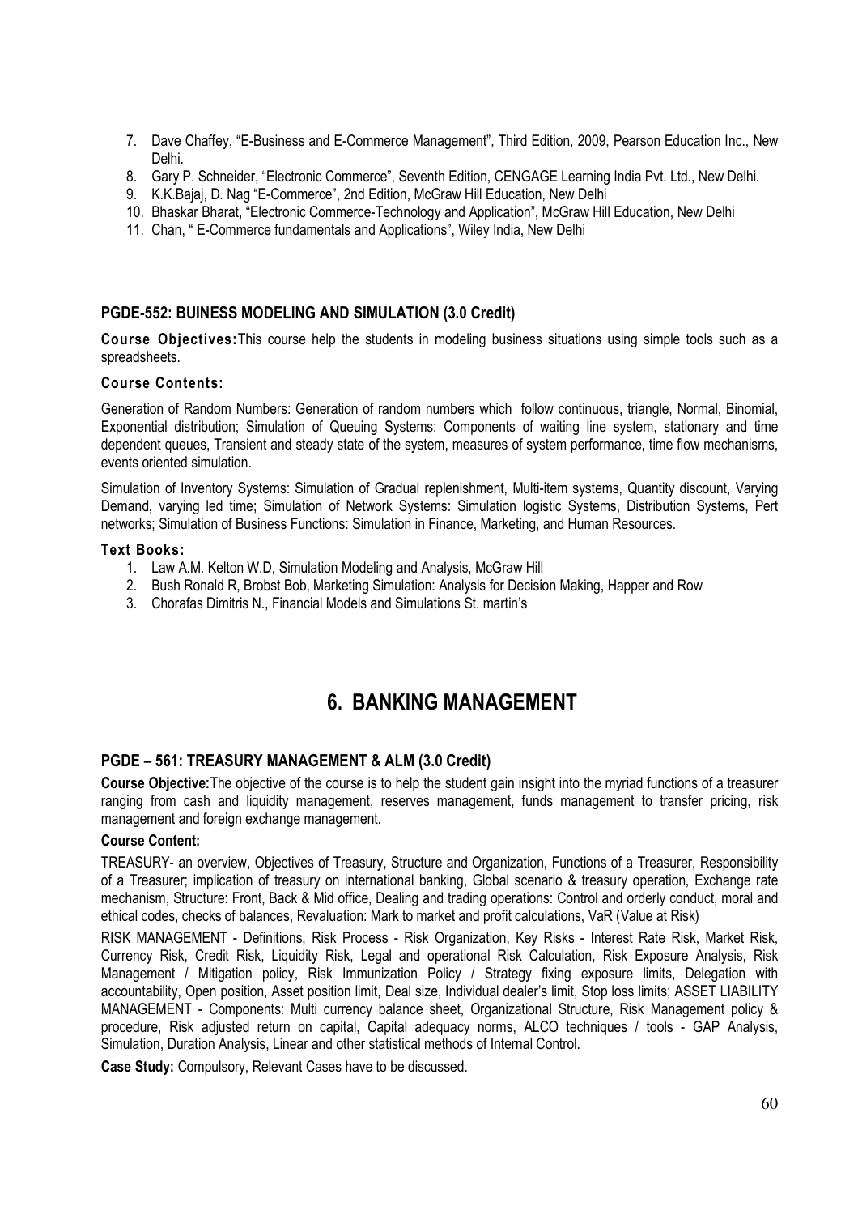7. Dave Chaffey, "E-Business and E-Commerce Management", Third Edition, 2009, Pearson Education Inc., New Delhi.
8. Gary P. Schneider, "Electronic Commerce", Seventh Edition, CENGAGE Learning India Pvt. Ltd., New Delhi.
9. K.K.Bajaj, D. Nag "E-Commerce", 2nd Edition, McGraw Hill Education, New Delhi
10. Bhaskar Bharat, "Electronic Commerce-Technology and Application", McGraw Hill Education, New Delhi
11. Chan, " E-Commerce fundamentals and Applications", Wiley India, New Delhi

### PGDE-552: BUINESS MODELING AND SIMULATION (3.0 Credit)

**Course Objectives:** This course help the students in modeling business situations using simple tools such as a spreadsheets.

**Course Contents:**

Generation of Random Numbers: Generation of random numbers which follow continuous, triangle, Normal, Binomial, Exponential distribution; Simulation of Queuing Systems: Components of waiting line system, stationary and time dependent queues, Transient and steady state of the system, measures of system performance, time flow mechanisms, events oriented simulation.

Simulation of Inventory Systems: Simulation of Gradual replenishment, Multi-item systems, Quantity discount, Varying Demand, varying led time; Simulation of Network Systems: Simulation logistic Systems, Distribution Systems, Pert networks; Simulation of Business Functions: Simulation in Finance, Marketing, and Human Resources.

**Text Books:**

1. Law A.M. Kelton W.D, Simulation Modeling and Analysis, McGraw Hill
2. Bush Ronald R, Brobst Bob, Marketing Simulation: Analysis for Decision Making, Happer and Row
3. Chorafas Dimitris N., Financial Models and Simulations St. martin's

## 6. BANKING MANAGEMENT

### PGDE – 561: TREASURY MANAGEMENT & ALM (3.0 Credit)

**Course Objective:** The objective of the course is to help the student gain insight into the myriad functions of a treasurer ranging from cash and liquidity management, reserves management, funds management to transfer pricing, risk management and foreign exchange management.

**Course Content:**

TREASURY- an overview, Objectives of Treasury, Structure and Organization, Functions of a Treasurer, Responsibility of a Treasurer; implication of treasury on international banking, Global scenario & treasury operation, Exchange rate mechanism, Structure: Front, Back & Mid office, Dealing and trading operations: Control and orderly conduct, moral and ethical codes, checks of balances, Revaluation: Mark to market and profit calculations, VaR (Value at Risk)

RISK MANAGEMENT - Definitions, Risk Process - Risk Organization, Key Risks - Interest Rate Risk, Market Risk, Currency Risk, Credit Risk, Liquidity Risk, Legal and operational Risk Calculation, Risk Exposure Analysis, Risk Management / Mitigation policy, Risk Immunization Policy / Strategy fixing exposure limits, Delegation with accountability, Open position, Asset position limit, Deal size, Individual dealer's limit, Stop loss limits; ASSET LIABILITY MANAGEMENT - Components: Multi currency balance sheet, Organizational Structure, Risk Management policy & procedure, Risk adjusted return on capital, Capital adequacy norms, ALCO techniques / tools - GAP Analysis, Simulation, Duration Analysis, Linear and other statistical methods of Internal Control.

**Case Study:** Compulsory, Relevant Cases have to be discussed.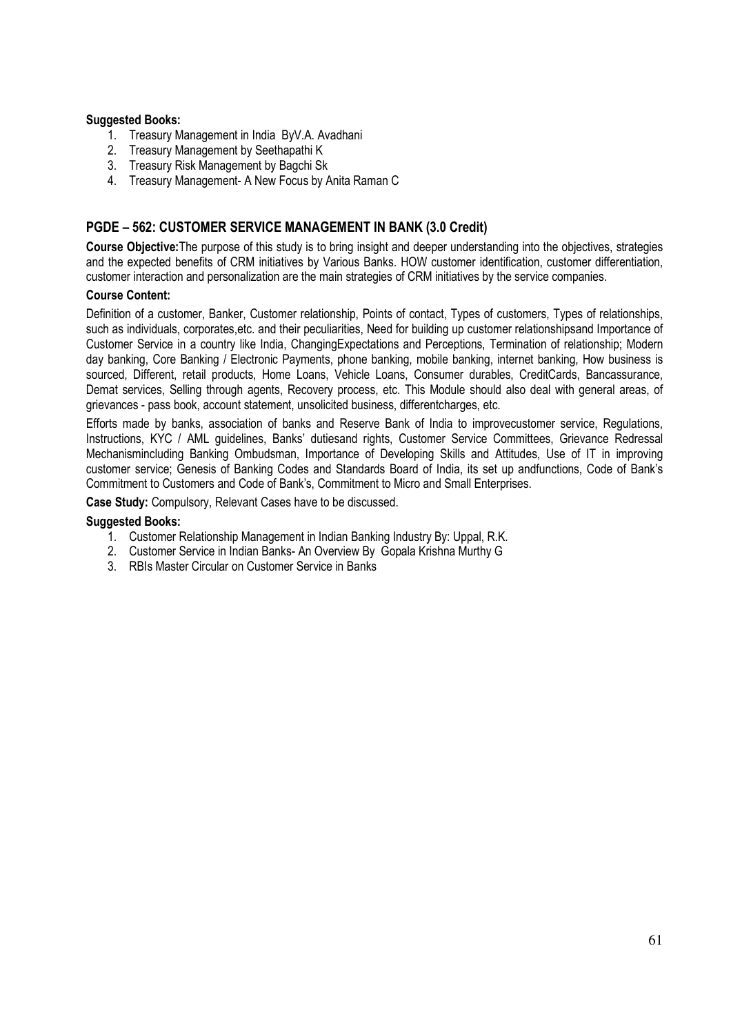**Suggested Books:**

1. Treasury Management in India ByV.A. Avadhani
2. Treasury Management by Seethapathi K
3. Treasury Risk Management by Bagchi Sk
4. Treasury Management- A New Focus by Anita Raman C

## PGDE – 562: CUSTOMER SERVICE MANAGEMENT IN BANK (3.0 Credit)

**Course Objective:**The purpose of this study is to bring insight and deeper understanding into the objectives, strategies and the expected benefits of CRM initiatives by Various Banks. HOW customer identification, customer differentiation, customer interaction and personalization are the main strategies of CRM initiatives by the service companies.

**Course Content:**

Definition of a customer, Banker, Customer relationship, Points of contact, Types of customers, Types of relationships, such as individuals, corporates,etc. and their peculiarities, Need for building up customer relationshipsand Importance of Customer Service in a country like India, ChangingExpectations and Perceptions, Termination of relationship; Modern day banking, Core Banking / Electronic Payments, phone banking, mobile banking, internet banking, How business is sourced, Different, retail products, Home Loans, Vehicle Loans, Consumer durables, CreditCards, Bancassurance, Demat services, Selling through agents, Recovery process, etc. This Module should also deal with general areas, of grievances - pass book, account statement, unsolicited business, differentcharges, etc.

Efforts made by banks, association of banks and Reserve Bank of India to improvecustomer service, Regulations, Instructions, KYC / AML guidelines, Banks' dutiesand rights, Customer Service Committees, Grievance Redressal Mechanismincluding Banking Ombudsman, Importance of Developing Skills and Attitudes, Use of IT in improving customer service; Genesis of Banking Codes and Standards Board of India, its set up andfunctions, Code of Bank's Commitment to Customers and Code of Bank's, Commitment to Micro and Small Enterprises.

**Case Study:** Compulsory, Relevant Cases have to be discussed.

**Suggested Books:**

1. Customer Relationship Management in Indian Banking Industry By: Uppal, R.K.
2. Customer Service in Indian Banks- An Overview By Gopala Krishna Murthy G
3. RBIs Master Circular on Customer Service in Banks